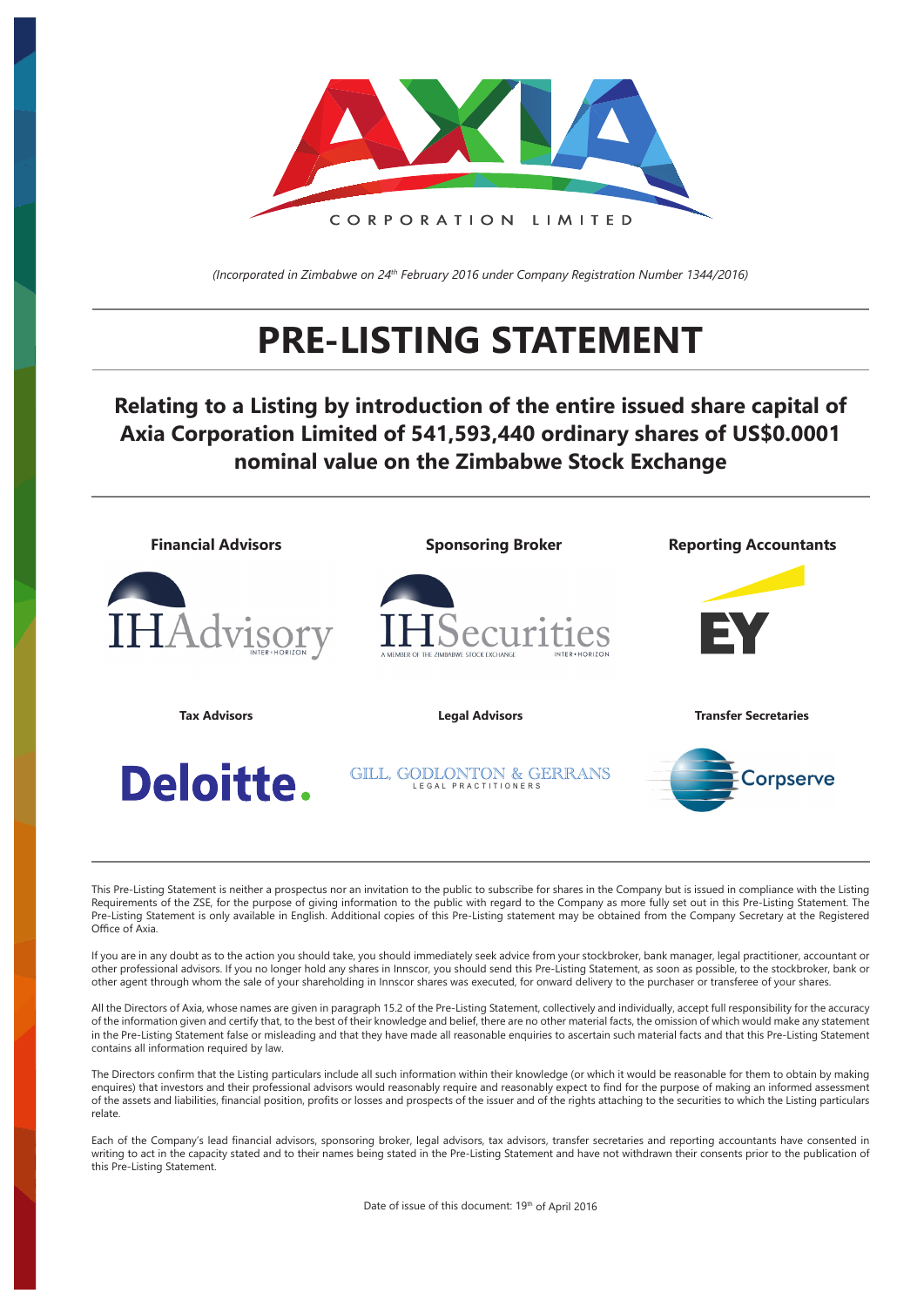# AXIA CORPORATION LIMITED

*(Incorporated in Zimbabwe on 24th February 2016 under Company Registration Number 1344/2016)*

# PRE-LISTING STATEMENT

## Relating to a Listing by introduction of the entire issued share capital of Axia Corporation Limited of 541,593,440 ordinary shares of US$0.0001 nominal value on the Zimbabwe Stock Exchange

| Financial Advisors | Sponsoring Broker | Reporting Accountants |
|---|---|---|
| IHAdvisory | IHSecurities | EY |

| Tax Advisors | Legal Advisors | Transfer Secretaries |
|---|---|---|
| Deloitte. | GILL, GODLONTON & GERRANS LEGAL PRACTITIONERS | Corpserve |

This Pre-Listing Statement is neither a prospectus nor an invitation to the public to subscribe for shares in the Company but is issued in compliance with the Listing Requirements of the ZSE, for the purpose of giving information to the public with regard to the Company as more fully set out in this Pre-Listing Statement. The Pre-Listing Statement is only available in English. Additional copies of this Pre-Listing statement may be obtained from the Company Secretary at the Registered Office of Axia.

If you are in any doubt as to the action you should take, you should immediately seek advice from your stockbroker, bank manager, legal practitioner, accountant or other professional advisors. If you no longer hold any shares in Innscor, you should send this Pre-Listing Statement, as soon as possible, to the stockbroker, bank or other agent through whom the sale of your shareholding in Innscor shares was executed, for onward delivery to the purchaser or transferee of your shares.

All the Directors of Axia, whose names are given in paragraph 15.2 of the Pre-Listing Statement, collectively and individually, accept full responsibility for the accuracy of the information given and certify that, to the best of their knowledge and belief, there are no other material facts, the omission of which would make any statement in the Pre-Listing Statement false or misleading and that they have made all reasonable enquiries to ascertain such material facts and that this Pre-Listing Statement contains all information required by law.

The Directors confirm that the Listing particulars include all such information within their knowledge (or which it would be reasonable for them to obtain by making enquires) that investors and their professional advisors would reasonably require and reasonably expect to find for the purpose of making an informed assessment of the assets and liabilities, financial position, profits or losses and prospects of the issuer and of the rights attaching to the securities to which the Listing particulars relate.

Each of the Company's lead financial advisors, sponsoring broker, legal advisors, tax advisors, transfer secretaries and reporting accountants have consented in writing to act in the capacity stated and to their names being stated in the Pre-Listing Statement and have not withdrawn their consents prior to the publication of this Pre-Listing Statement.

Date of issue of this document: 19th of April 2016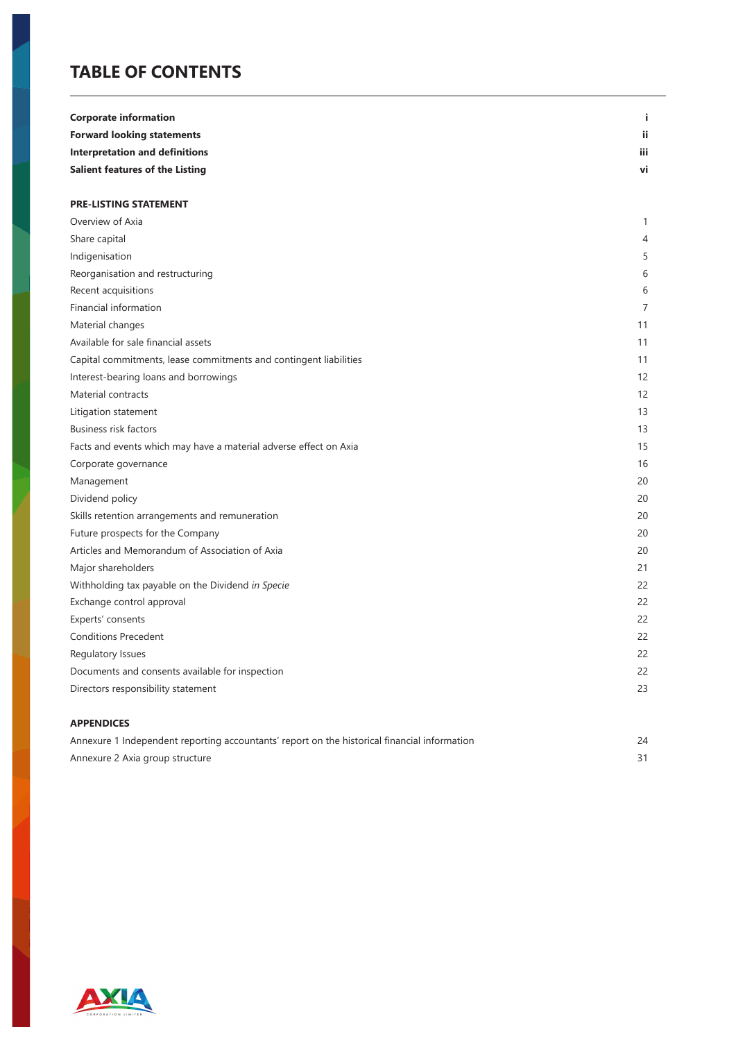# TABLE OF CONTENTS

| | |
|---|---|
| **Corporate information** | **i** |
| **Forward looking statements** | **ii** |
| **Interpretation and definitions** | **iii** |
| **Salient features of the Listing** | **vi** |
| | |
| **PRE-LISTING STATEMENT** | |
| Overview of Axia | 1 |
| Share capital | 4 |
| Indigenisation | 5 |
| Reorganisation and restructuring | 6 |
| Recent acquisitions | 6 |
| Financial information | 7 |
| Material changes | 11 |
| Available for sale financial assets | 11 |
| Capital commitments, lease commitments and contingent liabilities | 11 |
| Interest-bearing loans and borrowings | 12 |
| Material contracts | 12 |
| Litigation statement | 13 |
| Business risk factors | 13 |
| Facts and events which may have a material adverse effect on Axia | 15 |
| Corporate governance | 16 |
| Management | 20 |
| Dividend policy | 20 |
| Skills retention arrangements and remuneration | 20 |
| Future prospects for the Company | 20 |
| Articles and Memorandum of Association of Axia | 20 |
| Major shareholders | 21 |
| Withholding tax payable on the Dividend *in Specie* | 22 |
| Exchange control approval | 22 |
| Experts' consents | 22 |
| Conditions Precedent | 22 |
| Regulatory Issues | 22 |
| Documents and consents available for inspection | 22 |
| Directors responsibility statement | 23 |
| | |
| **APPENDICES** | |
| Annexure 1 Independent reporting accountants' report on the historical financial information | 24 |
| Annexure 2 Axia group structure | 31 |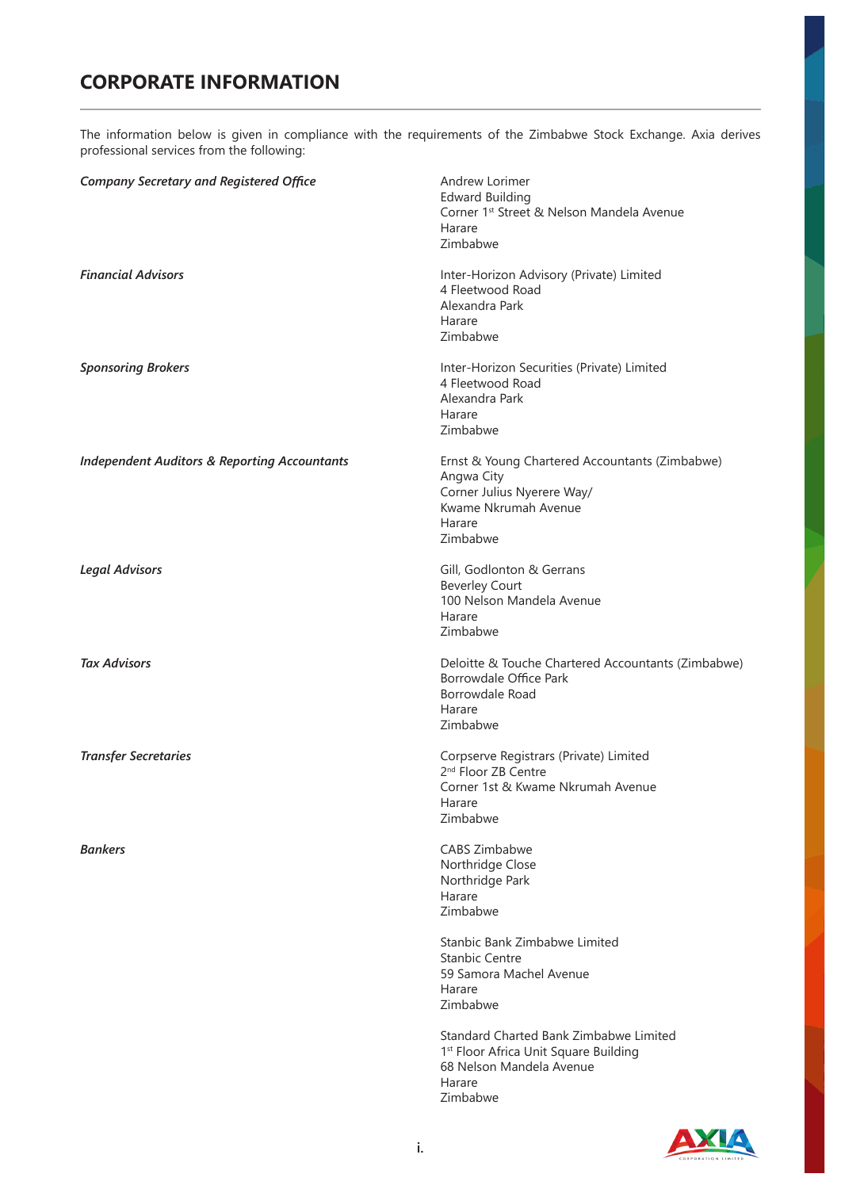# CORPORATE INFORMATION

The information below is given in compliance with the requirements of the Zimbabwe Stock Exchange. Axia derives professional services from the following:

| | |
|---|---|
| ***Company Secretary and Registered Office*** | Andrew Lorimer<br>Edward Building<br>Corner 1st Street & Nelson Mandela Avenue<br>Harare<br>Zimbabwe |
| ***Financial Advisors*** | Inter-Horizon Advisory (Private) Limited<br>4 Fleetwood Road<br>Alexandra Park<br>Harare<br>Zimbabwe |
| ***Sponsoring Brokers*** | Inter-Horizon Securities (Private) Limited<br>4 Fleetwood Road<br>Alexandra Park<br>Harare<br>Zimbabwe |
| ***Independent Auditors & Reporting Accountants*** | Ernst & Young Chartered Accountants (Zimbabwe)<br>Angwa City<br>Corner Julius Nyerere Way/<br>Kwame Nkrumah Avenue<br>Harare<br>Zimbabwe |
| ***Legal Advisors*** | Gill, Godlonton & Gerrans<br>Beverley Court<br>100 Nelson Mandela Avenue<br>Harare<br>Zimbabwe |
| ***Tax Advisors*** | Deloitte & Touche Chartered Accountants (Zimbabwe)<br>Borrowdale Office Park<br>Borrowdale Road<br>Harare<br>Zimbabwe |
| ***Transfer Secretaries*** | Corpserve Registrars (Private) Limited<br>2nd Floor ZB Centre<br>Corner 1st & Kwame Nkrumah Avenue<br>Harare<br>Zimbabwe |
| ***Bankers*** | CABS Zimbabwe<br>Northridge Close<br>Northridge Park<br>Harare<br>Zimbabwe |
| | Stanbic Bank Zimbabwe Limited<br>Stanbic Centre<br>59 Samora Machel Avenue<br>Harare<br>Zimbabwe |
| | Standard Charted Bank Zimbabwe Limited<br>1st Floor Africa Unit Square Building<br>68 Nelson Mandela Avenue<br>Harare<br>Zimbabwe |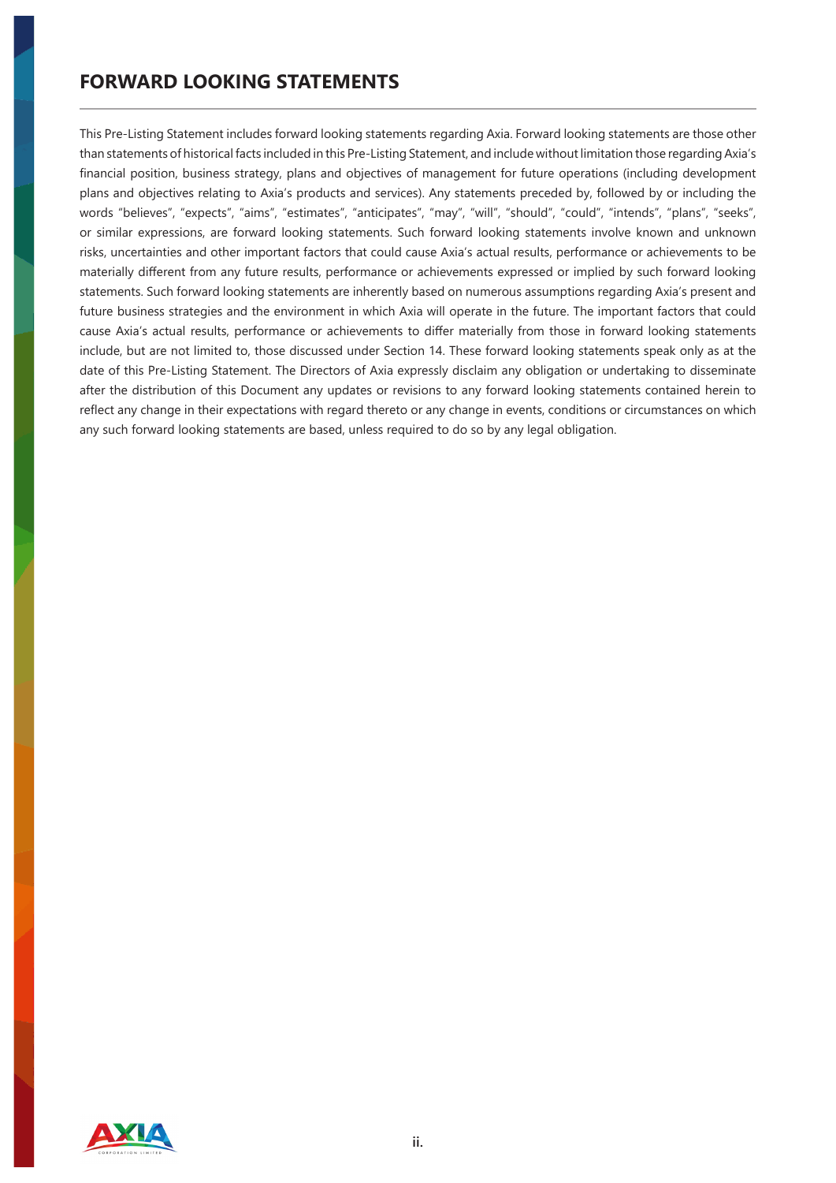# FORWARD LOOKING STATEMENTS

This Pre-Listing Statement includes forward looking statements regarding Axia. Forward looking statements are those other than statements of historical facts included in this Pre-Listing Statement, and include without limitation those regarding Axia's financial position, business strategy, plans and objectives of management for future operations (including development plans and objectives relating to Axia's products and services). Any statements preceded by, followed by or including the words "believes", "expects", "aims", "estimates", "anticipates", "may", "will", "should", "could", "intends", "plans", "seeks", or similar expressions, are forward looking statements. Such forward looking statements involve known and unknown risks, uncertainties and other important factors that could cause Axia's actual results, performance or achievements to be materially different from any future results, performance or achievements expressed or implied by such forward looking statements. Such forward looking statements are inherently based on numerous assumptions regarding Axia's present and future business strategies and the environment in which Axia will operate in the future. The important factors that could cause Axia's actual results, performance or achievements to differ materially from those in forward looking statements include, but are not limited to, those discussed under Section 14. These forward looking statements speak only as at the date of this Pre-Listing Statement. The Directors of Axia expressly disclaim any obligation or undertaking to disseminate after the distribution of this Document any updates or revisions to any forward looking statements contained herein to reflect any change in their expectations with regard thereto or any change in events, conditions or circumstances on which any such forward looking statements are based, unless required to do so by any legal obligation.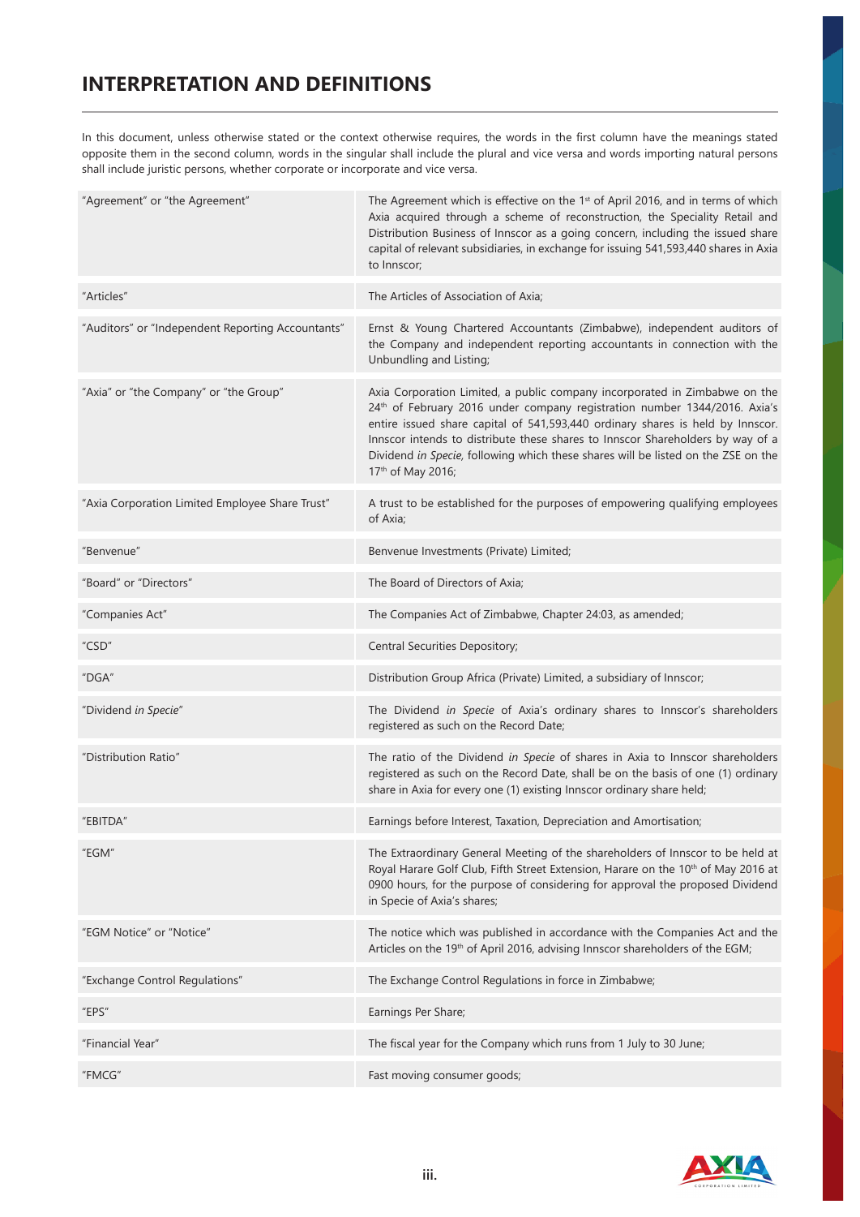# INTERPRETATION AND DEFINITIONS

In this document, unless otherwise stated or the context otherwise requires, the words in the first column have the meanings stated opposite them in the second column, words in the singular shall include the plural and vice versa and words importing natural persons shall include juristic persons, whether corporate or incorporate and vice versa.

| | |
|---|---|
| "Agreement" or "the Agreement" | The Agreement which is effective on the 1st of April 2016, and in terms of which Axia acquired through a scheme of reconstruction, the Speciality Retail and Distribution Business of Innscor as a going concern, including the issued share capital of relevant subsidiaries, in exchange for issuing 541,593,440 shares in Axia to Innscor; |
| "Articles" | The Articles of Association of Axia; |
| "Auditors" or "Independent Reporting Accountants" | Ernst & Young Chartered Accountants (Zimbabwe), independent auditors of the Company and independent reporting accountants in connection with the Unbundling and Listing; |
| "Axia" or "the Company" or "the Group" | Axia Corporation Limited, a public company incorporated in Zimbabwe on the 24th of February 2016 under company registration number 1344/2016. Axia's entire issued share capital of 541,593,440 ordinary shares is held by Innscor. Innscor intends to distribute these shares to Innscor Shareholders by way of a Dividend *in Specie*, following which these shares will be listed on the ZSE on the 17th of May 2016; |
| "Axia Corporation Limited Employee Share Trust" | A trust to be established for the purposes of empowering qualifying employees of Axia; |
| "Benvenue" | Benvenue Investments (Private) Limited; |
| "Board" or "Directors" | The Board of Directors of Axia; |
| "Companies Act" | The Companies Act of Zimbabwe, Chapter 24:03, as amended; |
| "CSD" | Central Securities Depository; |
| "DGA" | Distribution Group Africa (Private) Limited, a subsidiary of Innscor; |
| "Dividend *in Specie*" | The Dividend *in Specie* of Axia's ordinary shares to Innscor's shareholders registered as such on the Record Date; |
| "Distribution Ratio" | The ratio of the Dividend *in Specie* of shares in Axia to Innscor shareholders registered as such on the Record Date, shall be on the basis of one (1) ordinary share in Axia for every one (1) existing Innscor ordinary share held; |
| "EBITDA" | Earnings before Interest, Taxation, Depreciation and Amortisation; |
| "EGM" | The Extraordinary General Meeting of the shareholders of Innscor to be held at Royal Harare Golf Club, Fifth Street Extension, Harare on the 10th of May 2016 at 0900 hours, for the purpose of considering for approval the proposed Dividend in Specie of Axia's shares; |
| "EGM Notice" or "Notice" | The notice which was published in accordance with the Companies Act and the Articles on the 19th of April 2016, advising Innscor shareholders of the EGM; |
| "Exchange Control Regulations" | The Exchange Control Regulations in force in Zimbabwe; |
| "EPS" | Earnings Per Share; |
| "Financial Year" | The fiscal year for the Company which runs from 1 July to 30 June; |
| "FMCG" | Fast moving consumer goods; |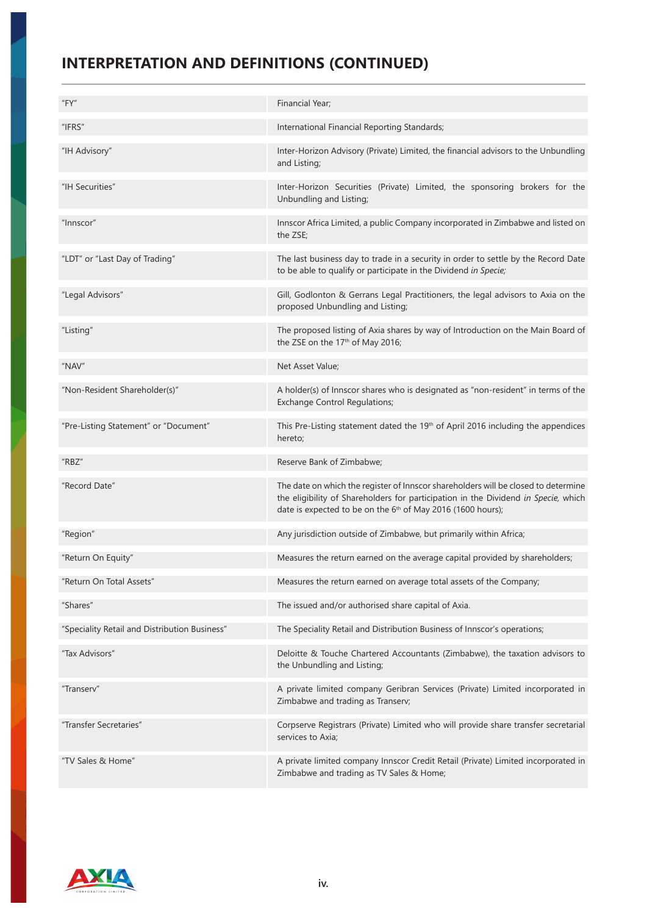# INTERPRETATION AND DEFINITIONS (CONTINUED)

| | |
|---|---|
| "FY" | Financial Year; |
| "IFRS" | International Financial Reporting Standards; |
| "IH Advisory" | Inter-Horizon Advisory (Private) Limited, the financial advisors to the Unbundling and Listing; |
| "IH Securities" | Inter-Horizon Securities (Private) Limited, the sponsoring brokers for the Unbundling and Listing; |
| "Innscor" | Innscor Africa Limited, a public Company incorporated in Zimbabwe and listed on the ZSE; |
| "LDT" or "Last Day of Trading" | The last business day to trade in a security in order to settle by the Record Date to be able to qualify or participate in the Dividend *in Specie;* |
| "Legal Advisors" | Gill, Godlonton & Gerrans Legal Practitioners, the legal advisors to Axia on the proposed Unbundling and Listing; |
| "Listing" | The proposed listing of Axia shares by way of Introduction on the Main Board of the ZSE on the 17th of May 2016; |
| "NAV" | Net Asset Value; |
| "Non-Resident Shareholder(s)" | A holder(s) of Innscor shares who is designated as "non-resident" in terms of the Exchange Control Regulations; |
| "Pre-Listing Statement" or "Document" | This Pre-Listing statement dated the 19th of April 2016 including the appendices hereto; |
| "RBZ" | Reserve Bank of Zimbabwe; |
| "Record Date" | The date on which the register of Innscor shareholders will be closed to determine the eligibility of Shareholders for participation in the Dividend *in Specie,* which date is expected to be on the 6th of May 2016 (1600 hours); |
| "Region" | Any jurisdiction outside of Zimbabwe, but primarily within Africa; |
| "Return On Equity" | Measures the return earned on the average capital provided by shareholders; |
| "Return On Total Assets" | Measures the return earned on average total assets of the Company; |
| "Shares" | The issued and/or authorised share capital of Axia. |
| "Speciality Retail and Distribution Business" | The Speciality Retail and Distribution Business of Innscor's operations; |
| "Tax Advisors" | Deloitte & Touche Chartered Accountants (Zimbabwe), the taxation advisors to the Unbundling and Listing; |
| "Transerv" | A private limited company Geribran Services (Private) Limited incorporated in Zimbabwe and trading as Transerv; |
| "Transfer Secretaries" | Corpserve Registrars (Private) Limited who will provide share transfer secretarial services to Axia; |
| "TV Sales & Home" | A private limited company Innscor Credit Retail (Private) Limited incorporated in Zimbabwe and trading as TV Sales & Home; |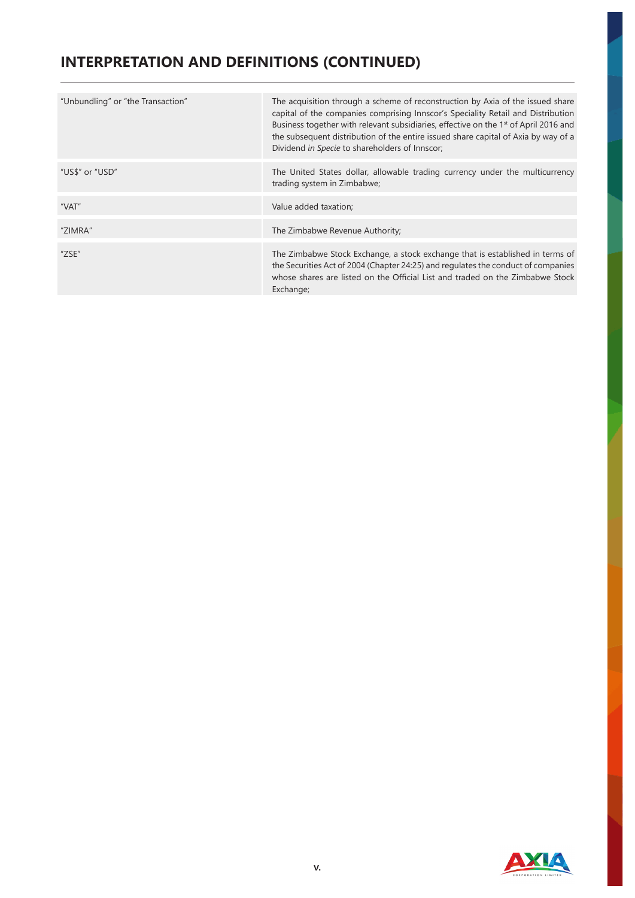## INTERPRETATION AND DEFINITIONS (CONTINUED)

| | |
|---|---|
| "Unbundling" or "the Transaction" | The acquisition through a scheme of reconstruction by Axia of the issued share capital of the companies comprising Innscor's Speciality Retail and Distribution Business together with relevant subsidiaries, effective on the 1st of April 2016 and the subsequent distribution of the entire issued share capital of Axia by way of a Dividend *in Specie* to shareholders of Innscor; |
| "US$" or "USD" | The United States dollar, allowable trading currency under the multicurrency trading system in Zimbabwe; |
| "VAT" | Value added taxation; |
| "ZIMRA" | The Zimbabwe Revenue Authority; |
| "ZSE" | The Zimbabwe Stock Exchange, a stock exchange that is established in terms of the Securities Act of 2004 (Chapter 24:25) and regulates the conduct of companies whose shares are listed on the Official List and traded on the Zimbabwe Stock Exchange; |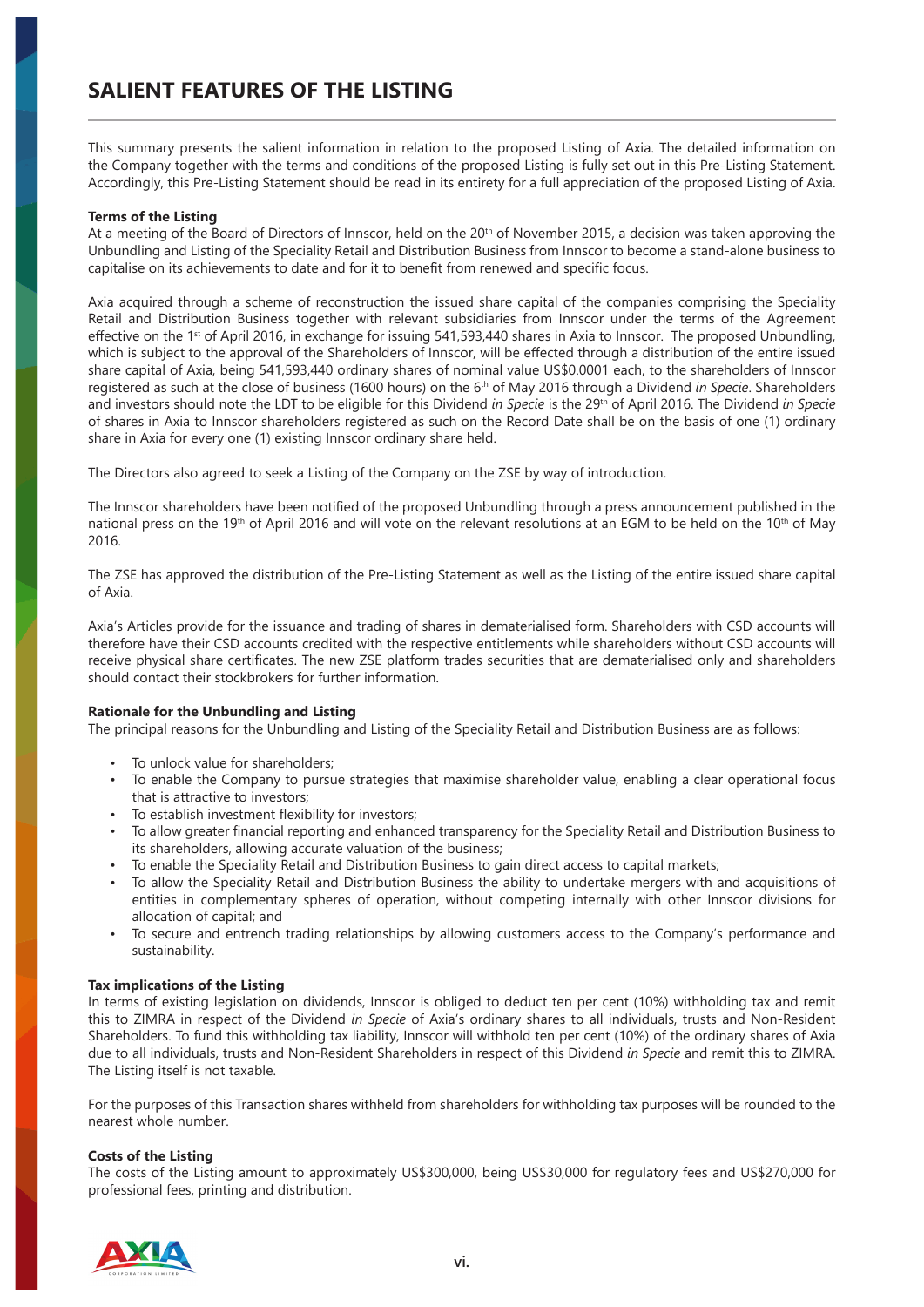# SALIENT FEATURES OF THE LISTING

This summary presents the salient information in relation to the proposed Listing of Axia. The detailed information on the Company together with the terms and conditions of the proposed Listing is fully set out in this Pre-Listing Statement. Accordingly, this Pre-Listing Statement should be read in its entirety for a full appreciation of the proposed Listing of Axia.

**Terms of the Listing**

At a meeting of the Board of Directors of Innscor, held on the 20th of November 2015, a decision was taken approving the Unbundling and Listing of the Speciality Retail and Distribution Business from Innscor to become a stand-alone business to capitalise on its achievements to date and for it to benefit from renewed and specific focus.

Axia acquired through a scheme of reconstruction the issued share capital of the companies comprising the Speciality Retail and Distribution Business together with relevant subsidiaries from Innscor under the terms of the Agreement effective on the 1st of April 2016, in exchange for issuing 541,593,440 shares in Axia to Innscor. The proposed Unbundling, which is subject to the approval of the Shareholders of Innscor, will be effected through a distribution of the entire issued share capital of Axia, being 541,593,440 ordinary shares of nominal value US$0.0001 each, to the shareholders of Innscor registered as such at the close of business (1600 hours) on the 6th of May 2016 through a Dividend *in Specie*. Shareholders and investors should note the LDT to be eligible for this Dividend *in Specie* is the 29th of April 2016. The Dividend *in Specie* of shares in Axia to Innscor shareholders registered as such on the Record Date shall be on the basis of one (1) ordinary share in Axia for every one (1) existing Innscor ordinary share held.

The Directors also agreed to seek a Listing of the Company on the ZSE by way of introduction.

The Innscor shareholders have been notified of the proposed Unbundling through a press announcement published in the national press on the 19th of April 2016 and will vote on the relevant resolutions at an EGM to be held on the 10th of May 2016.

The ZSE has approved the distribution of the Pre-Listing Statement as well as the Listing of the entire issued share capital of Axia.

Axia's Articles provide for the issuance and trading of shares in dematerialised form. Shareholders with CSD accounts will therefore have their CSD accounts credited with the respective entitlements while shareholders without CSD accounts will receive physical share certificates. The new ZSE platform trades securities that are dematerialised only and shareholders should contact their stockbrokers for further information.

**Rationale for the Unbundling and Listing**

The principal reasons for the Unbundling and Listing of the Speciality Retail and Distribution Business are as follows:

- To unlock value for shareholders;
- To enable the Company to pursue strategies that maximise shareholder value, enabling a clear operational focus that is attractive to investors;
- To establish investment flexibility for investors;
- To allow greater financial reporting and enhanced transparency for the Speciality Retail and Distribution Business to its shareholders, allowing accurate valuation of the business;
- To enable the Speciality Retail and Distribution Business to gain direct access to capital markets;
- To allow the Speciality Retail and Distribution Business the ability to undertake mergers with and acquisitions of entities in complementary spheres of operation, without competing internally with other Innscor divisions for allocation of capital; and
- To secure and entrench trading relationships by allowing customers access to the Company's performance and sustainability.

**Tax implications of the Listing**

In terms of existing legislation on dividends, Innscor is obliged to deduct ten per cent (10%) withholding tax and remit this to ZIMRA in respect of the Dividend *in Specie* of Axia's ordinary shares to all individuals, trusts and Non-Resident Shareholders. To fund this withholding tax liability, Innscor will withhold ten per cent (10%) of the ordinary shares of Axia due to all individuals, trusts and Non-Resident Shareholders in respect of this Dividend *in Specie* and remit this to ZIMRA. The Listing itself is not taxable.

For the purposes of this Transaction shares withheld from shareholders for withholding tax purposes will be rounded to the nearest whole number.

**Costs of the Listing**

The costs of the Listing amount to approximately US$300,000, being US$30,000 for regulatory fees and US$270,000 for professional fees, printing and distribution.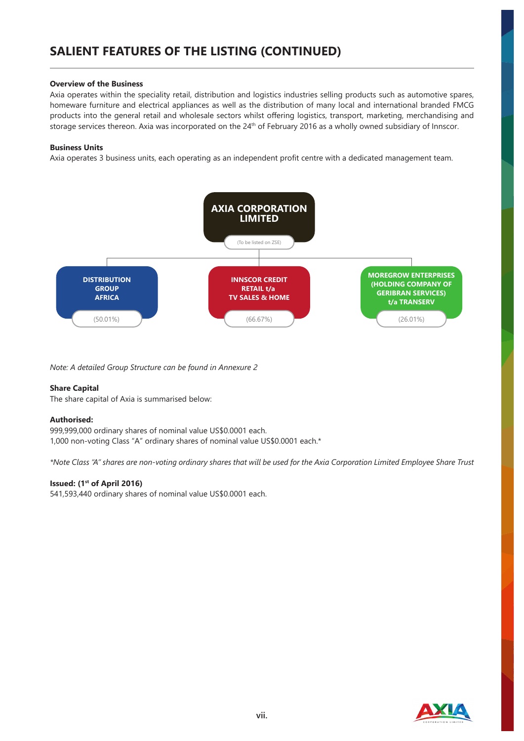## SALIENT FEATURES OF THE LISTING (CONTINUED)

**Overview of the Business**

Axia operates within the speciality retail, distribution and logistics industries selling products such as automotive spares, homeware furniture and electrical appliances as well as the distribution of many local and international branded FMCG products into the general retail and wholesale sectors whilst offering logistics, transport, marketing, merchandising and storage services thereon. Axia was incorporated on the 24th of February 2016 as a wholly owned subsidiary of Innscor.

**Business Units**

Axia operates 3 business units, each operating as an independent profit centre with a dedicated management team.

**AXIA CORPORATION LIMITED**
(To be listed on ZSE)

- **DISTRIBUTION GROUP AFRICA** (50.01%)
- **INNSCOR CREDIT RETAIL t/a TV SALES & HOME** (66.67%)
- **MOREGROW ENTERPRISES (HOLDING COMPANY OF GERIBRAN SERVICES) t/a TRANSERV** (26.01%)

*Note: A detailed Group Structure can be found in Annexure 2*

**Share Capital**

The share capital of Axia is summarised below:

**Authorised:**

999,999,000 ordinary shares of nominal value US$0.0001 each.
1,000 non-voting Class "A" ordinary shares of nominal value US$0.0001 each.*

*\*Note Class "A" shares are non-voting ordinary shares that will be used for the Axia Corporation Limited Employee Share Trust*

**Issued: (1st of April 2016)**

541,593,440 ordinary shares of nominal value US$0.0001 each.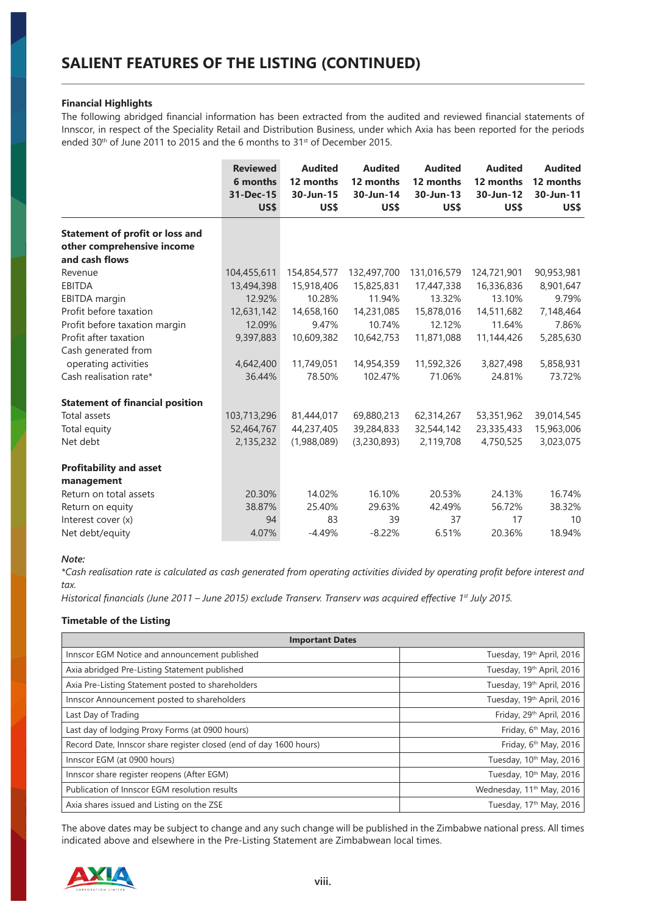# SALIENT FEATURES OF THE LISTING (CONTINUED)

**Financial Highlights**

The following abridged financial information has been extracted from the audited and reviewed financial statements of Innscor, in respect of the Speciality Retail and Distribution Business, under which Axia has been reported for the periods ended 30th of June 2011 to 2015 and the 6 months to 31st of December 2015.

| | Reviewed 6 months 31-Dec-15 US$ | Audited 12 months 30-Jun-15 US$ | Audited 12 months 30-Jun-14 US$ | Audited 12 months 30-Jun-13 US$ | Audited 12 months 30-Jun-12 US$ | Audited 12 months 30-Jun-11 US$ |
|---|---|---|---|---|---|---|
| **Statement of profit or loss and other comprehensive income and cash flows** | | | | | | |
| Revenue | 104,455,611 | 154,854,577 | 132,497,700 | 131,016,579 | 124,721,901 | 90,953,981 |
| EBITDA | 13,494,398 | 15,918,406 | 15,825,831 | 17,447,338 | 16,336,836 | 8,901,647 |
| EBITDA margin | 12.92% | 10.28% | 11.94% | 13.32% | 13.10% | 9.79% |
| Profit before taxation | 12,631,142 | 14,658,160 | 14,231,085 | 15,878,016 | 14,511,682 | 7,148,464 |
| Profit before taxation margin | 12.09% | 9.47% | 10.74% | 12.12% | 11.64% | 7.86% |
| Profit after taxation | 9,397,883 | 10,609,382 | 10,642,753 | 11,871,088 | 11,144,426 | 5,285,630 |
| Cash generated from operating activities | 4,642,400 | 11,749,051 | 14,954,359 | 11,592,326 | 3,827,498 | 5,858,931 |
| Cash realisation rate* | 36.44% | 78.50% | 102.47% | 71.06% | 24.81% | 73.72% |
| **Statement of financial position** | | | | | | |
| Total assets | 103,713,296 | 81,444,017 | 69,880,213 | 62,314,267 | 53,351,962 | 39,014,545 |
| Total equity | 52,464,767 | 44,237,405 | 39,284,833 | 32,544,142 | 23,335,433 | 15,963,006 |
| Net debt | 2,135,232 | (1,988,089) | (3,230,893) | 2,119,708 | 4,750,525 | 3,023,075 |
| **Profitability and asset management** | | | | | | |
| Return on total assets | 20.30% | 14.02% | 16.10% | 20.53% | 24.13% | 16.74% |
| Return on equity | 38.87% | 25.40% | 29.63% | 42.49% | 56.72% | 38.32% |
| Interest cover (x) | 94 | 83 | 39 | 37 | 17 | 10 |
| Net debt/equity | 4.07% | -4.49% | -8.22% | 6.51% | 20.36% | 18.94% |

***Note:***

*\*Cash realisation rate is calculated as cash generated from operating activities divided by operating profit before interest and tax.*

*Historical financials (June 2011 – June 2015) exclude Transerv. Transerv was acquired effective 1st July 2015.*

**Timetable of the Listing**

| Important Dates | |
|---|---|
| Innscor EGM Notice and announcement published | Tuesday, 19th April, 2016 |
| Axia abridged Pre-Listing Statement published | Tuesday, 19th April, 2016 |
| Axia Pre-Listing Statement posted to shareholders | Tuesday, 19th April, 2016 |
| Innscor Announcement posted to shareholders | Tuesday, 19th April, 2016 |
| Last Day of Trading | Friday, 29th April, 2016 |
| Last day of lodging Proxy Forms (at 0900 hours) | Friday, 6th May, 2016 |
| Record Date, Innscor share register closed (end of day 1600 hours) | Friday, 6th May, 2016 |
| Innscor EGM (at 0900 hours) | Tuesday, 10th May, 2016 |
| Innscor share register reopens (After EGM) | Tuesday, 10th May, 2016 |
| Publication of Innscor EGM resolution results | Wednesday, 11th May, 2016 |
| Axia shares issued and Listing on the ZSE | Tuesday, 17th May, 2016 |

The above dates may be subject to change and any such change will be published in the Zimbabwe national press. All times indicated above and elsewhere in the Pre-Listing Statement are Zimbabwean local times.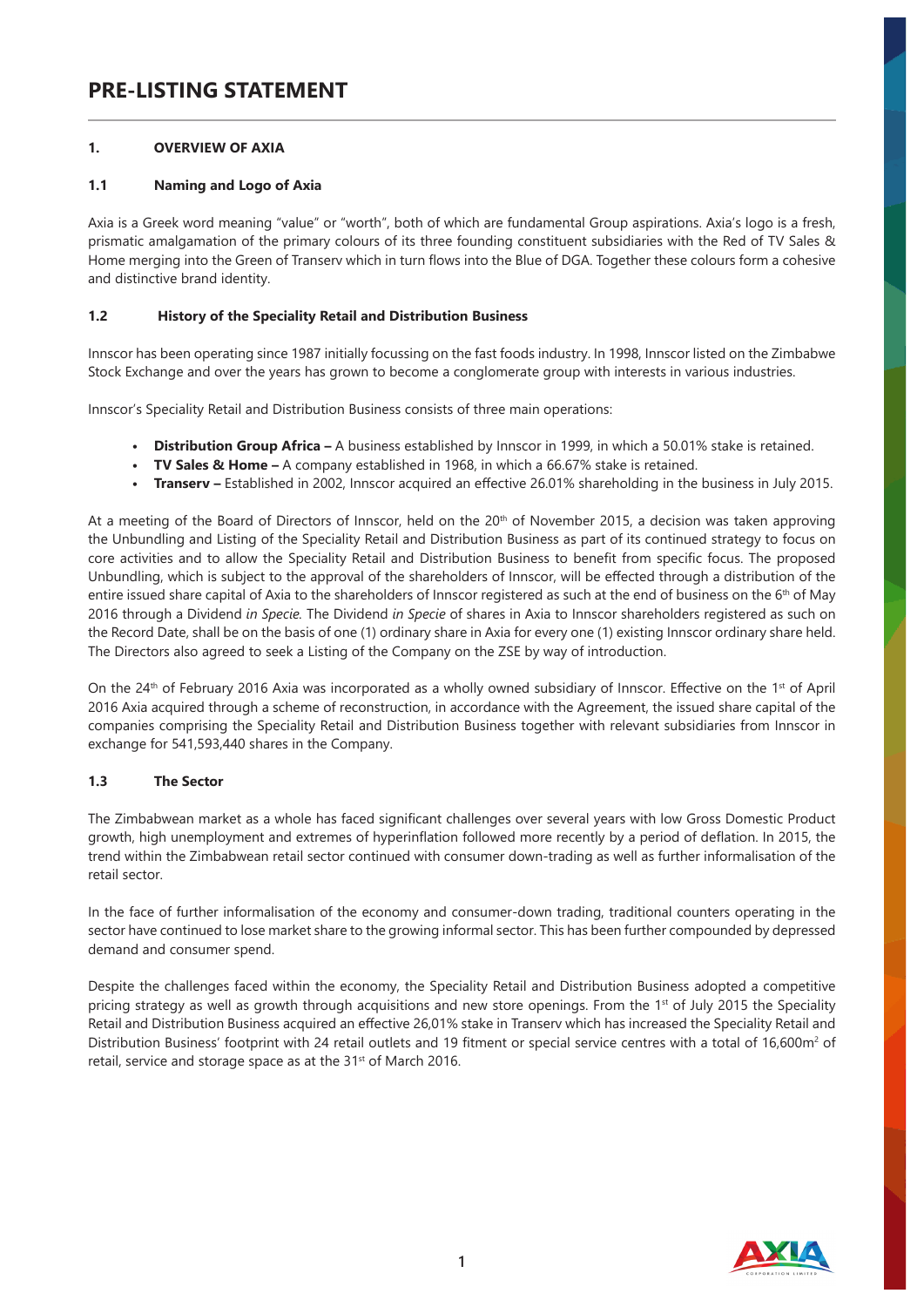# PRE-LISTING STATEMENT

## 1. OVERVIEW OF AXIA

### 1.1 Naming and Logo of Axia

Axia is a Greek word meaning "value" or "worth", both of which are fundamental Group aspirations. Axia's logo is a fresh, prismatic amalgamation of the primary colours of its three founding constituent subsidiaries with the Red of TV Sales & Home merging into the Green of Transerv which in turn flows into the Blue of DGA. Together these colours form a cohesive and distinctive brand identity.

### 1.2 History of the Speciality Retail and Distribution Business

Innscor has been operating since 1987 initially focussing on the fast foods industry. In 1998, Innscor listed on the Zimbabwe Stock Exchange and over the years has grown to become a conglomerate group with interests in various industries.

Innscor's Speciality Retail and Distribution Business consists of three main operations:

- **Distribution Group Africa –** A business established by Innscor in 1999, in which a 50.01% stake is retained.
- **TV Sales & Home –** A company established in 1968, in which a 66.67% stake is retained.
- **Transerv –** Established in 2002, Innscor acquired an effective 26.01% shareholding in the business in July 2015.

At a meeting of the Board of Directors of Innscor, held on the 20th of November 2015, a decision was taken approving the Unbundling and Listing of the Speciality Retail and Distribution Business as part of its continued strategy to focus on core activities and to allow the Speciality Retail and Distribution Business to benefit from specific focus. The proposed Unbundling, which is subject to the approval of the shareholders of Innscor, will be effected through a distribution of the entire issued share capital of Axia to the shareholders of Innscor registered as such at the end of business on the 6th of May 2016 through a Dividend *in Specie*. The Dividend *in Specie* of shares in Axia to Innscor shareholders registered as such on the Record Date, shall be on the basis of one (1) ordinary share in Axia for every one (1) existing Innscor ordinary share held. The Directors also agreed to seek a Listing of the Company on the ZSE by way of introduction.

On the 24th of February 2016 Axia was incorporated as a wholly owned subsidiary of Innscor. Effective on the 1st of April 2016 Axia acquired through a scheme of reconstruction, in accordance with the Agreement, the issued share capital of the companies comprising the Speciality Retail and Distribution Business together with relevant subsidiaries from Innscor in exchange for 541,593,440 shares in the Company.

### 1.3 The Sector

The Zimbabwean market as a whole has faced significant challenges over several years with low Gross Domestic Product growth, high unemployment and extremes of hyperinflation followed more recently by a period of deflation. In 2015, the trend within the Zimbabwean retail sector continued with consumer down-trading as well as further informalisation of the retail sector.

In the face of further informalisation of the economy and consumer-down trading, traditional counters operating in the sector have continued to lose market share to the growing informal sector. This has been further compounded by depressed demand and consumer spend.

Despite the challenges faced within the economy, the Speciality Retail and Distribution Business adopted a competitive pricing strategy as well as growth through acquisitions and new store openings. From the 1st of July 2015 the Speciality Retail and Distribution Business acquired an effective 26,01% stake in Transerv which has increased the Speciality Retail and Distribution Business' footprint with 24 retail outlets and 19 fitment or special service centres with a total of 16,600m$^2$ of retail, service and storage space as at the 31st of March 2016.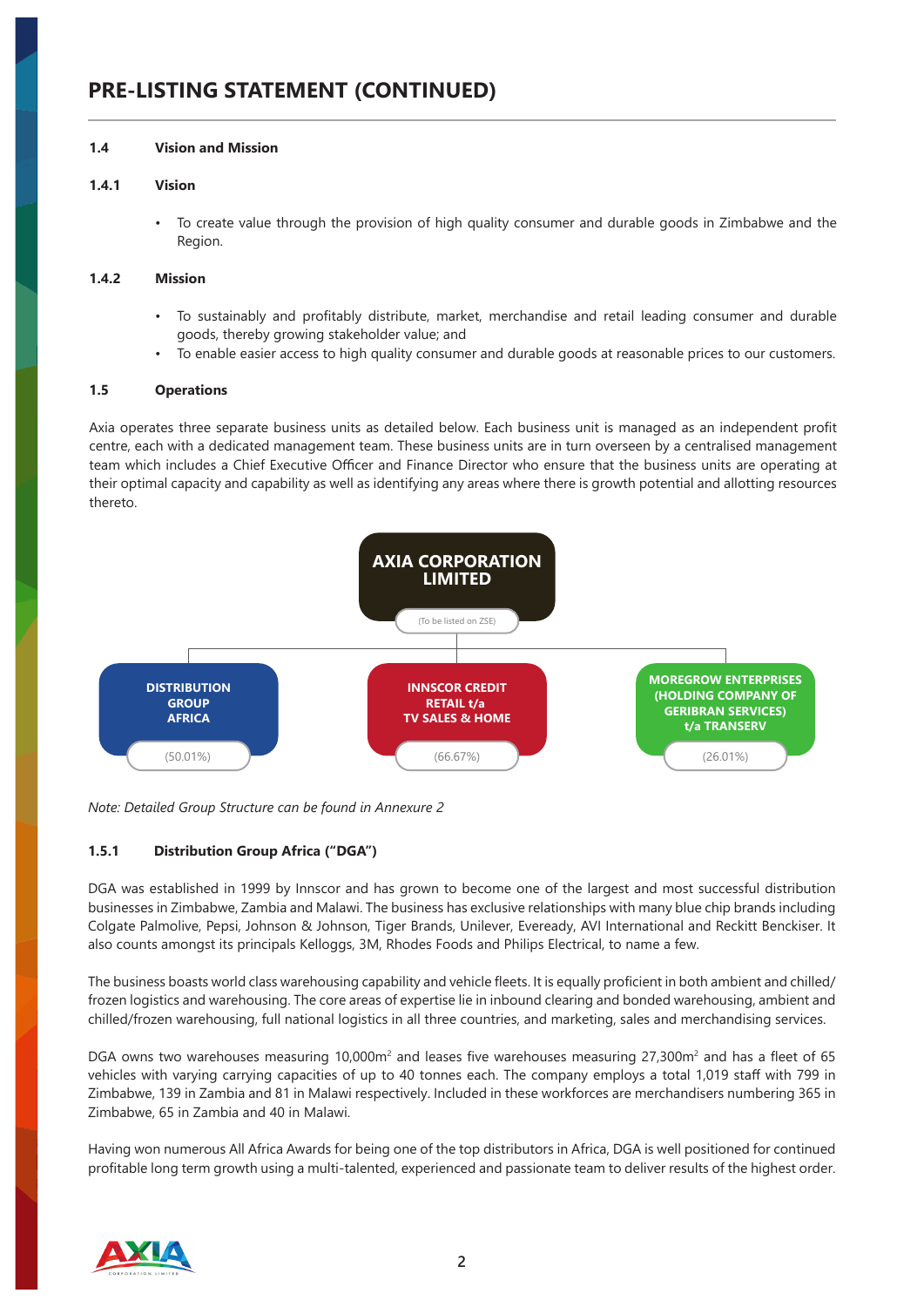# PRE-LISTING STATEMENT (CONTINUED)

## 1.4 Vision and Mission

### 1.4.1 Vision

- To create value through the provision of high quality consumer and durable goods in Zimbabwe and the Region.

### 1.4.2 Mission

- To sustainably and profitably distribute, market, merchandise and retail leading consumer and durable goods, thereby growing stakeholder value; and
- To enable easier access to high quality consumer and durable goods at reasonable prices to our customers.

## 1.5 Operations

Axia operates three separate business units as detailed below. Each business unit is managed as an independent profit centre, each with a dedicated management team. These business units are in turn overseen by a centralised management team which includes a Chief Executive Officer and Finance Director who ensure that the business units are operating at their optimal capacity and capability as well as identifying any areas where there is growth potential and allotting resources thereto.

**AXIA CORPORATION LIMITED**
(To be listed on ZSE)

- **DISTRIBUTION GROUP AFRICA** (50.01%)
- **INNSCOR CREDIT RETAIL t/a TV SALES & HOME** (66.67%)
- **MOREGROW ENTERPRISES (HOLDING COMPANY OF GERIBRAN SERVICES) t/a TRANSERV** (26.01%)

*Note: Detailed Group Structure can be found in Annexure 2*

### 1.5.1 Distribution Group Africa ("DGA")

DGA was established in 1999 by Innscor and has grown to become one of the largest and most successful distribution businesses in Zimbabwe, Zambia and Malawi. The business has exclusive relationships with many blue chip brands including Colgate Palmolive, Pepsi, Johnson & Johnson, Tiger Brands, Unilever, Eveready, AVI International and Reckitt Benckiser. It also counts amongst its principals Kelloggs, 3M, Rhodes Foods and Philips Electrical, to name a few.

The business boasts world class warehousing capability and vehicle fleets. It is equally proficient in both ambient and chilled/frozen logistics and warehousing. The core areas of expertise lie in inbound clearing and bonded warehousing, ambient and chilled/frozen warehousing, full national logistics in all three countries, and marketing, sales and merchandising services.

DGA owns two warehouses measuring 10,000m$^2$ and leases five warehouses measuring 27,300m$^2$ and has a fleet of 65 vehicles with varying carrying capacities of up to 40 tonnes each. The company employs a total 1,019 staff with 799 in Zimbabwe, 139 in Zambia and 81 in Malawi respectively. Included in these workforces are merchandisers numbering 365 in Zimbabwe, 65 in Zambia and 40 in Malawi.

Having won numerous All Africa Awards for being one of the top distributors in Africa, DGA is well positioned for continued profitable long term growth using a multi-talented, experienced and passionate team to deliver results of the highest order.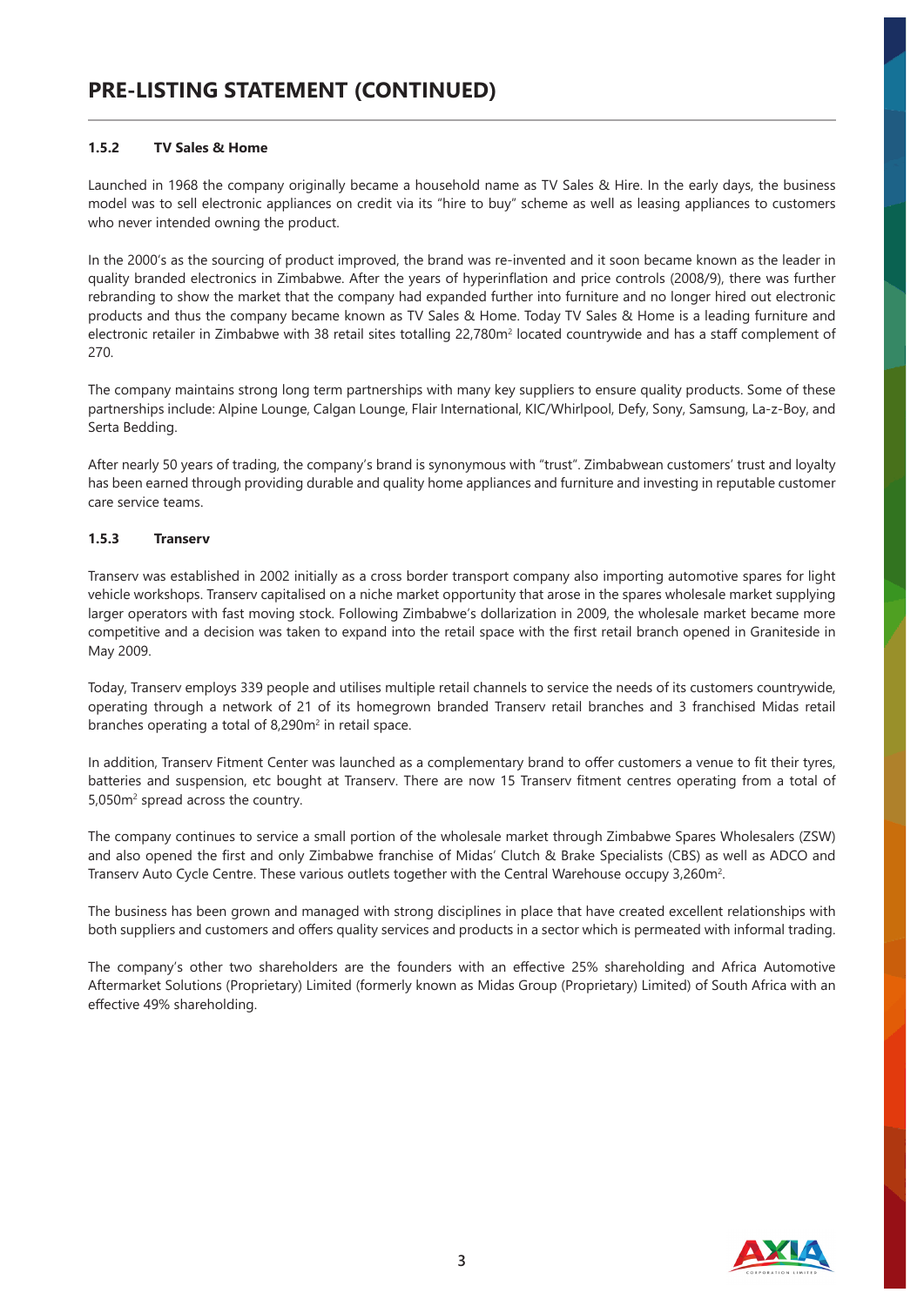# PRE-LISTING STATEMENT (CONTINUED)

### 1.5.2 TV Sales & Home

Launched in 1968 the company originally became a household name as TV Sales & Hire. In the early days, the business model was to sell electronic appliances on credit via its "hire to buy" scheme as well as leasing appliances to customers who never intended owning the product.

In the 2000's as the sourcing of product improved, the brand was re-invented and it soon became known as the leader in quality branded electronics in Zimbabwe. After the years of hyperinflation and price controls (2008/9), there was further rebranding to show the market that the company had expanded further into furniture and no longer hired out electronic products and thus the company became known as TV Sales & Home. Today TV Sales & Home is a leading furniture and electronic retailer in Zimbabwe with 38 retail sites totalling 22,780m$^2$ located countrywide and has a staff complement of 270.

The company maintains strong long term partnerships with many key suppliers to ensure quality products. Some of these partnerships include: Alpine Lounge, Calgan Lounge, Flair International, KIC/Whirlpool, Defy, Sony, Samsung, La-z-Boy, and Serta Bedding.

After nearly 50 years of trading, the company's brand is synonymous with "trust". Zimbabwean customers' trust and loyalty has been earned through providing durable and quality home appliances and furniture and investing in reputable customer care service teams.

### 1.5.3 Transerv

Transerv was established in 2002 initially as a cross border transport company also importing automotive spares for light vehicle workshops. Transerv capitalised on a niche market opportunity that arose in the spares wholesale market supplying larger operators with fast moving stock. Following Zimbabwe's dollarization in 2009, the wholesale market became more competitive and a decision was taken to expand into the retail space with the first retail branch opened in Graniteside in May 2009.

Today, Transerv employs 339 people and utilises multiple retail channels to service the needs of its customers countrywide, operating through a network of 21 of its homegrown branded Transerv retail branches and 3 franchised Midas retail branches operating a total of 8,290m$^2$ in retail space.

In addition, Transerv Fitment Center was launched as a complementary brand to offer customers a venue to fit their tyres, batteries and suspension, etc bought at Transerv. There are now 15 Transerv fitment centres operating from a total of 5,050m$^2$ spread across the country.

The company continues to service a small portion of the wholesale market through Zimbabwe Spares Wholesalers (ZSW) and also opened the first and only Zimbabwe franchise of Midas' Clutch & Brake Specialists (CBS) as well as ADCO and Transerv Auto Cycle Centre. These various outlets together with the Central Warehouse occupy 3,260m$^2$.

The business has been grown and managed with strong disciplines in place that have created excellent relationships with both suppliers and customers and offers quality services and products in a sector which is permeated with informal trading.

The company's other two shareholders are the founders with an effective 25% shareholding and Africa Automotive Aftermarket Solutions (Proprietary) Limited (formerly known as Midas Group (Proprietary) Limited) of South Africa with an effective 49% shareholding.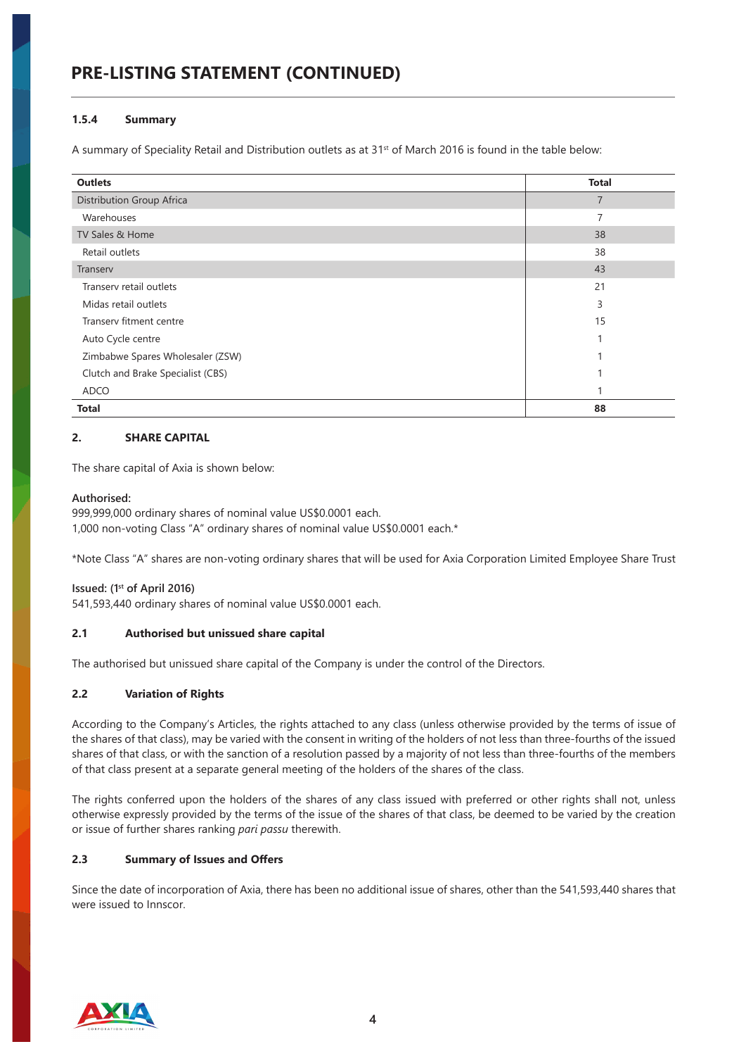# PRE-LISTING STATEMENT (CONTINUED)

### 1.5.4 Summary

A summary of Speciality Retail and Distribution outlets as at 31st of March 2016 is found in the table below:

| Outlets | Total |
|---|---|
| Distribution Group Africa | 7 |
| Warehouses | 7 |
| TV Sales & Home | 38 |
| Retail outlets | 38 |
| Transerv | 43 |
| Transerv retail outlets | 21 |
| Midas retail outlets | 3 |
| Transerv fitment centre | 15 |
| Auto Cycle centre | 1 |
| Zimbabwe Spares Wholesaler (ZSW) | 1 |
| Clutch and Brake Specialist (CBS) | 1 |
| ADCO | 1 |
| **Total** | **88** |

## 2. SHARE CAPITAL

The share capital of Axia is shown below:

**Authorised:**
999,999,000 ordinary shares of nominal value US$0.0001 each.
1,000 non-voting Class "A" ordinary shares of nominal value US$0.0001 each.*

*Note Class "A" shares are non-voting ordinary shares that will be used for Axia Corporation Limited Employee Share Trust

**Issued: (1st of April 2016)**
541,593,440 ordinary shares of nominal value US$0.0001 each.

### 2.1 Authorised but unissued share capital

The authorised but unissued share capital of the Company is under the control of the Directors.

### 2.2 Variation of Rights

According to the Company's Articles, the rights attached to any class (unless otherwise provided by the terms of issue of the shares of that class), may be varied with the consent in writing of the holders of not less than three-fourths of the issued shares of that class, or with the sanction of a resolution passed by a majority of not less than three-fourths of the members of that class present at a separate general meeting of the holders of the shares of the class.

The rights conferred upon the holders of the shares of any class issued with preferred or other rights shall not, unless otherwise expressly provided by the terms of the issue of the shares of that class, be deemed to be varied by the creation or issue of further shares ranking *pari passu* therewith.

### 2.3 Summary of Issues and Offers

Since the date of incorporation of Axia, there has been no additional issue of shares, other than the 541,593,440 shares that were issued to Innscor.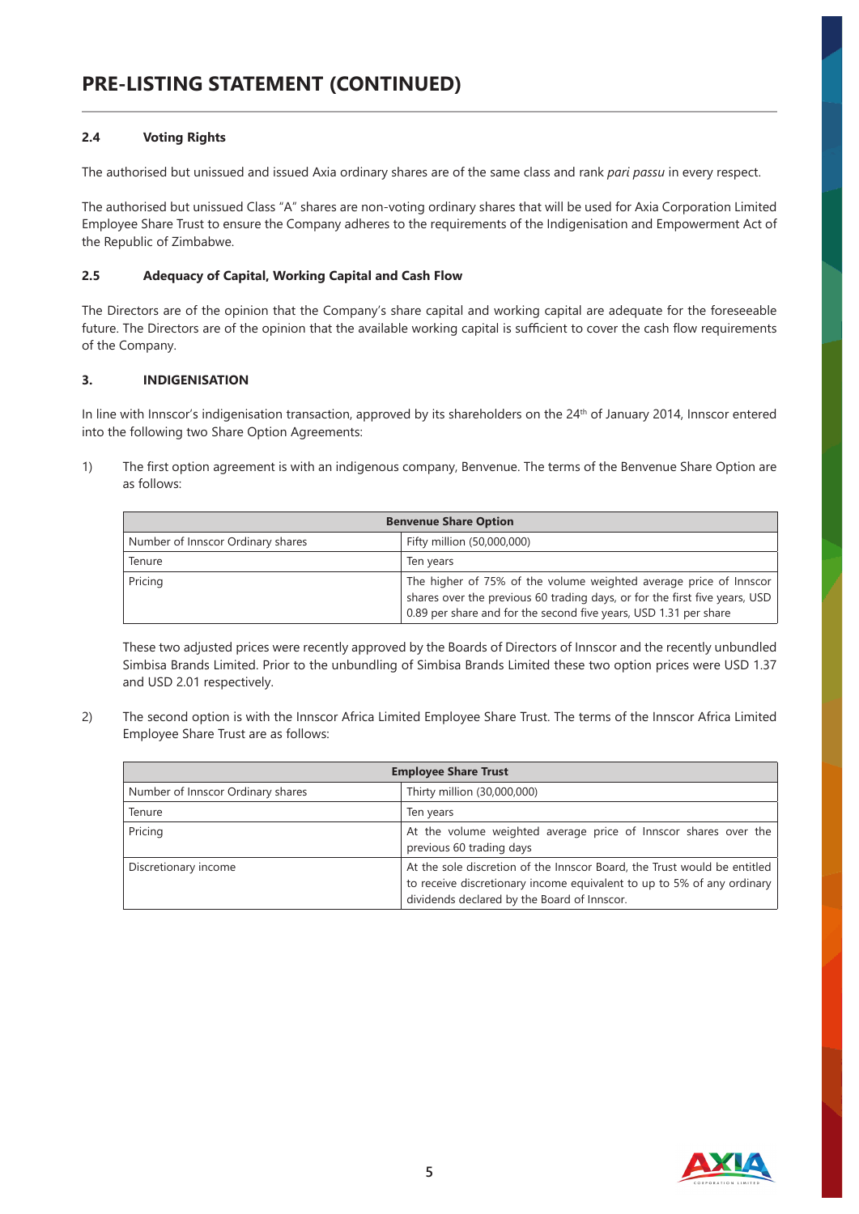# PRE-LISTING STATEMENT (CONTINUED)

### 2.4 Voting Rights

The authorised but unissued and issued Axia ordinary shares are of the same class and rank *pari passu* in every respect.

The authorised but unissued Class "A" shares are non-voting ordinary shares that will be used for Axia Corporation Limited Employee Share Trust to ensure the Company adheres to the requirements of the Indigenisation and Empowerment Act of the Republic of Zimbabwe.

### 2.5 Adequacy of Capital, Working Capital and Cash Flow

The Directors are of the opinion that the Company's share capital and working capital are adequate for the foreseeable future. The Directors are of the opinion that the available working capital is sufficient to cover the cash flow requirements of the Company.

## 3. INDIGENISATION

In line with Innscor's indigenisation transaction, approved by its shareholders on the 24th of January 2014, Innscor entered into the following two Share Option Agreements:

1) The first option agreement is with an indigenous company, Benvenue. The terms of the Benvenue Share Option are as follows:

| Benvenue Share Option | |
|---|---|
| Number of Innscor Ordinary shares | Fifty million (50,000,000) |
| Tenure | Ten years |
| Pricing | The higher of 75% of the volume weighted average price of Innscor shares over the previous 60 trading days, or for the first five years, USD 0.89 per share and for the second five years, USD 1.31 per share |

These two adjusted prices were recently approved by the Boards of Directors of Innscor and the recently unbundled Simbisa Brands Limited. Prior to the unbundling of Simbisa Brands Limited these two option prices were USD 1.37 and USD 2.01 respectively.

2) The second option is with the Innscor Africa Limited Employee Share Trust. The terms of the Innscor Africa Limited Employee Share Trust are as follows:

| Employee Share Trust | |
|---|---|
| Number of Innscor Ordinary shares | Thirty million (30,000,000) |
| Tenure | Ten years |
| Pricing | At the volume weighted average price of Innscor shares over the previous 60 trading days |
| Discretionary income | At the sole discretion of the Innscor Board, the Trust would be entitled to receive discretionary income equivalent to up to 5% of any ordinary dividends declared by the Board of Innscor. |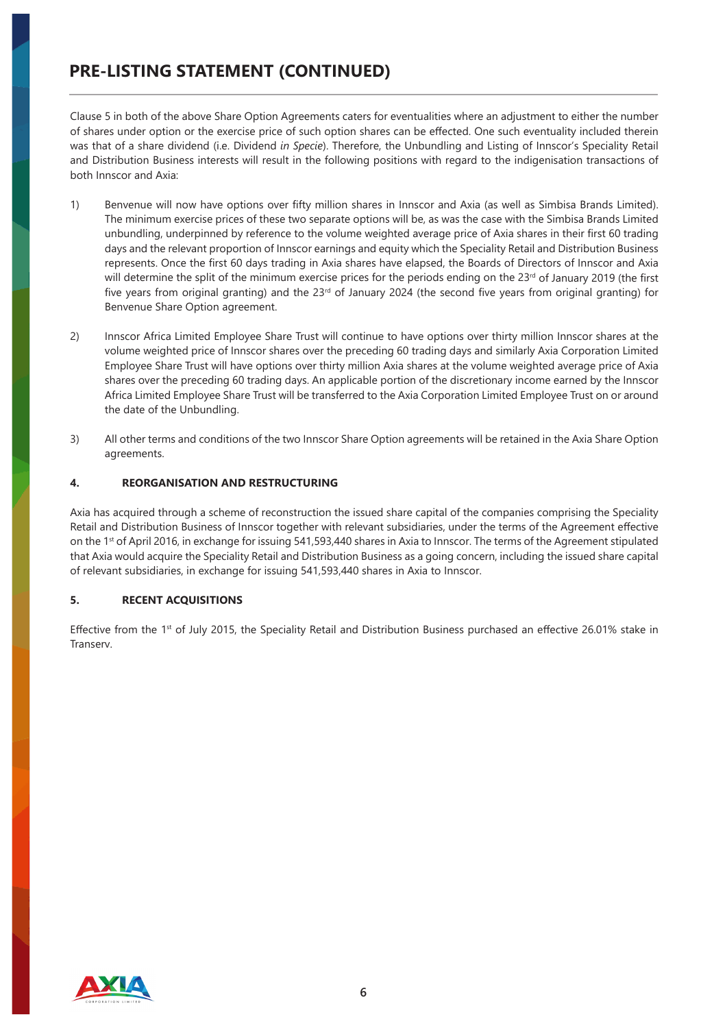## PRE-LISTING STATEMENT (CONTINUED)

Clause 5 in both of the above Share Option Agreements caters for eventualities where an adjustment to either the number of shares under option or the exercise price of such option shares can be effected. One such eventuality included therein was that of a share dividend (i.e. Dividend *in Specie*). Therefore, the Unbundling and Listing of Innscor's Speciality Retail and Distribution Business interests will result in the following positions with regard to the indigenisation transactions of both Innscor and Axia:

1) Benvenue will now have options over fifty million shares in Innscor and Axia (as well as Simbisa Brands Limited). The minimum exercise prices of these two separate options will be, as was the case with the Simbisa Brands Limited unbundling, underpinned by reference to the volume weighted average price of Axia shares in their first 60 trading days and the relevant proportion of Innscor earnings and equity which the Speciality Retail and Distribution Business represents. Once the first 60 days trading in Axia shares have elapsed, the Boards of Directors of Innscor and Axia will determine the split of the minimum exercise prices for the periods ending on the 23rd of January 2019 (the first five years from original granting) and the 23rd of January 2024 (the second five years from original granting) for Benvenue Share Option agreement.

2) Innscor Africa Limited Employee Share Trust will continue to have options over thirty million Innscor shares at the volume weighted price of Innscor shares over the preceding 60 trading days and similarly Axia Corporation Limited Employee Share Trust will have options over thirty million Axia shares at the volume weighted average price of Axia shares over the preceding 60 trading days. An applicable portion of the discretionary income earned by the Innscor Africa Limited Employee Share Trust will be transferred to the Axia Corporation Limited Employee Trust on or around the date of the Unbundling.

3) All other terms and conditions of the two Innscor Share Option agreements will be retained in the Axia Share Option agreements.

### 4. REORGANISATION AND RESTRUCTURING

Axia has acquired through a scheme of reconstruction the issued share capital of the companies comprising the Speciality Retail and Distribution Business of Innscor together with relevant subsidiaries, under the terms of the Agreement effective on the 1st of April 2016, in exchange for issuing 541,593,440 shares in Axia to Innscor. The terms of the Agreement stipulated that Axia would acquire the Speciality Retail and Distribution Business as a going concern, including the issued share capital of relevant subsidiaries, in exchange for issuing 541,593,440 shares in Axia to Innscor.

### 5. RECENT ACQUISITIONS

Effective from the 1st of July 2015, the Speciality Retail and Distribution Business purchased an effective 26.01% stake in Transerv.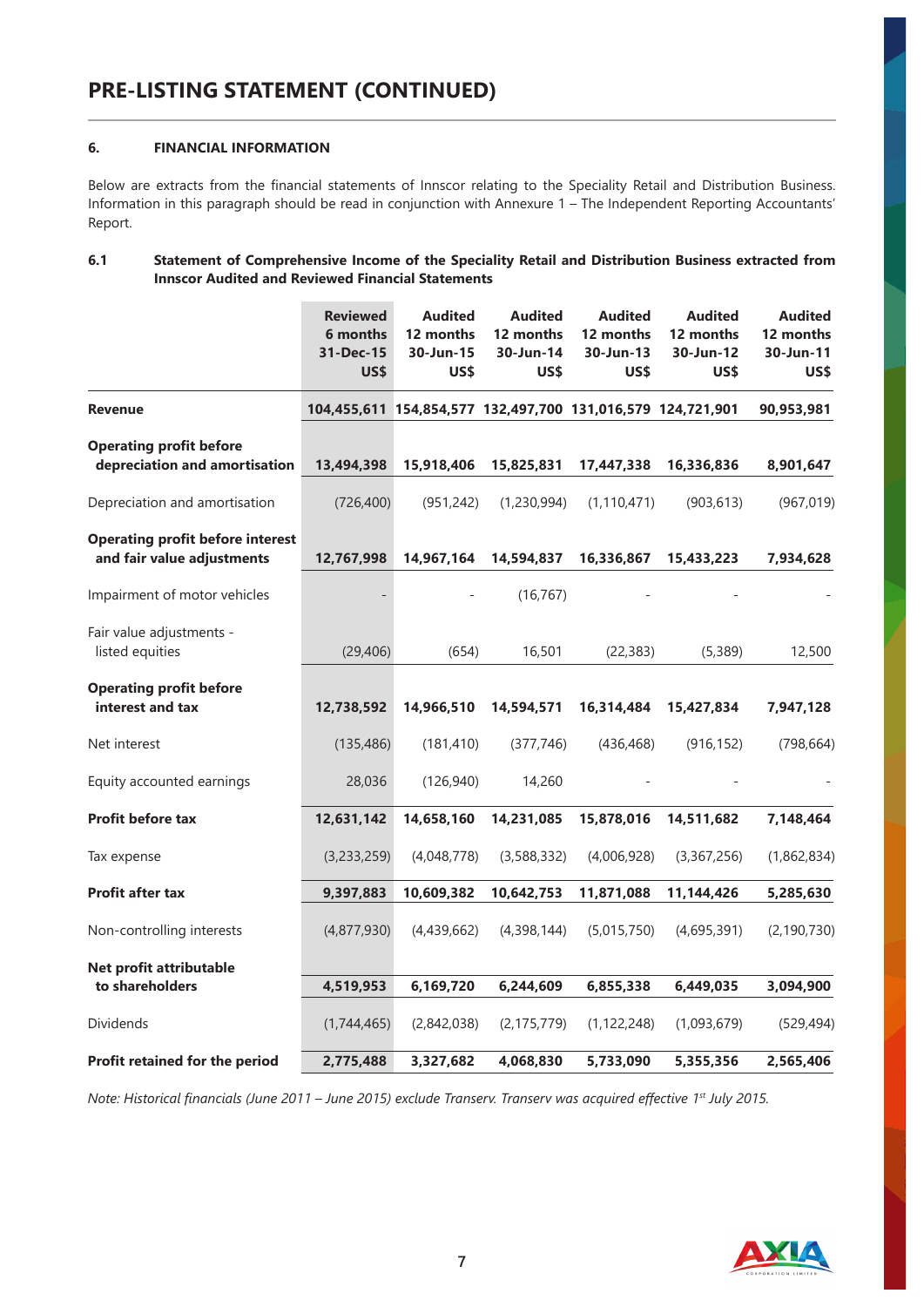# PRE-LISTING STATEMENT (CONTINUED)

## 6. FINANCIAL INFORMATION

Below are extracts from the financial statements of Innscor relating to the Speciality Retail and Distribution Business. Information in this paragraph should be read in conjunction with Annexure 1 – The Independent Reporting Accountants' Report.

### 6.1 Statement of Comprehensive Income of the Speciality Retail and Distribution Business extracted from Innscor Audited and Reviewed Financial Statements

| | Reviewed 6 months 31-Dec-15 US$ | Audited 12 months 30-Jun-15 US$ | Audited 12 months 30-Jun-14 US$ | Audited 12 months 30-Jun-13 US$ | Audited 12 months 30-Jun-12 US$ | Audited 12 months 30-Jun-11 US$ |
|---|---|---|---|---|---|---|
| **Revenue** | **104,455,611** | **154,854,577** | **132,497,700** | **131,016,579** | **124,721,901** | **90,953,981** |
| **Operating profit before depreciation and amortisation** | **13,494,398** | **15,918,406** | **15,825,831** | **17,447,338** | **16,336,836** | **8,901,647** |
| Depreciation and amortisation | (726,400) | (951,242) | (1,230,994) | (1,110,471) | (903,613) | (967,019) |
| **Operating profit before interest and fair value adjustments** | **12,767,998** | **14,967,164** | **14,594,837** | **16,336,867** | **15,433,223** | **7,934,628** |
| Impairment of motor vehicles | - | - | (16,767) | - | - | - |
| Fair value adjustments - listed equities | (29,406) | (654) | 16,501 | (22,383) | (5,389) | 12,500 |
| **Operating profit before interest and tax** | **12,738,592** | **14,966,510** | **14,594,571** | **16,314,484** | **15,427,834** | **7,947,128** |
| Net interest | (135,486) | (181,410) | (377,746) | (436,468) | (916,152) | (798,664) |
| Equity accounted earnings | 28,036 | (126,940) | 14,260 | - | - | - |
| **Profit before tax** | **12,631,142** | **14,658,160** | **14,231,085** | **15,878,016** | **14,511,682** | **7,148,464** |
| Tax expense | (3,233,259) | (4,048,778) | (3,588,332) | (4,006,928) | (3,367,256) | (1,862,834) |
| **Profit after tax** | **9,397,883** | **10,609,382** | **10,642,753** | **11,871,088** | **11,144,426** | **5,285,630** |
| Non-controlling interests | (4,877,930) | (4,439,662) | (4,398,144) | (5,015,750) | (4,695,391) | (2,190,730) |
| **Net profit attributable to shareholders** | **4,519,953** | **6,169,720** | **6,244,609** | **6,855,338** | **6,449,035** | **3,094,900** |
| Dividends | (1,744,465) | (2,842,038) | (2,175,779) | (1,122,248) | (1,093,679) | (529,494) |
| **Profit retained for the period** | **2,775,488** | **3,327,682** | **4,068,830** | **5,733,090** | **5,355,356** | **2,565,406** |

*Note: Historical financials (June 2011 – June 2015) exclude Transerv. Transerv was acquired effective 1st July 2015.*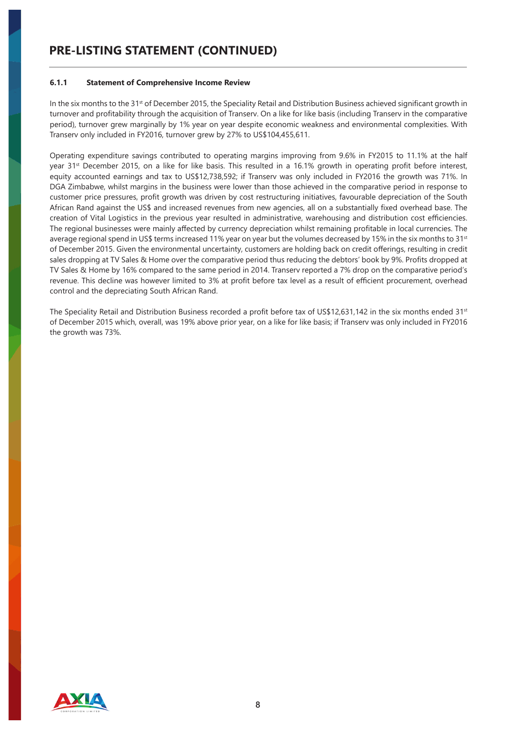# PRE-LISTING STATEMENT (CONTINUED)

### 6.1.1 Statement of Comprehensive Income Review

In the six months to the 31st of December 2015, the Speciality Retail and Distribution Business achieved significant growth in turnover and profitability through the acquisition of Transerv. On a like for like basis (including Transerv in the comparative period), turnover grew marginally by 1% year on year despite economic weakness and environmental complexities. With Transerv only included in FY2016, turnover grew by 27% to US$104,455,611.

Operating expenditure savings contributed to operating margins improving from 9.6% in FY2015 to 11.1% at the half year 31st December 2015, on a like for like basis. This resulted in a 16.1% growth in operating profit before interest, equity accounted earnings and tax to US$12,738,592; if Transerv was only included in FY2016 the growth was 71%. In DGA Zimbabwe, whilst margins in the business were lower than those achieved in the comparative period in response to customer price pressures, profit growth was driven by cost restructuring initiatives, favourable depreciation of the South African Rand against the US$ and increased revenues from new agencies, all on a substantially fixed overhead base. The creation of Vital Logistics in the previous year resulted in administrative, warehousing and distribution cost efficiencies. The regional businesses were mainly affected by currency depreciation whilst remaining profitable in local currencies. The average regional spend in US$ terms increased 11% year on year but the volumes decreased by 15% in the six months to 31st of December 2015. Given the environmental uncertainty, customers are holding back on credit offerings, resulting in credit sales dropping at TV Sales & Home over the comparative period thus reducing the debtors' book by 9%. Profits dropped at TV Sales & Home by 16% compared to the same period in 2014. Transerv reported a 7% drop on the comparative period's revenue. This decline was however limited to 3% at profit before tax level as a result of efficient procurement, overhead control and the depreciating South African Rand.

The Speciality Retail and Distribution Business recorded a profit before tax of US$12,631,142 in the six months ended 31st of December 2015 which, overall, was 19% above prior year, on a like for like basis; if Transerv was only included in FY2016 the growth was 73%.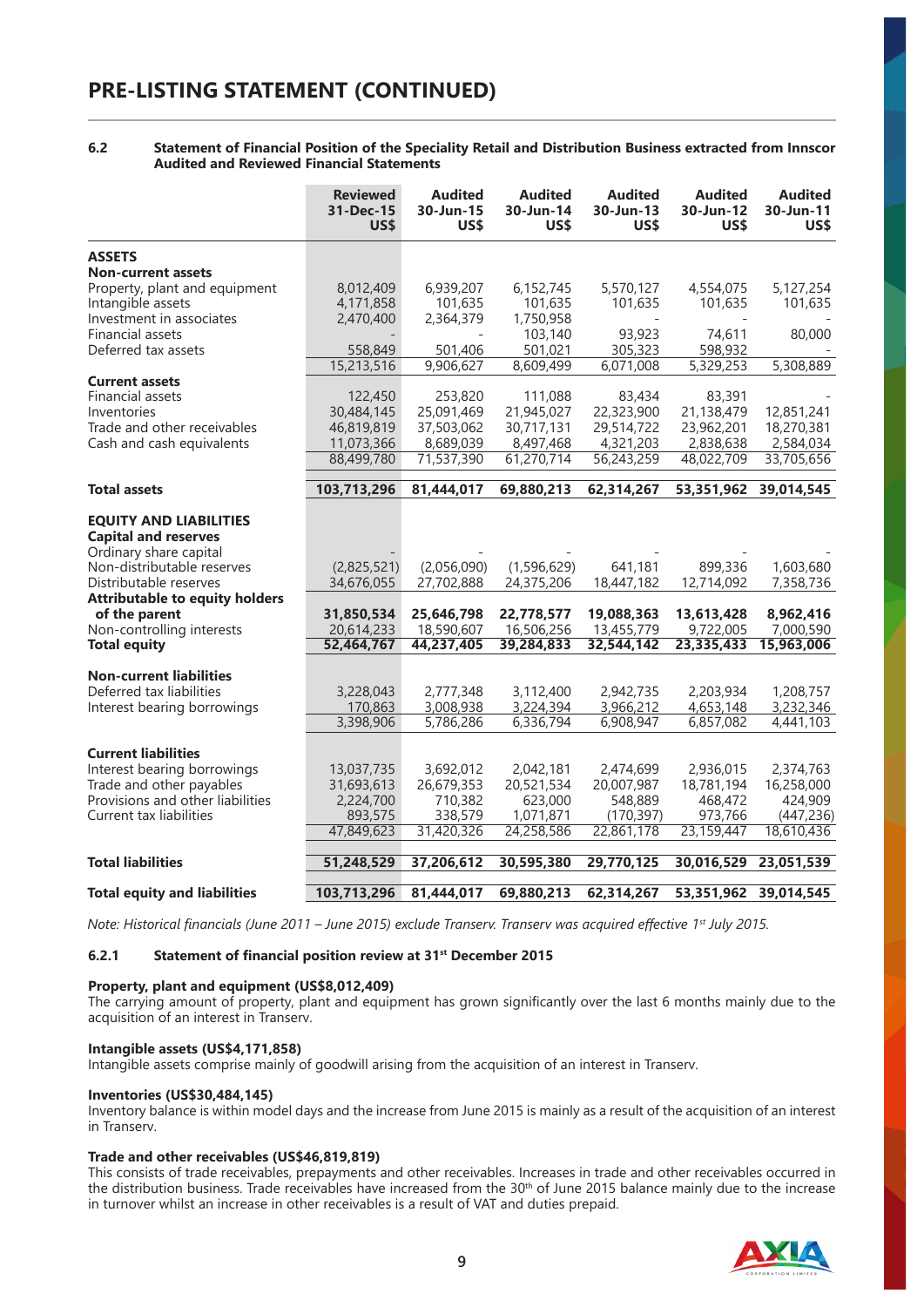## 6.2 Statement of Financial Position of the Speciality Retail and Distribution Business extracted from Innscor Audited and Reviewed Financial Statements

| | Reviewed 31-Dec-15 US$ | Audited 30-Jun-15 US$ | Audited 30-Jun-14 US$ | Audited 30-Jun-13 US$ | Audited 30-Jun-12 US$ | Audited 30-Jun-11 US$ |
|---|---|---|---|---|---|---|
| **ASSETS** | | | | | | |
| **Non-current assets** | | | | | | |
| Property, plant and equipment | 8,012,409 | 6,939,207 | 6,152,745 | 5,570,127 | 4,554,075 | 5,127,254 |
| Intangible assets | 4,171,858 | 101,635 | 101,635 | 101,635 | 101,635 | 101,635 |
| Investment in associates | 2,470,400 | 2,364,379 | 1,750,958 | - | - | - |
| Financial assets | - | - | 103,140 | 93,923 | 74,611 | 80,000 |
| Deferred tax assets | 558,849 | 501,406 | 501,021 | 305,323 | 598,932 | - |
| | 15,213,516 | 9,906,627 | 8,609,499 | 6,071,008 | 5,329,253 | 5,308,889 |
| **Current assets** | | | | | | |
| Financial assets | 122,450 | 253,820 | 111,088 | 83,434 | 83,391 | - |
| Inventories | 30,484,145 | 25,091,469 | 21,945,027 | 22,323,900 | 21,138,479 | 12,851,241 |
| Trade and other receivables | 46,819,819 | 37,503,062 | 30,717,131 | 29,514,722 | 23,962,201 | 18,270,381 |
| Cash and cash equivalents | 11,073,366 | 8,689,039 | 8,497,468 | 4,321,203 | 2,838,638 | 2,584,034 |
| | 88,499,780 | 71,537,390 | 61,270,714 | 56,243,259 | 48,022,709 | 33,705,656 |
| **Total assets** | **103,713,296** | **81,444,017** | **69,880,213** | **62,314,267** | **53,351,962** | **39,014,545** |
| **EQUITY AND LIABILITIES** | | | | | | |
| **Capital and reserves** | | | | | | |
| Ordinary share capital | - | - | - | - | - | - |
| Non-distributable reserves | (2,825,521) | (2,056,090) | (1,596,629) | 641,181 | 899,336 | 1,603,680 |
| Distributable reserves | 34,676,055 | 27,702,888 | 24,375,206 | 18,447,182 | 12,714,092 | 7,358,736 |
| **Attributable to equity holders of the parent** | **31,850,534** | **25,646,798** | **22,778,577** | **19,088,363** | **13,613,428** | **8,962,416** |
| Non-controlling interests | 20,614,233 | 18,590,607 | 16,506,256 | 13,455,779 | 9,722,005 | 7,000,590 |
| **Total equity** | **52,464,767** | **44,237,405** | **39,284,833** | **32,544,142** | **23,335,433** | **15,963,006** |
| **Non-current liabilities** | | | | | | |
| Deferred tax liabilities | 3,228,043 | 2,777,348 | 3,112,400 | 2,942,735 | 2,203,934 | 1,208,757 |
| Interest bearing borrowings | 170,863 | 3,008,938 | 3,224,394 | 3,966,212 | 4,653,148 | 3,232,346 |
| | 3,398,906 | 5,786,286 | 6,336,794 | 6,908,947 | 6,857,082 | 4,441,103 |
| **Current liabilities** | | | | | | |
| Interest bearing borrowings | 13,037,735 | 3,692,012 | 2,042,181 | 2,474,699 | 2,936,015 | 2,374,763 |
| Trade and other payables | 31,693,613 | 26,679,353 | 20,521,534 | 20,007,987 | 18,781,194 | 16,258,000 |
| Provisions and other liabilities | 2,224,700 | 710,382 | 623,000 | 548,889 | 468,472 | 424,909 |
| Current tax liabilities | 893,575 | 338,579 | 1,071,871 | (170,397) | 973,766 | (447,236) |
| | 47,849,623 | 31,420,326 | 24,258,586 | 22,861,178 | 23,159,447 | 18,610,436 |
| **Total liabilities** | **51,248,529** | **37,206,612** | **30,595,380** | **29,770,125** | **30,016,529** | **23,051,539** |
| **Total equity and liabilities** | **103,713,296** | **81,444,017** | **69,880,213** | **62,314,267** | **53,351,962** | **39,014,545** |

*Note: Historical financials (June 2011 – June 2015) exclude Transerv. Transerv was acquired effective 1st July 2015.*

### 6.2.1 Statement of financial position review at 31st December 2015

**Property, plant and equipment (US$8,012,409)**
The carrying amount of property, plant and equipment has grown significantly over the last 6 months mainly due to the acquisition of an interest in Transerv.

**Intangible assets (US$4,171,858)**
Intangible assets comprise mainly of goodwill arising from the acquisition of an interest in Transerv.

**Inventories (US$30,484,145)**
Inventory balance is within model days and the increase from June 2015 is mainly as a result of the acquisition of an interest in Transerv.

**Trade and other receivables (US$46,819,819)**
This consists of trade receivables, prepayments and other receivables. Increases in trade and other receivables occurred in the distribution business. Trade receivables have increased from the 30th of June 2015 balance mainly due to the increase in turnover whilst an increase in other receivables is a result of VAT and duties prepaid.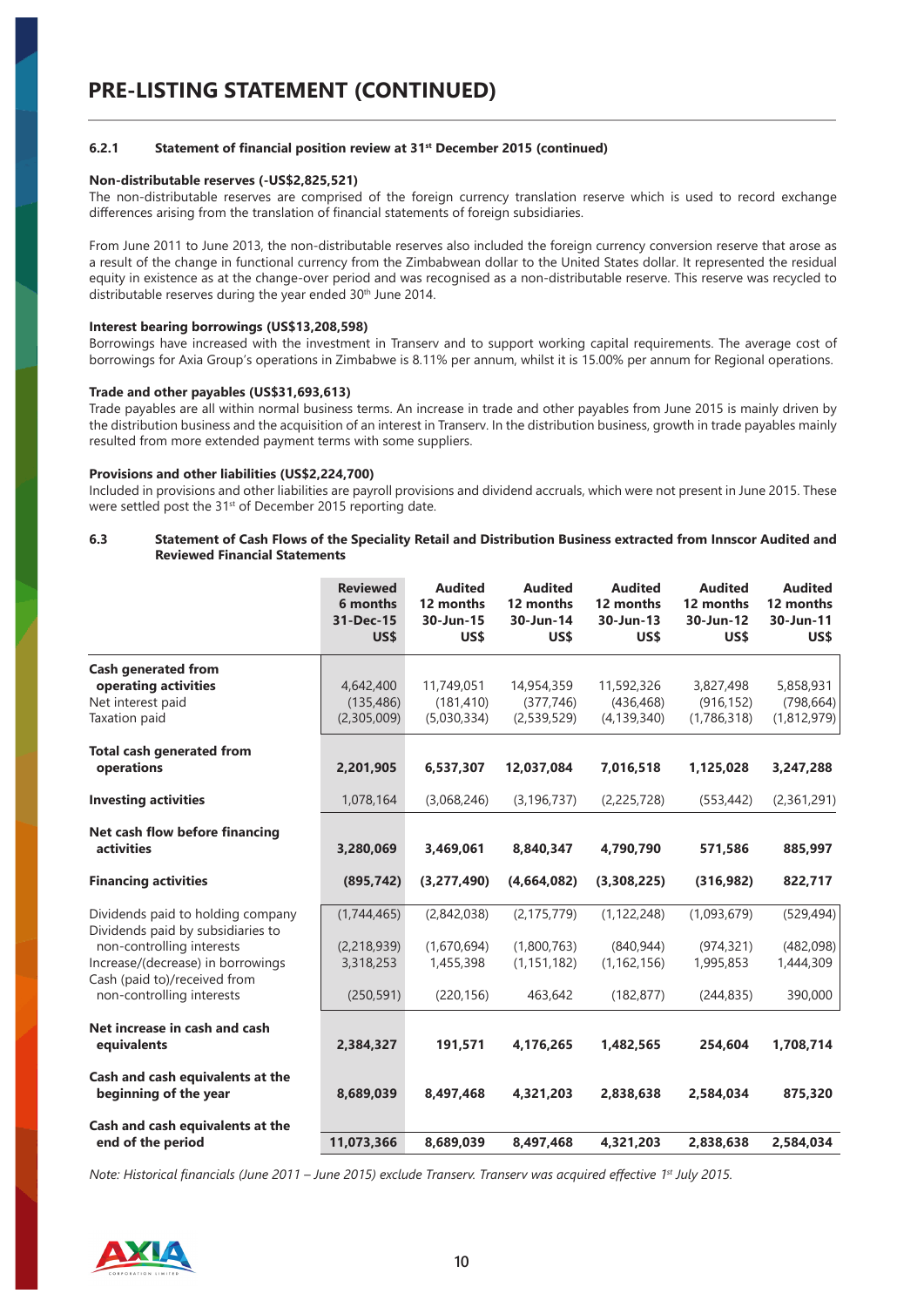## 6.2.1 Statement of financial position review at 31st December 2015 (continued)

**Non-distributable reserves (-US$2,825,521)**

The non-distributable reserves are comprised of the foreign currency translation reserve which is used to record exchange differences arising from the translation of financial statements of foreign subsidiaries.

From June 2011 to June 2013, the non-distributable reserves also included the foreign currency conversion reserve that arose as a result of the change in functional currency from the Zimbabwean dollar to the United States dollar. It represented the residual equity in existence as at the change-over period and was recognised as a non-distributable reserve. This reserve was recycled to distributable reserves during the year ended 30th June 2014.

**Interest bearing borrowings (US$13,208,598)**

Borrowings have increased with the investment in Transerv and to support working capital requirements. The average cost of borrowings for Axia Group's operations in Zimbabwe is 8.11% per annum, whilst it is 15.00% per annum for Regional operations.

**Trade and other payables (US$31,693,613)**

Trade payables are all within normal business terms. An increase in trade and other payables from June 2015 is mainly driven by the distribution business and the acquisition of an interest in Transerv. In the distribution business, growth in trade payables mainly resulted from more extended payment terms with some suppliers.

**Provisions and other liabilities (US$2,224,700)**

Included in provisions and other liabilities are payroll provisions and dividend accruals, which were not present in June 2015. These were settled post the 31st of December 2015 reporting date.

## 6.3 Statement of Cash Flows of the Speciality Retail and Distribution Business extracted from Innscor Audited and Reviewed Financial Statements

| | Reviewed 6 months 31-Dec-15 US$ | Audited 12 months 30-Jun-15 US$ | Audited 12 months 30-Jun-14 US$ | Audited 12 months 30-Jun-13 US$ | Audited 12 months 30-Jun-12 US$ | Audited 12 months 30-Jun-11 US$ |
|---|---|---|---|---|---|---|
| **Cash generated from operating activities** | 4,642,400 | 11,749,051 | 14,954,359 | 11,592,326 | 3,827,498 | 5,858,931 |
| Net interest paid | (135,486) | (181,410) | (377,746) | (436,468) | (916,152) | (798,664) |
| Taxation paid | (2,305,009) | (5,030,334) | (2,539,529) | (4,139,340) | (1,786,318) | (1,812,979) |
| **Total cash generated from operations** | **2,201,905** | **6,537,307** | **12,037,084** | **7,016,518** | **1,125,028** | **3,247,288** |
| **Investing activities** | 1,078,164 | (3,068,246) | (3,196,737) | (2,225,728) | (553,442) | (2,361,291) |
| **Net cash flow before financing activities** | **3,280,069** | **3,469,061** | **8,840,347** | **4,790,790** | **571,586** | **885,997** |
| **Financing activities** | **(895,742)** | **(3,277,490)** | **(4,664,082)** | **(3,308,225)** | **(316,982)** | **822,717** |
| Dividends paid to holding company | (1,744,465) | (2,842,038) | (2,175,779) | (1,122,248) | (1,093,679) | (529,494) |
| Dividends paid by subsidiaries to non-controlling interests | (2,218,939) | (1,670,694) | (1,800,763) | (840,944) | (974,321) | (482,098) |
| Increase/(decrease) in borrowings | 3,318,253 | 1,455,398 | (1,151,182) | (1,162,156) | 1,995,853 | 1,444,309 |
| Cash (paid to)/received from non-controlling interests | (250,591) | (220,156) | 463,642 | (182,877) | (244,835) | 390,000 |
| **Net increase in cash and cash equivalents** | **2,384,327** | **191,571** | **4,176,265** | **1,482,565** | **254,604** | **1,708,714** |
| **Cash and cash equivalents at the beginning of the year** | **8,689,039** | **8,497,468** | **4,321,203** | **2,838,638** | **2,584,034** | **875,320** |
| **Cash and cash equivalents at the end of the period** | **11,073,366** | **8,689,039** | **8,497,468** | **4,321,203** | **2,838,638** | **2,584,034** |

*Note: Historical financials (June 2011 – June 2015) exclude Transerv. Transerv was acquired effective 1st July 2015.*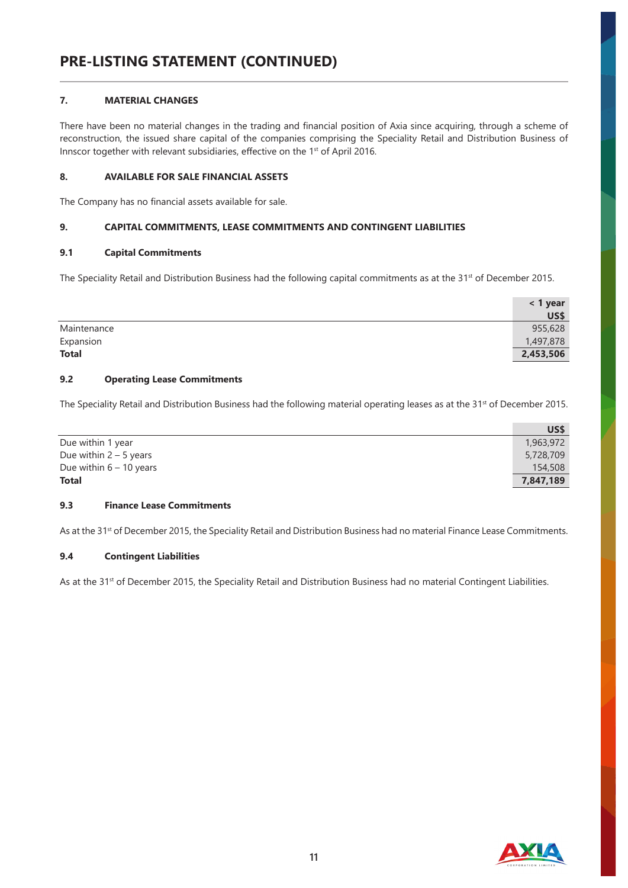# PRE-LISTING STATEMENT (CONTINUED)

## 7. MATERIAL CHANGES

There have been no material changes in the trading and financial position of Axia since acquiring, through a scheme of reconstruction, the issued share capital of the companies comprising the Speciality Retail and Distribution Business of Innscor together with relevant subsidiaries, effective on the 1st of April 2016.

## 8. AVAILABLE FOR SALE FINANCIAL ASSETS

The Company has no financial assets available for sale.

## 9. CAPITAL COMMITMENTS, LEASE COMMITMENTS AND CONTINGENT LIABILITIES

### 9.1 Capital Commitments

The Speciality Retail and Distribution Business had the following capital commitments as at the 31st of December 2015.

| | < 1 year US$ |
|---|---|
| Maintenance | 955,628 |
| Expansion | 1,497,878 |
| **Total** | **2,453,506** |

### 9.2 Operating Lease Commitments

The Speciality Retail and Distribution Business had the following material operating leases as at the 31st of December 2015.

| | US$ |
|---|---|
| Due within 1 year | 1,963,972 |
| Due within 2 – 5 years | 5,728,709 |
| Due within 6 – 10 years | 154,508 |
| **Total** | **7,847,189** |

### 9.3 Finance Lease Commitments

As at the 31st of December 2015, the Speciality Retail and Distribution Business had no material Finance Lease Commitments.

### 9.4 Contingent Liabilities

As at the 31st of December 2015, the Speciality Retail and Distribution Business had no material Contingent Liabilities.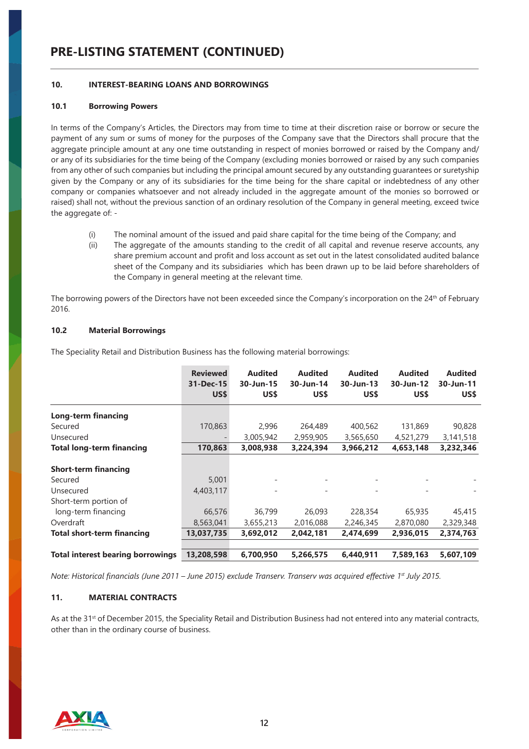# PRE-LISTING STATEMENT (CONTINUED)

## 10. INTEREST-BEARING LOANS AND BORROWINGS

### 10.1 Borrowing Powers

In terms of the Company's Articles, the Directors may from time to time at their discretion raise or borrow or secure the payment of any sum or sums of money for the purposes of the Company save that the Directors shall procure that the aggregate principle amount at any one time outstanding in respect of monies borrowed or raised by the Company and/or any of its subsidiaries for the time being of the Company (excluding monies borrowed or raised by any such companies from any other of such companies but including the principal amount secured by any outstanding guarantees or suretyship given by the Company or any of its subsidiaries for the time being for the share capital or indebtedness of any other company or companies whatsoever and not already included in the aggregate amount of the monies so borrowed or raised) shall not, without the previous sanction of an ordinary resolution of the Company in general meeting, exceed twice the aggregate of: -

(i) The nominal amount of the issued and paid share capital for the time being of the Company; and

(ii) The aggregate of the amounts standing to the credit of all capital and revenue reserve accounts, any share premium account and profit and loss account as set out in the latest consolidated audited balance sheet of the Company and its subsidiaries which has been drawn up to be laid before shareholders of the Company in general meeting at the relevant time.

The borrowing powers of the Directors have not been exceeded since the Company's incorporation on the 24th of February 2016.

### 10.2 Material Borrowings

The Speciality Retail and Distribution Business has the following material borrowings:

| | Reviewed 31-Dec-15 US$ | Audited 30-Jun-15 US$ | Audited 30-Jun-14 US$ | Audited 30-Jun-13 US$ | Audited 30-Jun-12 US$ | Audited 30-Jun-11 US$ |
|---|---|---|---|---|---|---|
| **Long-term financing** | | | | | | |
| Secured | 170,863 | 2,996 | 264,489 | 400,562 | 131,869 | 90,828 |
| Unsecured | - | 3,005,942 | 2,959,905 | 3,565,650 | 4,521,279 | 3,141,518 |
| **Total long-term financing** | **170,863** | **3,008,938** | **3,224,394** | **3,966,212** | **4,653,148** | **3,232,346** |
| **Short-term financing** | | | | | | |
| Secured | 5,001 | - | - | - | - | - |
| Unsecured | 4,403,117 | - | - | - | - | - |
| Short-term portion of long-term financing | 66,576 | 36,799 | 26,093 | 228,354 | 65,935 | 45,415 |
| Overdraft | 8,563,041 | 3,655,213 | 2,016,088 | 2,246,345 | 2,870,080 | 2,329,348 |
| **Total short-term financing** | **13,037,735** | **3,692,012** | **2,042,181** | **2,474,699** | **2,936,015** | **2,374,763** |
| **Total interest bearing borrowings** | **13,208,598** | **6,700,950** | **5,266,575** | **6,440,911** | **7,589,163** | **5,607,109** |

*Note: Historical financials (June 2011 – June 2015) exclude Transerv. Transerv was acquired effective 1st July 2015.*

## 11. MATERIAL CONTRACTS

As at the 31st of December 2015, the Speciality Retail and Distribution Business had not entered into any material contracts, other than in the ordinary course of business.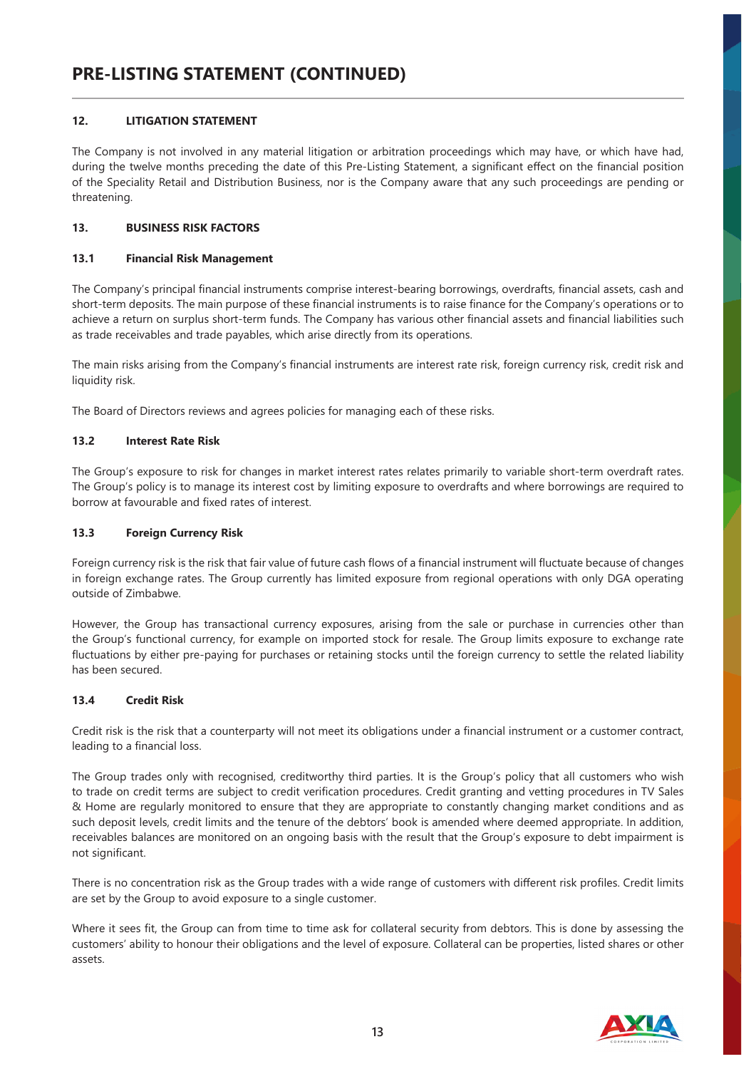## 12. LITIGATION STATEMENT

The Company is not involved in any material litigation or arbitration proceedings which may have, or which have had, during the twelve months preceding the date of this Pre-Listing Statement, a significant effect on the financial position of the Speciality Retail and Distribution Business, nor is the Company aware that any such proceedings are pending or threatening.

## 13. BUSINESS RISK FACTORS

### 13.1 Financial Risk Management

The Company's principal financial instruments comprise interest-bearing borrowings, overdrafts, financial assets, cash and short-term deposits. The main purpose of these financial instruments is to raise finance for the Company's operations or to achieve a return on surplus short-term funds. The Company has various other financial assets and financial liabilities such as trade receivables and trade payables, which arise directly from its operations.

The main risks arising from the Company's financial instruments are interest rate risk, foreign currency risk, credit risk and liquidity risk.

The Board of Directors reviews and agrees policies for managing each of these risks.

### 13.2 Interest Rate Risk

The Group's exposure to risk for changes in market interest rates relates primarily to variable short-term overdraft rates. The Group's policy is to manage its interest cost by limiting exposure to overdrafts and where borrowings are required to borrow at favourable and fixed rates of interest.

### 13.3 Foreign Currency Risk

Foreign currency risk is the risk that fair value of future cash flows of a financial instrument will fluctuate because of changes in foreign exchange rates. The Group currently has limited exposure from regional operations with only DGA operating outside of Zimbabwe.

However, the Group has transactional currency exposures, arising from the sale or purchase in currencies other than the Group's functional currency, for example on imported stock for resale. The Group limits exposure to exchange rate fluctuations by either pre-paying for purchases or retaining stocks until the foreign currency to settle the related liability has been secured.

### 13.4 Credit Risk

Credit risk is the risk that a counterparty will not meet its obligations under a financial instrument or a customer contract, leading to a financial loss.

The Group trades only with recognised, creditworthy third parties. It is the Group's policy that all customers who wish to trade on credit terms are subject to credit verification procedures. Credit granting and vetting procedures in TV Sales & Home are regularly monitored to ensure that they are appropriate to constantly changing market conditions and as such deposit levels, credit limits and the tenure of the debtors' book is amended where deemed appropriate. In addition, receivables balances are monitored on an ongoing basis with the result that the Group's exposure to debt impairment is not significant.

There is no concentration risk as the Group trades with a wide range of customers with different risk profiles. Credit limits are set by the Group to avoid exposure to a single customer.

Where it sees fit, the Group can from time to time ask for collateral security from debtors. This is done by assessing the customers' ability to honour their obligations and the level of exposure. Collateral can be properties, listed shares or other assets.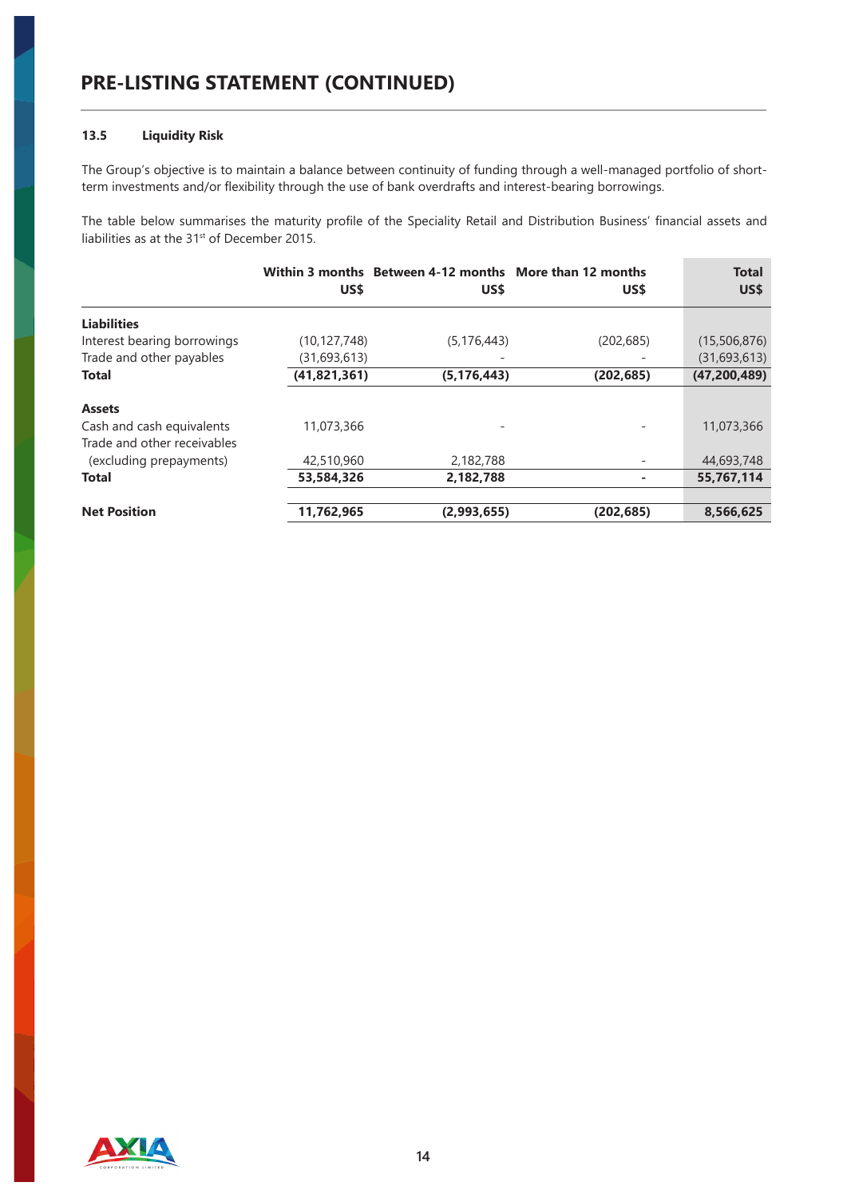# PRE-LISTING STATEMENT (CONTINUED)

### 13.5 Liquidity Risk

The Group's objective is to maintain a balance between continuity of funding through a well-managed portfolio of short-term investments and/or flexibility through the use of bank overdrafts and interest-bearing borrowings.

The table below summarises the maturity profile of the Speciality Retail and Distribution Business' financial assets and liabilities as at the 31st of December 2015.

| | Within 3 months US$ | Between 4-12 months US$ | More than 12 months US$ | Total US$ |
|---|---|---|---|---|
| **Liabilities** | | | | |
| Interest bearing borrowings | (10,127,748) | (5,176,443) | (202,685) | (15,506,876) |
| Trade and other payables | (31,693,613) | - | - | (31,693,613) |
| **Total** | **(41,821,361)** | **(5,176,443)** | **(202,685)** | **(47,200,489)** |
| **Assets** | | | | |
| Cash and cash equivalents | 11,073,366 | - | - | 11,073,366 |
| Trade and other receivables (excluding prepayments) | 42,510,960 | 2,182,788 | - | 44,693,748 |
| **Total** | **53,584,326** | **2,182,788** | **-** | **55,767,114** |
| **Net Position** | **11,762,965** | **(2,993,655)** | **(202,685)** | **8,566,625** |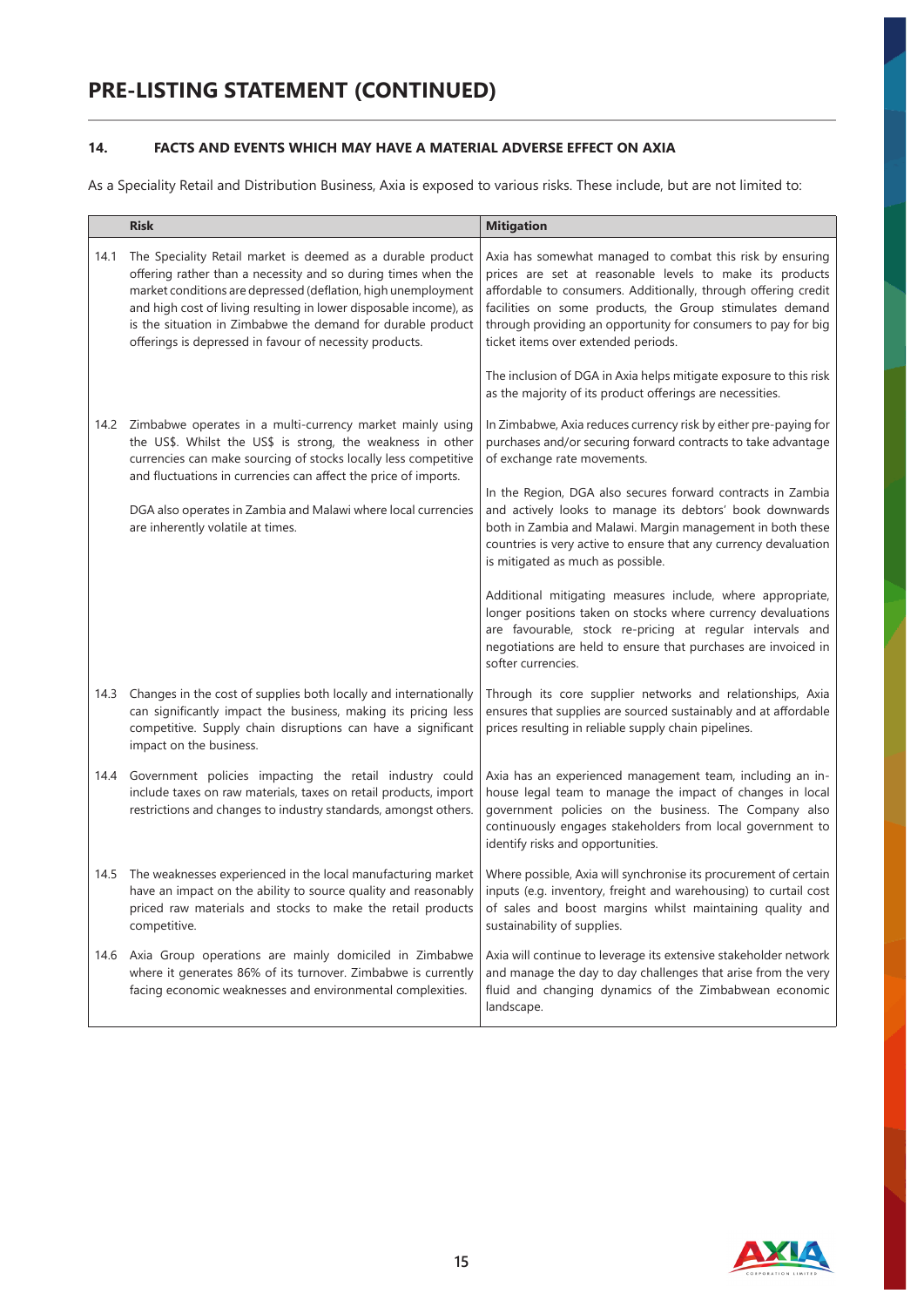# PRE-LISTING STATEMENT (CONTINUED)

## 14. FACTS AND EVENTS WHICH MAY HAVE A MATERIAL ADVERSE EFFECT ON AXIA

As a Speciality Retail and Distribution Business, Axia is exposed to various risks. These include, but are not limited to:

| | Risk | Mitigation |
|---|---|---|
| 14.1 | The Speciality Retail market is deemed as a durable product offering rather than a necessity and so during times when the market conditions are depressed (deflation, high unemployment and high cost of living resulting in lower disposable income), as is the situation in Zimbabwe the demand for durable product offerings is depressed in favour of necessity products. | Axia has somewhat managed to combat this risk by ensuring prices are set at reasonable levels to make its products affordable to consumers. Additionally, through offering credit facilities on some products, the Group stimulates demand through providing an opportunity for consumers to pay for big ticket items over extended periods.<br><br>The inclusion of DGA in Axia helps mitigate exposure to this risk as the majority of its product offerings are necessities. |
| 14.2 | Zimbabwe operates in a multi-currency market mainly using the US$. Whilst the US$ is strong, the weakness in other currencies can make sourcing of stocks locally less competitive and fluctuations in currencies can affect the price of imports.<br><br>DGA also operates in Zambia and Malawi where local currencies are inherently volatile at times. | In Zimbabwe, Axia reduces currency risk by either pre-paying for purchases and/or securing forward contracts to take advantage of exchange rate movements.<br><br>In the Region, DGA also secures forward contracts in Zambia and actively looks to manage its debtors' book downwards both in Zambia and Malawi. Margin management in both these countries is very active to ensure that any currency devaluation is mitigated as much as possible.<br><br>Additional mitigating measures include, where appropriate, longer positions taken on stocks where currency devaluations are favourable, stock re-pricing at regular intervals and negotiations are held to ensure that purchases are invoiced in softer currencies. |
| 14.3 | Changes in the cost of supplies both locally and internationally can significantly impact the business, making its pricing less competitive. Supply chain disruptions can have a significant impact on the business. | Through its core supplier networks and relationships, Axia ensures that supplies are sourced sustainably and at affordable prices resulting in reliable supply chain pipelines. |
| 14.4 | Government policies impacting the retail industry could include taxes on raw materials, taxes on retail products, import restrictions and changes to industry standards, amongst others. | Axia has an experienced management team, including an in-house legal team to manage the impact of changes in local government policies on the business. The Company also continuously engages stakeholders from local government to identify risks and opportunities. |
| 14.5 | The weaknesses experienced in the local manufacturing market have an impact on the ability to source quality and reasonably priced raw materials and stocks to make the retail products competitive. | Where possible, Axia will synchronise its procurement of certain inputs (e.g. inventory, freight and warehousing) to curtail cost of sales and boost margins whilst maintaining quality and sustainability of supplies. |
| 14.6 | Axia Group operations are mainly domiciled in Zimbabwe where it generates 86% of its turnover. Zimbabwe is currently facing economic weaknesses and environmental complexities. | Axia will continue to leverage its extensive stakeholder network and manage the day to day challenges that arise from the very fluid and changing dynamics of the Zimbabwean economic landscape. |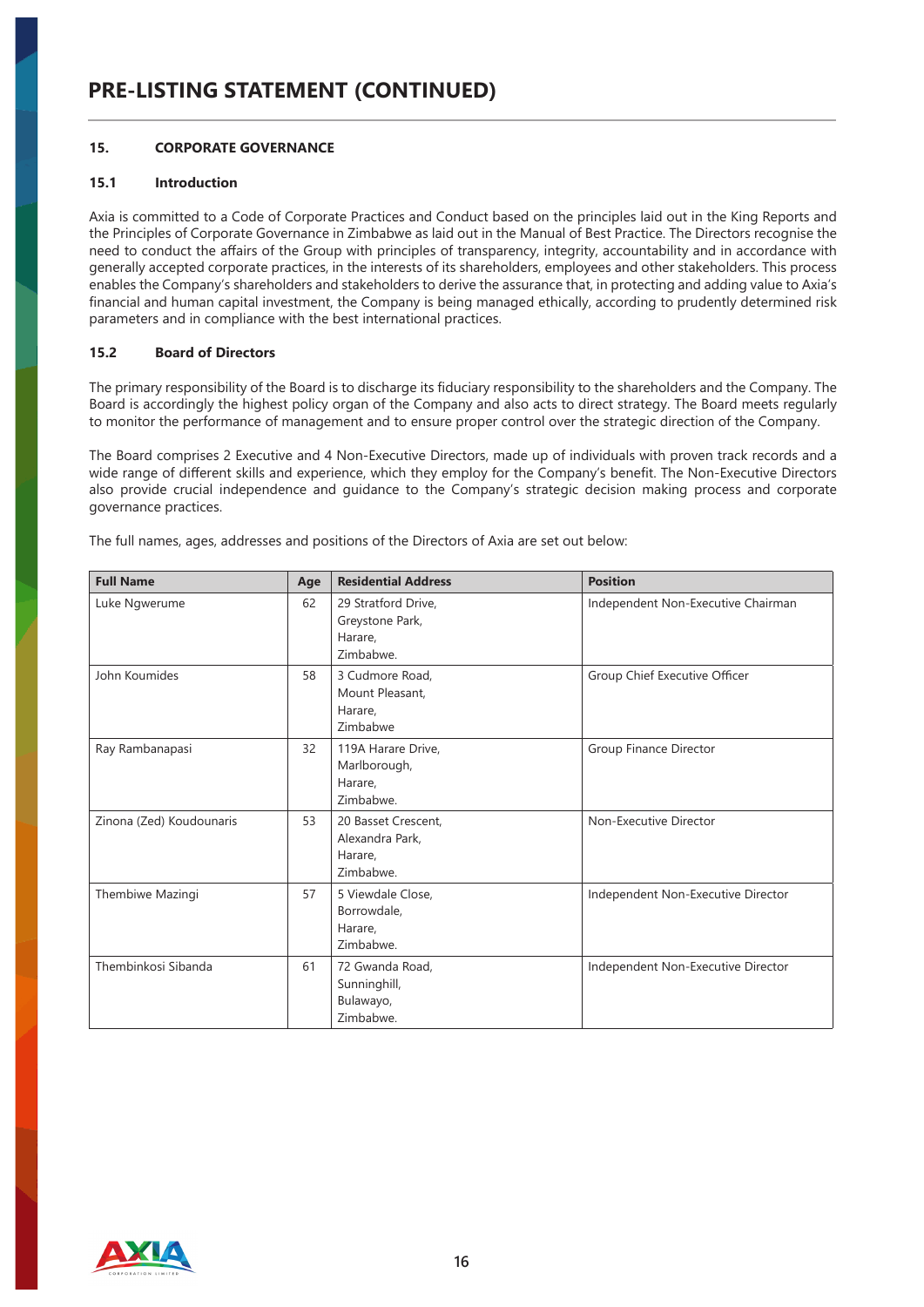# PRE-LISTING STATEMENT (CONTINUED)

## 15. CORPORATE GOVERNANCE

### 15.1 Introduction

Axia is committed to a Code of Corporate Practices and Conduct based on the principles laid out in the King Reports and the Principles of Corporate Governance in Zimbabwe as laid out in the Manual of Best Practice. The Directors recognise the need to conduct the affairs of the Group with principles of transparency, integrity, accountability and in accordance with generally accepted corporate practices, in the interests of its shareholders, employees and other stakeholders. This process enables the Company's shareholders and stakeholders to derive the assurance that, in protecting and adding value to Axia's financial and human capital investment, the Company is being managed ethically, according to prudently determined risk parameters and in compliance with the best international practices.

### 15.2 Board of Directors

The primary responsibility of the Board is to discharge its fiduciary responsibility to the shareholders and the Company. The Board is accordingly the highest policy organ of the Company and also acts to direct strategy. The Board meets regularly to monitor the performance of management and to ensure proper control over the strategic direction of the Company.

The Board comprises 2 Executive and 4 Non-Executive Directors, made up of individuals with proven track records and a wide range of different skills and experience, which they employ for the Company's benefit. The Non-Executive Directors also provide crucial independence and guidance to the Company's strategic decision making process and corporate governance practices.

The full names, ages, addresses and positions of the Directors of Axia are set out below:

| Full Name | Age | Residential Address | Position |
|---|---|---|---|
| Luke Ngwerume | 62 | 29 Stratford Drive, Greystone Park, Harare, Zimbabwe. | Independent Non-Executive Chairman |
| John Koumides | 58 | 3 Cudmore Road, Mount Pleasant, Harare, Zimbabwe | Group Chief Executive Officer |
| Ray Rambanapasi | 32 | 119A Harare Drive, Marlborough, Harare, Zimbabwe. | Group Finance Director |
| Zinona (Zed) Koudounaris | 53 | 20 Basset Crescent, Alexandra Park, Harare, Zimbabwe. | Non-Executive Director |
| Thembiwe Mazingi | 57 | 5 Viewdale Close, Borrowdale, Harare, Zimbabwe. | Independent Non-Executive Director |
| Thembinkosi Sibanda | 61 | 72 Gwanda Road, Sunninghill, Bulawayo, Zimbabwe. | Independent Non-Executive Director |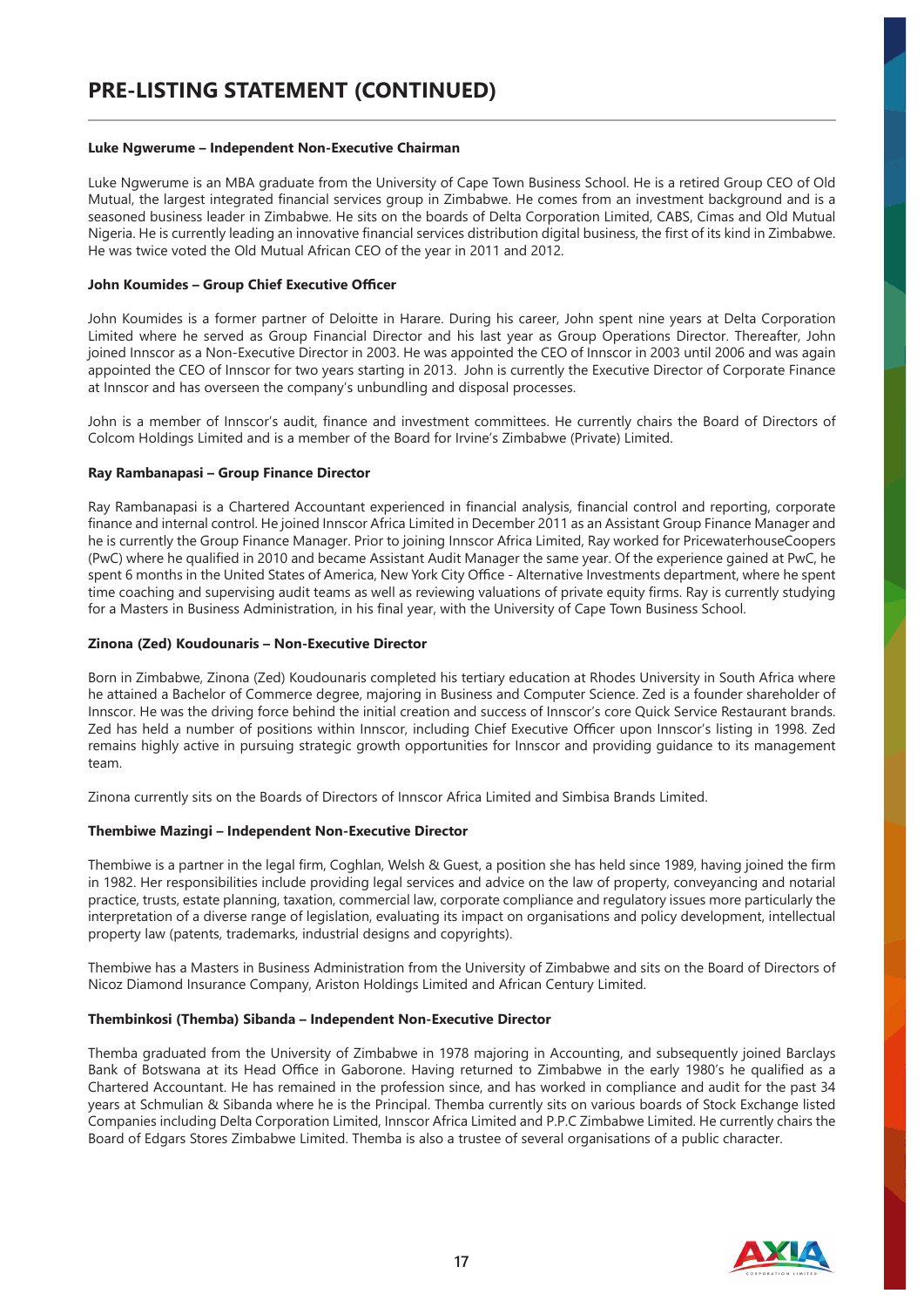# PRE-LISTING STATEMENT (CONTINUED)

**Luke Ngwerume – Independent Non-Executive Chairman**

Luke Ngwerume is an MBA graduate from the University of Cape Town Business School. He is a retired Group CEO of Old Mutual, the largest integrated financial services group in Zimbabwe. He comes from an investment background and is a seasoned business leader in Zimbabwe. He sits on the boards of Delta Corporation Limited, CABS, Cimas and Old Mutual Nigeria. He is currently leading an innovative financial services distribution digital business, the first of its kind in Zimbabwe. He was twice voted the Old Mutual African CEO of the year in 2011 and 2012.

**John Koumides – Group Chief Executive Officer**

John Koumides is a former partner of Deloitte in Harare. During his career, John spent nine years at Delta Corporation Limited where he served as Group Financial Director and his last year as Group Operations Director. Thereafter, John joined Innscor as a Non-Executive Director in 2003. He was appointed the CEO of Innscor in 2003 until 2006 and was again appointed the CEO of Innscor for two years starting in 2013. John is currently the Executive Director of Corporate Finance at Innscor and has overseen the company's unbundling and disposal processes.

John is a member of Innscor's audit, finance and investment committees. He currently chairs the Board of Directors of Colcom Holdings Limited and is a member of the Board for Irvine's Zimbabwe (Private) Limited.

**Ray Rambanapasi – Group Finance Director**

Ray Rambanapasi is a Chartered Accountant experienced in financial analysis, financial control and reporting, corporate finance and internal control. He joined Innscor Africa Limited in December 2011 as an Assistant Group Finance Manager and he is currently the Group Finance Manager. Prior to joining Innscor Africa Limited, Ray worked for PricewaterhouseCoopers (PwC) where he qualified in 2010 and became Assistant Audit Manager the same year. Of the experience gained at PwC, he spent 6 months in the United States of America, New York City Office - Alternative Investments department, where he spent time coaching and supervising audit teams as well as reviewing valuations of private equity firms. Ray is currently studying for a Masters in Business Administration, in his final year, with the University of Cape Town Business School.

**Zinona (Zed) Koudounaris – Non-Executive Director**

Born in Zimbabwe, Zinona (Zed) Koudounaris completed his tertiary education at Rhodes University in South Africa where he attained a Bachelor of Commerce degree, majoring in Business and Computer Science. Zed is a founder shareholder of Innscor. He was the driving force behind the initial creation and success of Innscor's core Quick Service Restaurant brands. Zed has held a number of positions within Innscor, including Chief Executive Officer upon Innscor's listing in 1998. Zed remains highly active in pursuing strategic growth opportunities for Innscor and providing guidance to its management team.

Zinona currently sits on the Boards of Directors of Innscor Africa Limited and Simbisa Brands Limited.

**Thembiwe Mazingi – Independent Non-Executive Director**

Thembiwe is a partner in the legal firm, Coghlan, Welsh & Guest, a position she has held since 1989, having joined the firm in 1982. Her responsibilities include providing legal services and advice on the law of property, conveyancing and notarial practice, trusts, estate planning, taxation, commercial law, corporate compliance and regulatory issues more particularly the interpretation of a diverse range of legislation, evaluating its impact on organisations and policy development, intellectual property law (patents, trademarks, industrial designs and copyrights).

Thembiwe has a Masters in Business Administration from the University of Zimbabwe and sits on the Board of Directors of Nicoz Diamond Insurance Company, Ariston Holdings Limited and African Century Limited.

**Thembinkosi (Themba) Sibanda – Independent Non-Executive Director**

Themba graduated from the University of Zimbabwe in 1978 majoring in Accounting, and subsequently joined Barclays Bank of Botswana at its Head Office in Gaborone. Having returned to Zimbabwe in the early 1980's he qualified as a Chartered Accountant. He has remained in the profession since, and has worked in compliance and audit for the past 34 years at Schmulian & Sibanda where he is the Principal. Themba currently sits on various boards of Stock Exchange listed Companies including Delta Corporation Limited, Innscor Africa Limited and P.P.C Zimbabwe Limited. He currently chairs the Board of Edgars Stores Zimbabwe Limited. Themba is also a trustee of several organisations of a public character.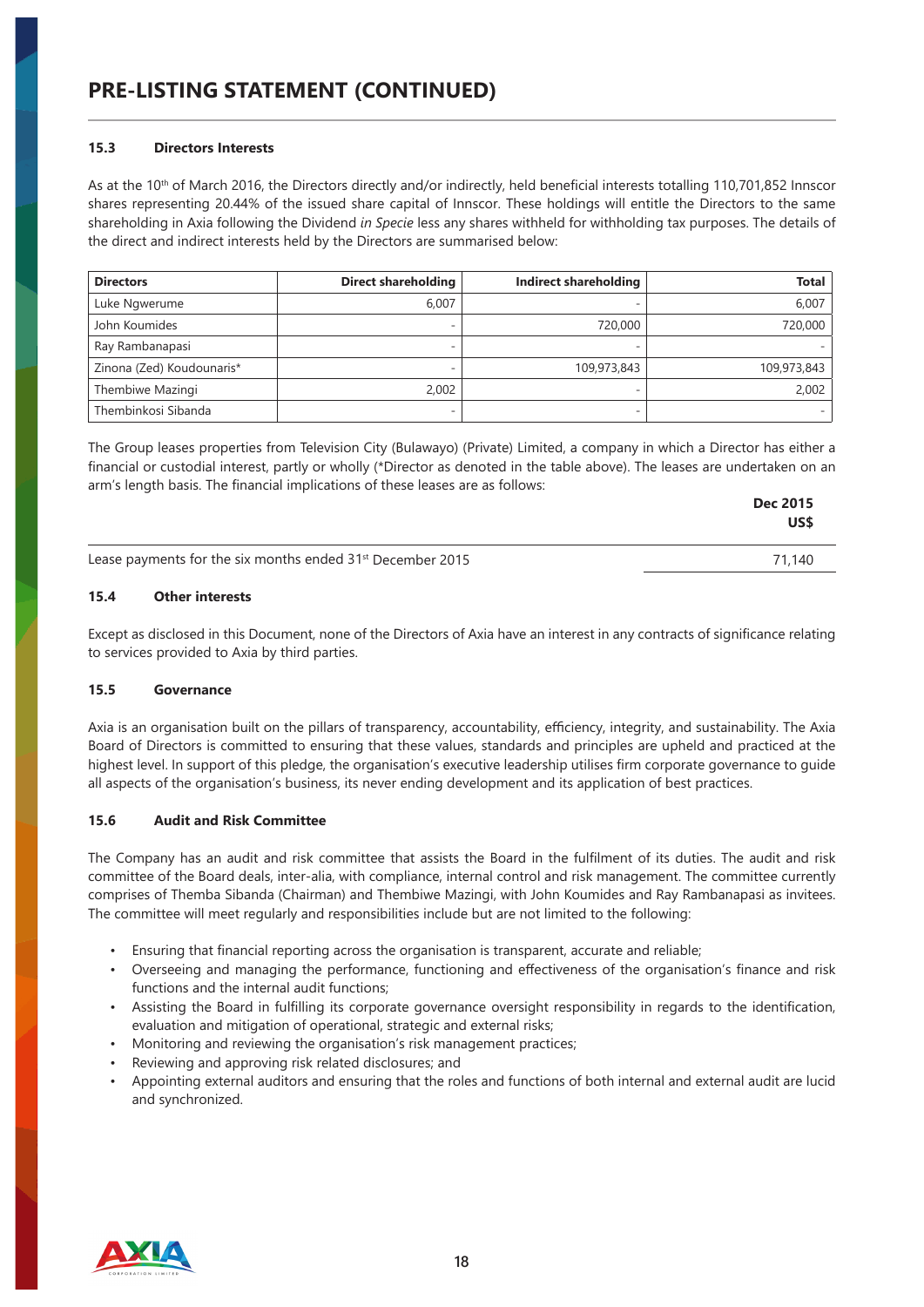# PRE-LISTING STATEMENT (CONTINUED)

### 15.3 Directors Interests

As at the 10th of March 2016, the Directors directly and/or indirectly, held beneficial interests totalling 110,701,852 Innscor shares representing 20.44% of the issued share capital of Innscor. These holdings will entitle the Directors to the same shareholding in Axia following the Dividend *in Specie* less any shares withheld for withholding tax purposes. The details of the direct and indirect interests held by the Directors are summarised below:

| Directors | Direct shareholding | Indirect shareholding | Total |
|---|---|---|---|
| Luke Ngwerume | 6,007 | - | 6,007 |
| John Koumides | - | 720,000 | 720,000 |
| Ray Rambanapasi | - | - | - |
| Zinona (Zed) Koudounaris* | - | 109,973,843 | 109,973,843 |
| Thembiwe Mazingi | 2,002 | - | 2,002 |
| Thembinkosi Sibanda | - | - | - |

The Group leases properties from Television City (Bulawayo) (Private) Limited, a company in which a Director has either a financial or custodial interest, partly or wholly (*Director as denoted in the table above). The leases are undertaken on an arm's length basis. The financial implications of these leases are as follows:

| | Dec 2015 US$ |
|---|---|
| Lease payments for the six months ended 31st December 2015 | 71,140 |

### 15.4 Other interests

Except as disclosed in this Document, none of the Directors of Axia have an interest in any contracts of significance relating to services provided to Axia by third parties.

### 15.5 Governance

Axia is an organisation built on the pillars of transparency, accountability, efficiency, integrity, and sustainability. The Axia Board of Directors is committed to ensuring that these values, standards and principles are upheld and practiced at the highest level. In support of this pledge, the organisation's executive leadership utilises firm corporate governance to guide all aspects of the organisation's business, its never ending development and its application of best practices.

### 15.6 Audit and Risk Committee

The Company has an audit and risk committee that assists the Board in the fulfilment of its duties. The audit and risk committee of the Board deals, inter-alia, with compliance, internal control and risk management. The committee currently comprises of Themba Sibanda (Chairman) and Thembiwe Mazingi, with John Koumides and Ray Rambanapasi as invitees. The committee will meet regularly and responsibilities include but are not limited to the following:

- Ensuring that financial reporting across the organisation is transparent, accurate and reliable;
- Overseeing and managing the performance, functioning and effectiveness of the organisation's finance and risk functions and the internal audit functions;
- Assisting the Board in fulfilling its corporate governance oversight responsibility in regards to the identification, evaluation and mitigation of operational, strategic and external risks;
- Monitoring and reviewing the organisation's risk management practices;
- Reviewing and approving risk related disclosures; and
- Appointing external auditors and ensuring that the roles and functions of both internal and external audit are lucid and synchronized.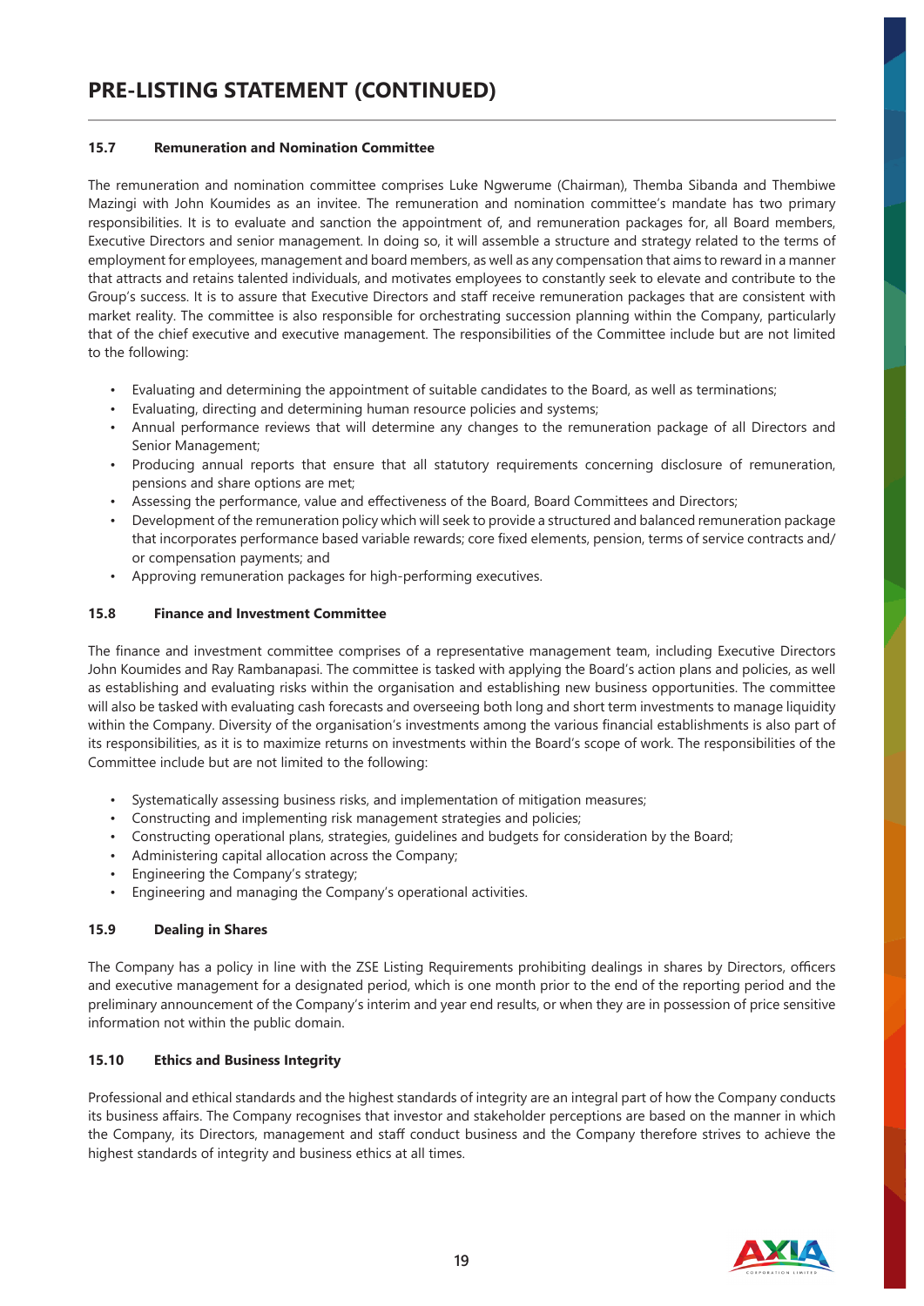# PRE-LISTING STATEMENT (CONTINUED)

### 15.7 Remuneration and Nomination Committee

The remuneration and nomination committee comprises Luke Ngwerume (Chairman), Themba Sibanda and Thembiwe Mazingi with John Koumides as an invitee. The remuneration and nomination committee's mandate has two primary responsibilities. It is to evaluate and sanction the appointment of, and remuneration packages for, all Board members, Executive Directors and senior management. In doing so, it will assemble a structure and strategy related to the terms of employment for employees, management and board members, as well as any compensation that aims to reward in a manner that attracts and retains talented individuals, and motivates employees to constantly seek to elevate and contribute to the Group's success. It is to assure that Executive Directors and staff receive remuneration packages that are consistent with market reality. The committee is also responsible for orchestrating succession planning within the Company, particularly that of the chief executive and executive management. The responsibilities of the Committee include but are not limited to the following:

- Evaluating and determining the appointment of suitable candidates to the Board, as well as terminations;
- Evaluating, directing and determining human resource policies and systems;
- Annual performance reviews that will determine any changes to the remuneration package of all Directors and Senior Management;
- Producing annual reports that ensure that all statutory requirements concerning disclosure of remuneration, pensions and share options are met;
- Assessing the performance, value and effectiveness of the Board, Board Committees and Directors;
- Development of the remuneration policy which will seek to provide a structured and balanced remuneration package that incorporates performance based variable rewards; core fixed elements, pension, terms of service contracts and/or compensation payments; and
- Approving remuneration packages for high-performing executives.

### 15.8 Finance and Investment Committee

The finance and investment committee comprises of a representative management team, including Executive Directors John Koumides and Ray Rambanapasi. The committee is tasked with applying the Board's action plans and policies, as well as establishing and evaluating risks within the organisation and establishing new business opportunities. The committee will also be tasked with evaluating cash forecasts and overseeing both long and short term investments to manage liquidity within the Company. Diversity of the organisation's investments among the various financial establishments is also part of its responsibilities, as it is to maximize returns on investments within the Board's scope of work. The responsibilities of the Committee include but are not limited to the following:

- Systematically assessing business risks, and implementation of mitigation measures;
- Constructing and implementing risk management strategies and policies;
- Constructing operational plans, strategies, guidelines and budgets for consideration by the Board;
- Administering capital allocation across the Company;
- Engineering the Company's strategy;
- Engineering and managing the Company's operational activities.

### 15.9 Dealing in Shares

The Company has a policy in line with the ZSE Listing Requirements prohibiting dealings in shares by Directors, officers and executive management for a designated period, which is one month prior to the end of the reporting period and the preliminary announcement of the Company's interim and year end results, or when they are in possession of price sensitive information not within the public domain.

### 15.10 Ethics and Business Integrity

Professional and ethical standards and the highest standards of integrity are an integral part of how the Company conducts its business affairs. The Company recognises that investor and stakeholder perceptions are based on the manner in which the Company, its Directors, management and staff conduct business and the Company therefore strives to achieve the highest standards of integrity and business ethics at all times.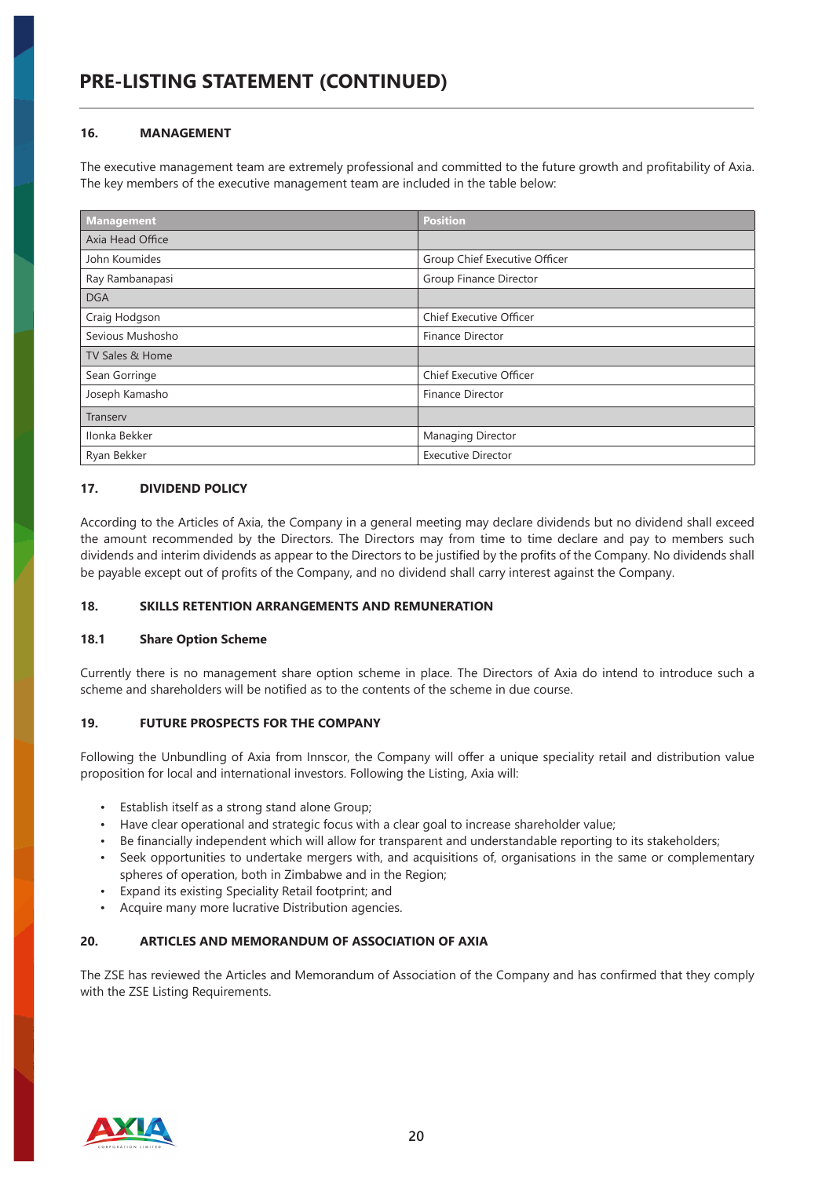# PRE-LISTING STATEMENT (CONTINUED)

## 16. MANAGEMENT

The executive management team are extremely professional and committed to the future growth and profitability of Axia. The key members of the executive management team are included in the table below:

| Management | Position |
|---|---|
| Axia Head Office | |
| John Koumides | Group Chief Executive Officer |
| Ray Rambanapasi | Group Finance Director |
| DGA | |
| Craig Hodgson | Chief Executive Officer |
| Sevious Mushosho | Finance Director |
| TV Sales & Home | |
| Sean Gorringe | Chief Executive Officer |
| Joseph Kamasho | Finance Director |
| Transerv | |
| Ilonka Bekker | Managing Director |
| Ryan Bekker | Executive Director |

## 17. DIVIDEND POLICY

According to the Articles of Axia, the Company in a general meeting may declare dividends but no dividend shall exceed the amount recommended by the Directors. The Directors may from time to time declare and pay to members such dividends and interim dividends as appear to the Directors to be justified by the profits of the Company. No dividends shall be payable except out of profits of the Company, and no dividend shall carry interest against the Company.

## 18. SKILLS RETENTION ARRANGEMENTS AND REMUNERATION

### 18.1 Share Option Scheme

Currently there is no management share option scheme in place. The Directors of Axia do intend to introduce such a scheme and shareholders will be notified as to the contents of the scheme in due course.

## 19. FUTURE PROSPECTS FOR THE COMPANY

Following the Unbundling of Axia from Innscor, the Company will offer a unique speciality retail and distribution value proposition for local and international investors. Following the Listing, Axia will:

- Establish itself as a strong stand alone Group;
- Have clear operational and strategic focus with a clear goal to increase shareholder value;
- Be financially independent which will allow for transparent and understandable reporting to its stakeholders;
- Seek opportunities to undertake mergers with, and acquisitions of, organisations in the same or complementary spheres of operation, both in Zimbabwe and in the Region;
- Expand its existing Speciality Retail footprint; and
- Acquire many more lucrative Distribution agencies.

## 20. ARTICLES AND MEMORANDUM OF ASSOCIATION OF AXIA

The ZSE has reviewed the Articles and Memorandum of Association of the Company and has confirmed that they comply with the ZSE Listing Requirements.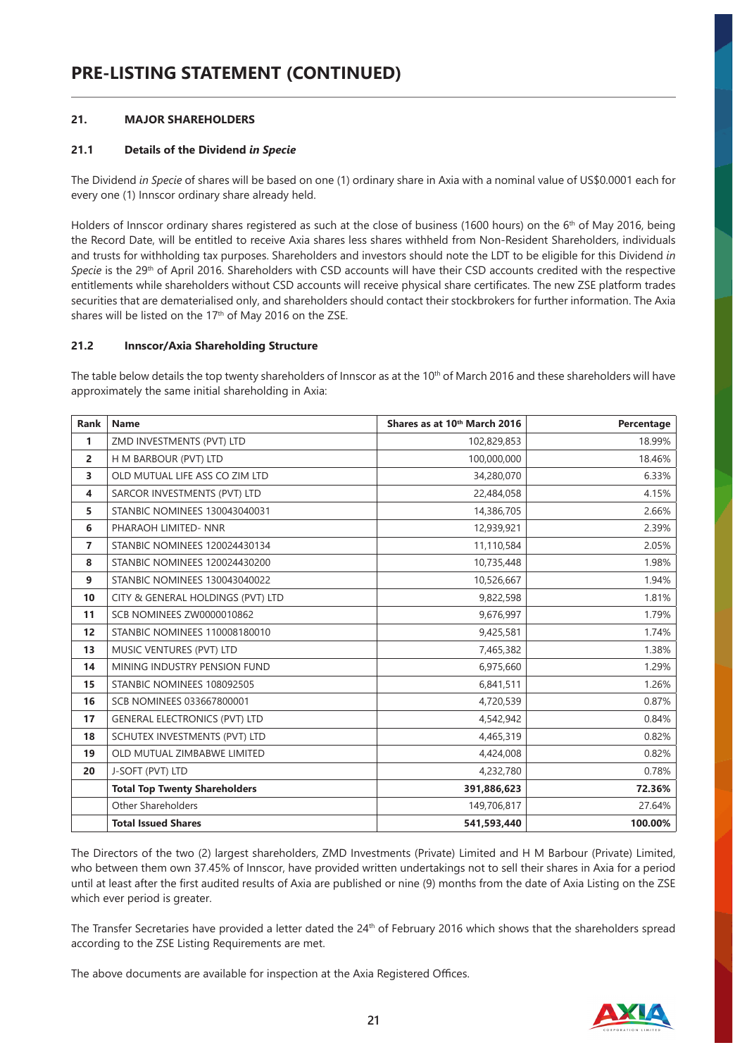# PRE-LISTING STATEMENT (CONTINUED)

## 21. MAJOR SHAREHOLDERS

### 21.1 Details of the Dividend *in Specie*

The Dividend *in Specie* of shares will be based on one (1) ordinary share in Axia with a nominal value of US$0.0001 each for every one (1) Innscor ordinary share already held.

Holders of Innscor ordinary shares registered as such at the close of business (1600 hours) on the 6th of May 2016, being the Record Date, will be entitled to receive Axia shares less shares withheld from Non-Resident Shareholders, individuals and trusts for withholding tax purposes. Shareholders and investors should note the LDT to be eligible for this Dividend *in Specie* is the 29th of April 2016. Shareholders with CSD accounts will have their CSD accounts credited with the respective entitlements while shareholders without CSD accounts will receive physical share certificates. The new ZSE platform trades securities that are dematerialised only, and shareholders should contact their stockbrokers for further information. The Axia shares will be listed on the 17th of May 2016 on the ZSE.

### 21.2 Innscor/Axia Shareholding Structure

The table below details the top twenty shareholders of Innscor as at the 10th of March 2016 and these shareholders will have approximately the same initial shareholding in Axia:

| Rank | Name | Shares as at 10th March 2016 | Percentage |
|---|---|---|---|
| 1 | ZMD INVESTMENTS (PVT) LTD | 102,829,853 | 18.99% |
| 2 | H M BARBOUR (PVT) LTD | 100,000,000 | 18.46% |
| 3 | OLD MUTUAL LIFE ASS CO ZIM LTD | 34,280,070 | 6.33% |
| 4 | SARCOR INVESTMENTS (PVT) LTD | 22,484,058 | 4.15% |
| 5 | STANBIC NOMINEES 130043040031 | 14,386,705 | 2.66% |
| 6 | PHARAOH LIMITED- NNR | 12,939,921 | 2.39% |
| 7 | STANBIC NOMINEES 120024430134 | 11,110,584 | 2.05% |
| 8 | STANBIC NOMINEES 120024430200 | 10,735,448 | 1.98% |
| 9 | STANBIC NOMINEES 130043040022 | 10,526,667 | 1.94% |
| 10 | CITY & GENERAL HOLDINGS (PVT) LTD | 9,822,598 | 1.81% |
| 11 | SCB NOMINEES ZW0000010862 | 9,676,997 | 1.79% |
| 12 | STANBIC NOMINEES 110008180010 | 9,425,581 | 1.74% |
| 13 | MUSIC VENTURES (PVT) LTD | 7,465,382 | 1.38% |
| 14 | MINING INDUSTRY PENSION FUND | 6,975,660 | 1.29% |
| 15 | STANBIC NOMINEES 108092505 | 6,841,511 | 1.26% |
| 16 | SCB NOMINEES 033667800001 | 4,720,539 | 0.87% |
| 17 | GENERAL ELECTRONICS (PVT) LTD | 4,542,942 | 0.84% |
| 18 | SCHUTEX INVESTMENTS (PVT) LTD | 4,465,319 | 0.82% |
| 19 | OLD MUTUAL ZIMBABWE LIMITED | 4,424,008 | 0.82% |
| 20 | J-SOFT (PVT) LTD | 4,232,780 | 0.78% |
| | **Total Top Twenty Shareholders** | **391,886,623** | **72.36%** |
| | Other Shareholders | 149,706,817 | 27.64% |
| | **Total Issued Shares** | **541,593,440** | **100.00%** |

The Directors of the two (2) largest shareholders, ZMD Investments (Private) Limited and H M Barbour (Private) Limited, who between them own 37.45% of Innscor, have provided written undertakings not to sell their shares in Axia for a period until at least after the first audited results of Axia are published or nine (9) months from the date of Axia Listing on the ZSE which ever period is greater.

The Transfer Secretaries have provided a letter dated the 24th of February 2016 which shows that the shareholders spread according to the ZSE Listing Requirements are met.

The above documents are available for inspection at the Axia Registered Offices.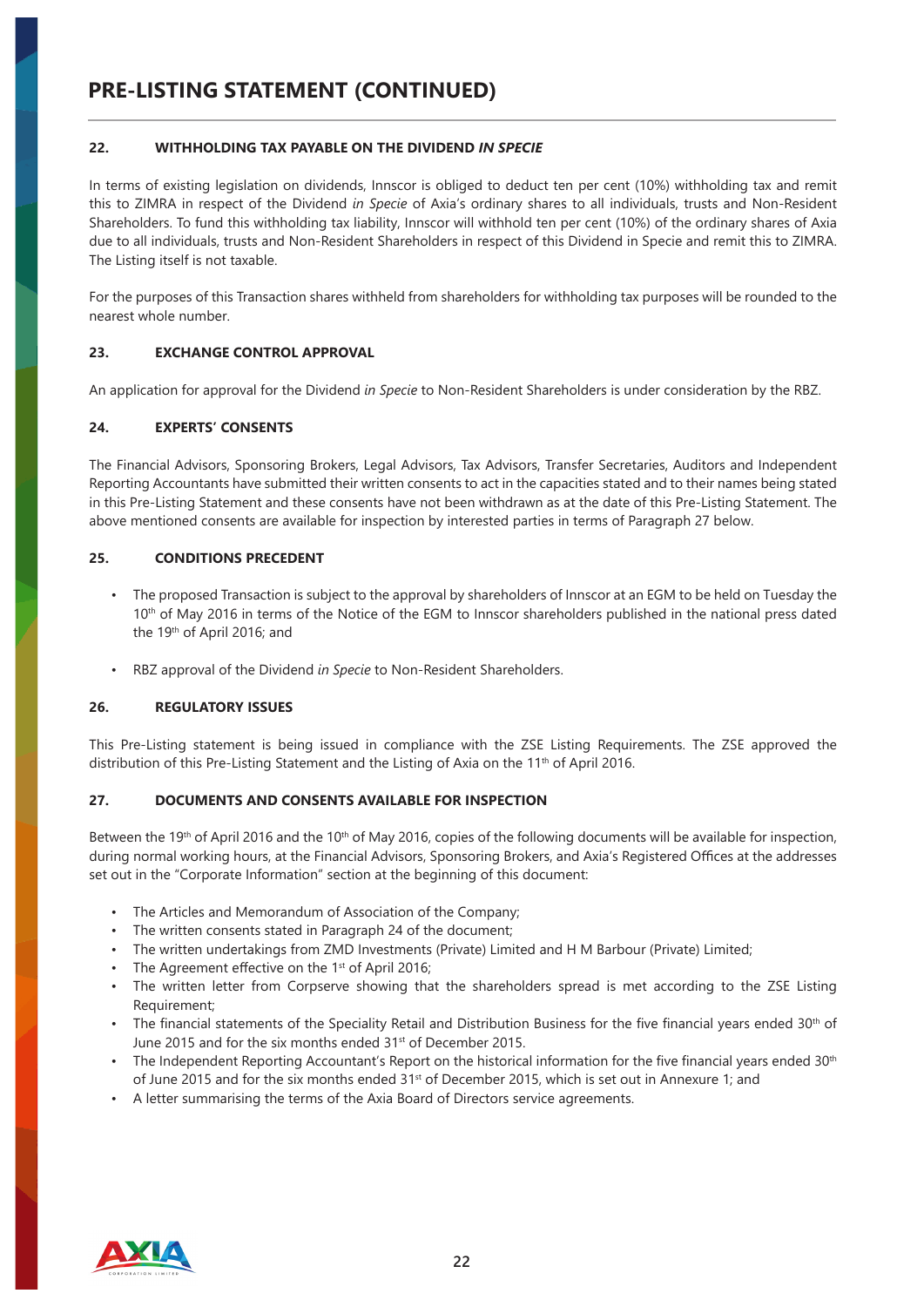# PRE-LISTING STATEMENT (CONTINUED)

## 22. WITHHOLDING TAX PAYABLE ON THE DIVIDEND *IN SPECIE*

In terms of existing legislation on dividends, Innscor is obliged to deduct ten per cent (10%) withholding tax and remit this to ZIMRA in respect of the Dividend *in Specie* of Axia's ordinary shares to all individuals, trusts and Non-Resident Shareholders. To fund this withholding tax liability, Innscor will withhold ten per cent (10%) of the ordinary shares of Axia due to all individuals, trusts and Non-Resident Shareholders in respect of this Dividend in Specie and remit this to ZIMRA. The Listing itself is not taxable.

For the purposes of this Transaction shares withheld from shareholders for withholding tax purposes will be rounded to the nearest whole number.

## 23. EXCHANGE CONTROL APPROVAL

An application for approval for the Dividend *in Specie* to Non-Resident Shareholders is under consideration by the RBZ.

## 24. EXPERTS' CONSENTS

The Financial Advisors, Sponsoring Brokers, Legal Advisors, Tax Advisors, Transfer Secretaries, Auditors and Independent Reporting Accountants have submitted their written consents to act in the capacities stated and to their names being stated in this Pre-Listing Statement and these consents have not been withdrawn as at the date of this Pre-Listing Statement. The above mentioned consents are available for inspection by interested parties in terms of Paragraph 27 below.

## 25. CONDITIONS PRECEDENT

- The proposed Transaction is subject to the approval by shareholders of Innscor at an EGM to be held on Tuesday the 10th of May 2016 in terms of the Notice of the EGM to Innscor shareholders published in the national press dated the 19th of April 2016; and
- RBZ approval of the Dividend *in Specie* to Non-Resident Shareholders.

## 26. REGULATORY ISSUES

This Pre-Listing statement is being issued in compliance with the ZSE Listing Requirements. The ZSE approved the distribution of this Pre-Listing Statement and the Listing of Axia on the 11th of April 2016.

## 27. DOCUMENTS AND CONSENTS AVAILABLE FOR INSPECTION

Between the 19th of April 2016 and the 10th of May 2016, copies of the following documents will be available for inspection, during normal working hours, at the Financial Advisors, Sponsoring Brokers, and Axia's Registered Offices at the addresses set out in the "Corporate Information" section at the beginning of this document:

- The Articles and Memorandum of Association of the Company;
- The written consents stated in Paragraph 24 of the document;
- The written undertakings from ZMD Investments (Private) Limited and H M Barbour (Private) Limited;
- The Agreement effective on the 1st of April 2016;
- The written letter from Corpserve showing that the shareholders spread is met according to the ZSE Listing Requirement;
- The financial statements of the Speciality Retail and Distribution Business for the five financial years ended 30th of June 2015 and for the six months ended 31st of December 2015.
- The Independent Reporting Accountant's Report on the historical information for the five financial years ended 30th of June 2015 and for the six months ended 31st of December 2015, which is set out in Annexure 1; and
- A letter summarising the terms of the Axia Board of Directors service agreements.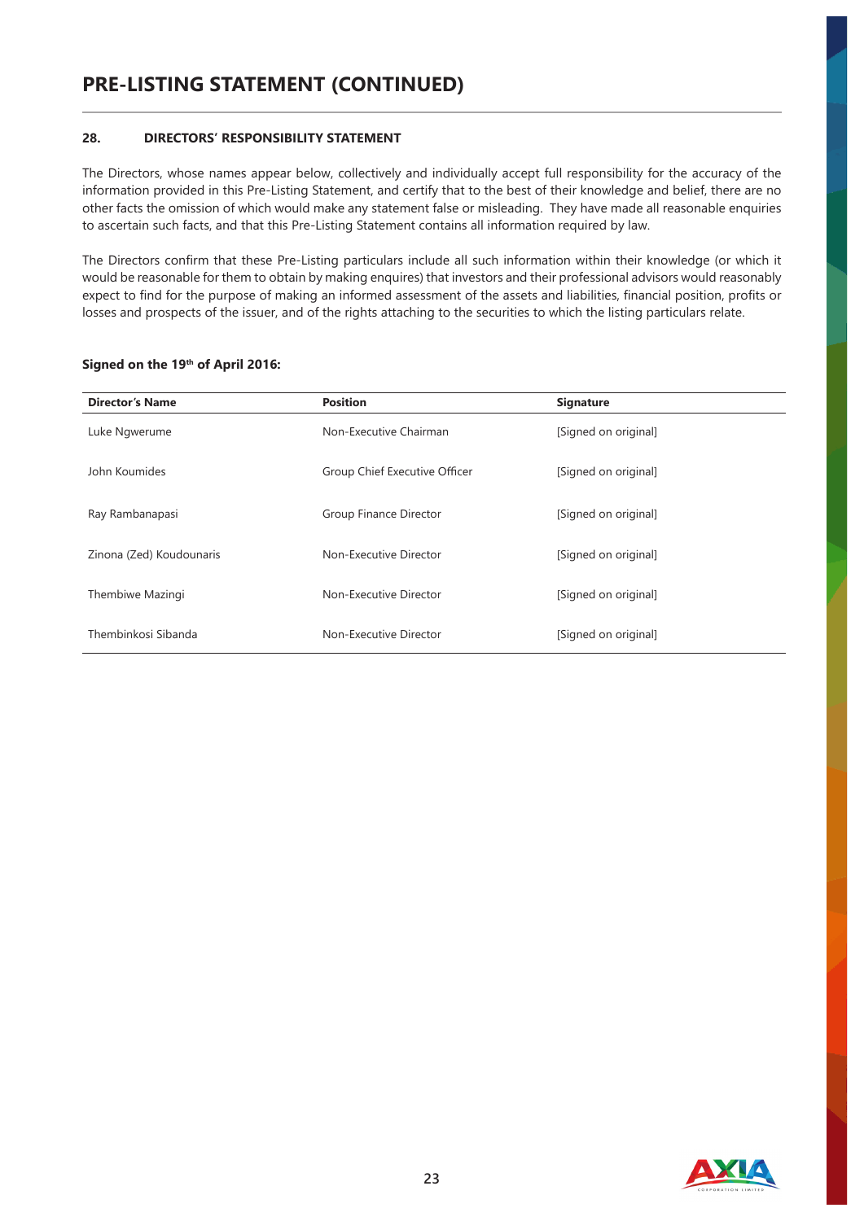# PRE-LISTING STATEMENT (CONTINUED)

## 28. DIRECTORS' RESPONSIBILITY STATEMENT

The Directors, whose names appear below, collectively and individually accept full responsibility for the accuracy of the information provided in this Pre-Listing Statement, and certify that to the best of their knowledge and belief, there are no other facts the omission of which would make any statement false or misleading. They have made all reasonable enquiries to ascertain such facts, and that this Pre-Listing Statement contains all information required by law.

The Directors confirm that these Pre-Listing particulars include all such information within their knowledge (or which it would be reasonable for them to obtain by making enquires) that investors and their professional advisors would reasonably expect to find for the purpose of making an informed assessment of the assets and liabilities, financial position, profits or losses and prospects of the issuer, and of the rights attaching to the securities to which the listing particulars relate.

**Signed on the 19th of April 2016:**

| Director's Name | Position | Signature |
|---|---|---|
| Luke Ngwerume | Non-Executive Chairman | [Signed on original] |
| John Koumides | Group Chief Executive Officer | [Signed on original] |
| Ray Rambanapasi | Group Finance Director | [Signed on original] |
| Zinona (Zed) Koudounaris | Non-Executive Director | [Signed on original] |
| Thembiwe Mazingi | Non-Executive Director | [Signed on original] |
| Thembinkosi Sibanda | Non-Executive Director | [Signed on original] |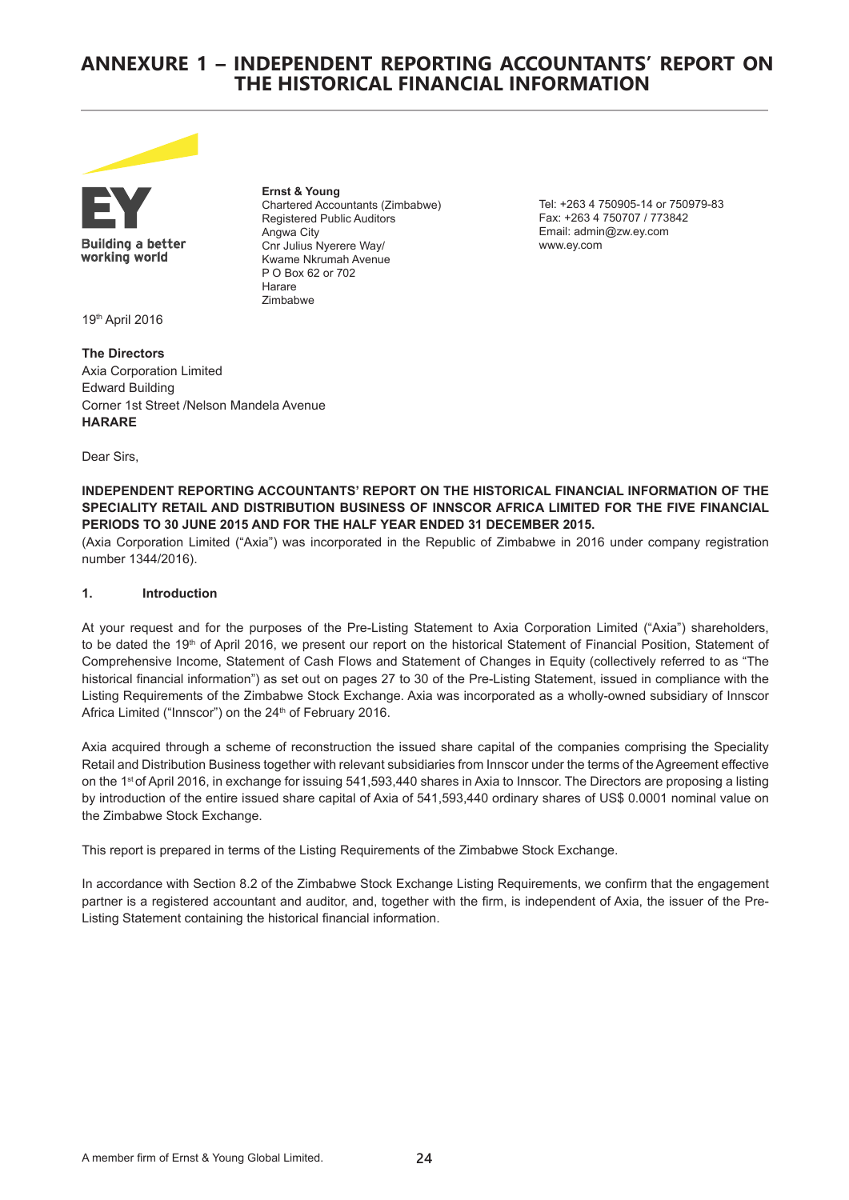# ANNEXURE 1 – INDEPENDENT REPORTING ACCOUNTANTS' REPORT ON THE HISTORICAL FINANCIAL INFORMATION

EY
Building a better working world

**Ernst & Young**
Chartered Accountants (Zimbabwe)
Registered Public Auditors
Angwa City
Cnr Julius Nyerere Way/
Kwame Nkrumah Avenue
P O Box 62 or 702
Harare
Zimbabwe

Tel: +263 4 750905-14 or 750979-83
Fax: +263 4 750707 / 773842
Email: admin@zw.ey.com
www.ey.com

19th April 2016

**The Directors**
Axia Corporation Limited
Edward Building
Corner 1st Street /Nelson Mandela Avenue
**HARARE**

Dear Sirs,

**INDEPENDENT REPORTING ACCOUNTANTS' REPORT ON THE HISTORICAL FINANCIAL INFORMATION OF THE SPECIALITY RETAIL AND DISTRIBUTION BUSINESS OF INNSCOR AFRICA LIMITED FOR THE FIVE FINANCIAL PERIODS TO 30 JUNE 2015 AND FOR THE HALF YEAR ENDED 31 DECEMBER 2015.**

(Axia Corporation Limited ("Axia") was incorporated in the Republic of Zimbabwe in 2016 under company registration number 1344/2016).

## 1. Introduction

At your request and for the purposes of the Pre-Listing Statement to Axia Corporation Limited ("Axia") shareholders, to be dated the 19th of April 2016, we present our report on the historical Statement of Financial Position, Statement of Comprehensive Income, Statement of Cash Flows and Statement of Changes in Equity (collectively referred to as "The historical financial information") as set out on pages 27 to 30 of the Pre-Listing Statement, issued in compliance with the Listing Requirements of the Zimbabwe Stock Exchange. Axia was incorporated as a wholly-owned subsidiary of Innscor Africa Limited ("Innscor") on the 24th of February 2016.

Axia acquired through a scheme of reconstruction the issued share capital of the companies comprising the Speciality Retail and Distribution Business together with relevant subsidiaries from Innscor under the terms of the Agreement effective on the 1st of April 2016, in exchange for issuing 541,593,440 shares in Axia to Innscor. The Directors are proposing a listing by introduction of the entire issued share capital of Axia of 541,593,440 ordinary shares of US$ 0.0001 nominal value on the Zimbabwe Stock Exchange.

This report is prepared in terms of the Listing Requirements of the Zimbabwe Stock Exchange.

In accordance with Section 8.2 of the Zimbabwe Stock Exchange Listing Requirements, we confirm that the engagement partner is a registered accountant and auditor, and, together with the firm, is independent of Axia, the issuer of the Pre-Listing Statement containing the historical financial information.

A member firm of Ernst & Young Global Limited.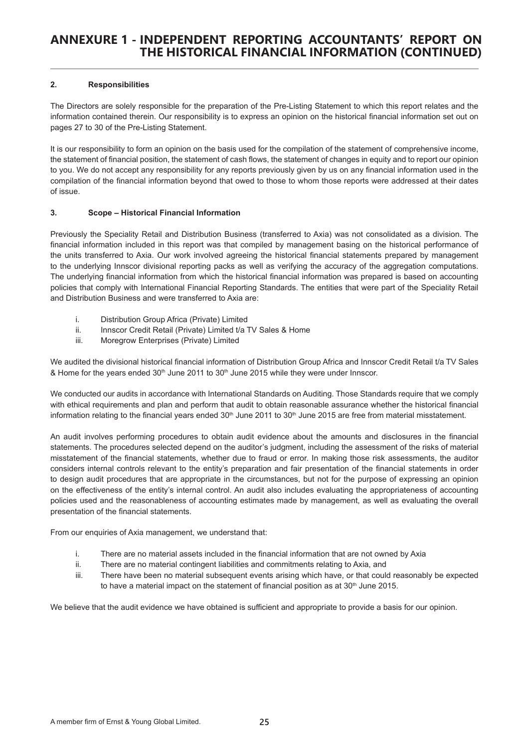# ANNEXURE 1 - INDEPENDENT REPORTING ACCOUNTANTS' REPORT ON THE HISTORICAL FINANCIAL INFORMATION (CONTINUED)

## 2. Responsibilities

The Directors are solely responsible for the preparation of the Pre-Listing Statement to which this report relates and the information contained therein. Our responsibility is to express an opinion on the historical financial information set out on pages 27 to 30 of the Pre-Listing Statement.

It is our responsibility to form an opinion on the basis used for the compilation of the statement of comprehensive income, the statement of financial position, the statement of cash flows, the statement of changes in equity and to report our opinion to you. We do not accept any responsibility for any reports previously given by us on any financial information used in the compilation of the financial information beyond that owed to those to whom those reports were addressed at their dates of issue.

## 3. Scope – Historical Financial Information

Previously the Speciality Retail and Distribution Business (transferred to Axia) was not consolidated as a division. The financial information included in this report was that compiled by management basing on the historical performance of the units transferred to Axia. Our work involved agreeing the historical financial statements prepared by management to the underlying Innscor divisional reporting packs as well as verifying the accuracy of the aggregation computations. The underlying financial information from which the historical financial information was prepared is based on accounting policies that comply with International Financial Reporting Standards. The entities that were part of the Speciality Retail and Distribution Business and were transferred to Axia are:

i. Distribution Group Africa (Private) Limited
ii. Innscor Credit Retail (Private) Limited t/a TV Sales & Home
iii. Moregrow Enterprises (Private) Limited

We audited the divisional historical financial information of Distribution Group Africa and Innscor Credit Retail t/a TV Sales & Home for the years ended 30th June 2011 to 30th June 2015 while they were under Innscor.

We conducted our audits in accordance with International Standards on Auditing. Those Standards require that we comply with ethical requirements and plan and perform that audit to obtain reasonable assurance whether the historical financial information relating to the financial years ended 30th June 2011 to 30th June 2015 are free from material misstatement.

An audit involves performing procedures to obtain audit evidence about the amounts and disclosures in the financial statements. The procedures selected depend on the auditor's judgment, including the assessment of the risks of material misstatement of the financial statements, whether due to fraud or error. In making those risk assessments, the auditor considers internal controls relevant to the entity's preparation and fair presentation of the financial statements in order to design audit procedures that are appropriate in the circumstances, but not for the purpose of expressing an opinion on the effectiveness of the entity's internal control. An audit also includes evaluating the appropriateness of accounting policies used and the reasonableness of accounting estimates made by management, as well as evaluating the overall presentation of the financial statements.

From our enquiries of Axia management, we understand that:

i. There are no material assets included in the financial information that are not owned by Axia
ii. There are no material contingent liabilities and commitments relating to Axia, and
iii. There have been no material subsequent events arising which have, or that could reasonably be expected to have a material impact on the statement of financial position as at 30th June 2015.

We believe that the audit evidence we have obtained is sufficient and appropriate to provide a basis for our opinion.

A member firm of Ernst & Young Global Limited.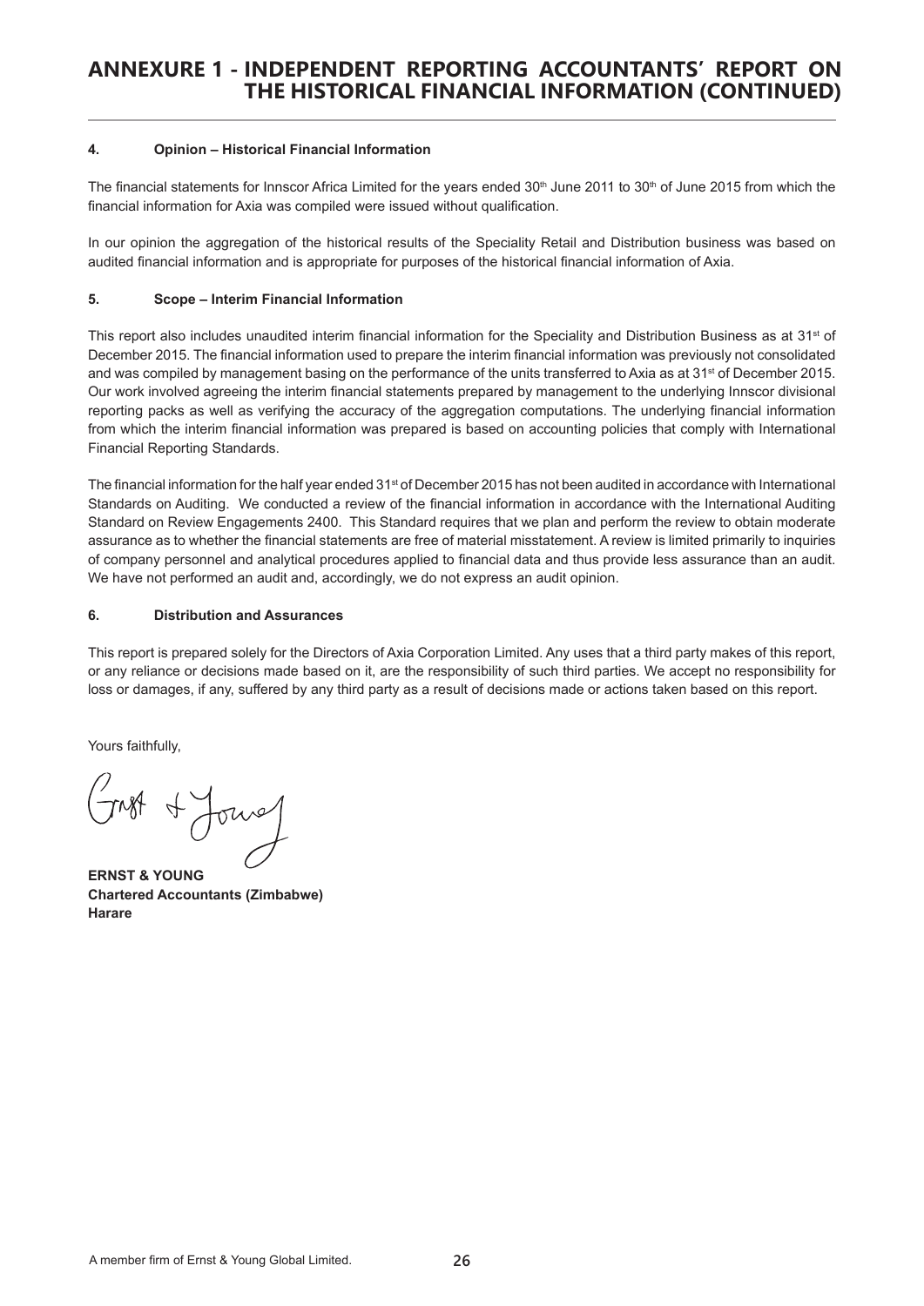# ANNEXURE 1 - INDEPENDENT REPORTING ACCOUNTANTS' REPORT ON THE HISTORICAL FINANCIAL INFORMATION (CONTINUED)

### 4. Opinion – Historical Financial Information

The financial statements for Innscor Africa Limited for the years ended 30th June 2011 to 30th of June 2015 from which the financial information for Axia was compiled were issued without qualification.

In our opinion the aggregation of the historical results of the Speciality Retail and Distribution business was based on audited financial information and is appropriate for purposes of the historical financial information of Axia.

### 5. Scope – Interim Financial Information

This report also includes unaudited interim financial information for the Speciality and Distribution Business as at 31st of December 2015. The financial information used to prepare the interim financial information was previously not consolidated and was compiled by management basing on the performance of the units transferred to Axia as at 31st of December 2015. Our work involved agreeing the interim financial statements prepared by management to the underlying Innscor divisional reporting packs as well as verifying the accuracy of the aggregation computations. The underlying financial information from which the interim financial information was prepared is based on accounting policies that comply with International Financial Reporting Standards.

The financial information for the half year ended 31st of December 2015 has not been audited in accordance with International Standards on Auditing. We conducted a review of the financial information in accordance with the International Auditing Standard on Review Engagements 2400. This Standard requires that we plan and perform the review to obtain moderate assurance as to whether the financial statements are free of material misstatement. A review is limited primarily to inquiries of company personnel and analytical procedures applied to financial data and thus provide less assurance than an audit. We have not performed an audit and, accordingly, we do not express an audit opinion.

### 6. Distribution and Assurances

This report is prepared solely for the Directors of Axia Corporation Limited. Any uses that a third party makes of this report, or any reliance or decisions made based on it, are the responsibility of such third parties. We accept no responsibility for loss or damages, if any, suffered by any third party as a result of decisions made or actions taken based on this report.

Yours faithfully,

Ernst & Young

**ERNST & YOUNG**
**Chartered Accountants (Zimbabwe)**
**Harare**

A member firm of Ernst & Young Global Limited.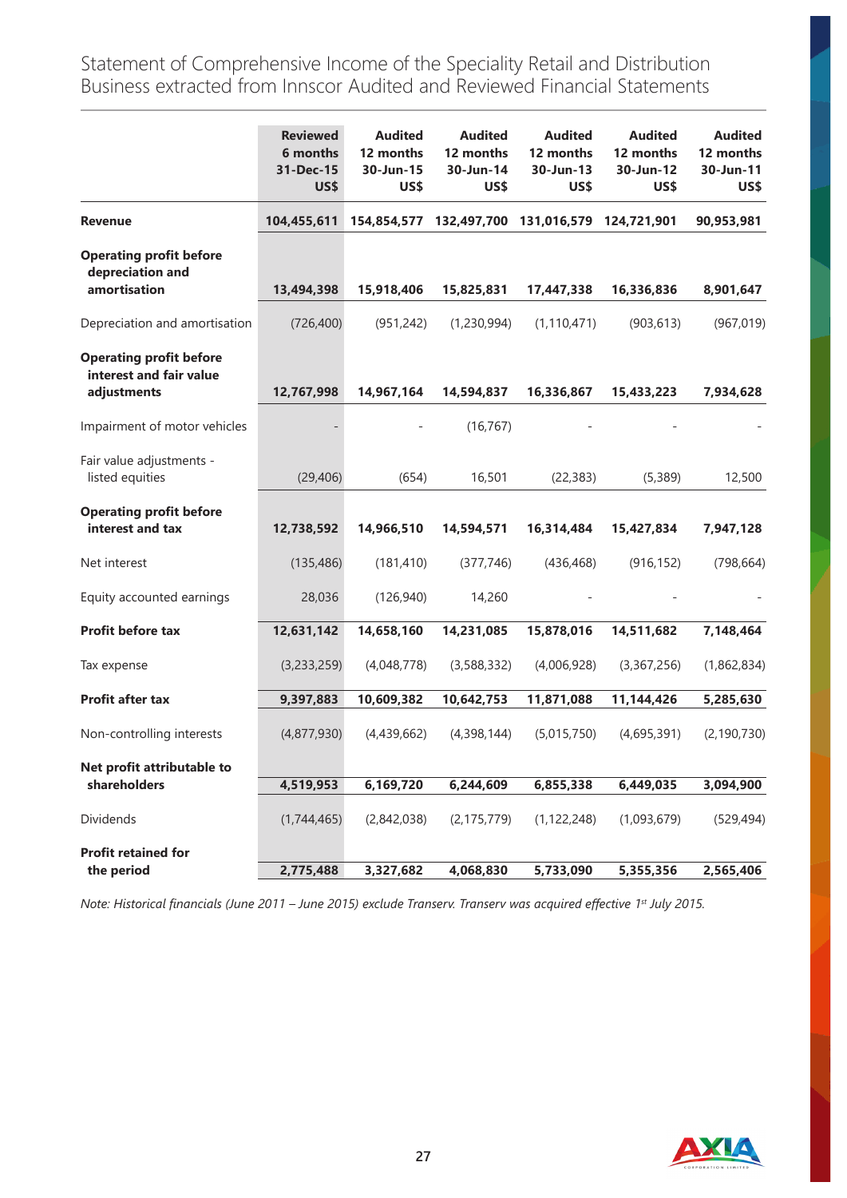# Statement of Comprehensive Income of the Speciality Retail and Distribution Business extracted from Innscor Audited and Reviewed Financial Statements

| | Reviewed 6 months 31-Dec-15 US$ | Audited 12 months 30-Jun-15 US$ | Audited 12 months 30-Jun-14 US$ | Audited 12 months 30-Jun-13 US$ | Audited 12 months 30-Jun-12 US$ | Audited 12 months 30-Jun-11 US$ |
|---|---|---|---|---|---|---|
| **Revenue** | **104,455,611** | **154,854,577** | **132,497,700** | **131,016,579** | **124,721,901** | **90,953,981** |
| **Operating profit before depreciation and amortisation** | **13,494,398** | **15,918,406** | **15,825,831** | **17,447,338** | **16,336,836** | **8,901,647** |
| Depreciation and amortisation | (726,400) | (951,242) | (1,230,994) | (1,110,471) | (903,613) | (967,019) |
| **Operating profit before interest and fair value adjustments** | **12,767,998** | **14,967,164** | **14,594,837** | **16,336,867** | **15,433,223** | **7,934,628** |
| Impairment of motor vehicles | - | - | (16,767) | - | - | - |
| Fair value adjustments - listed equities | (29,406) | (654) | 16,501 | (22,383) | (5,389) | 12,500 |
| **Operating profit before interest and tax** | **12,738,592** | **14,966,510** | **14,594,571** | **16,314,484** | **15,427,834** | **7,947,128** |
| Net interest | (135,486) | (181,410) | (377,746) | (436,468) | (916,152) | (798,664) |
| Equity accounted earnings | 28,036 | (126,940) | 14,260 | - | - | - |
| **Profit before tax** | **12,631,142** | **14,658,160** | **14,231,085** | **15,878,016** | **14,511,682** | **7,148,464** |
| Tax expense | (3,233,259) | (4,048,778) | (3,588,332) | (4,006,928) | (3,367,256) | (1,862,834) |
| **Profit after tax** | **9,397,883** | **10,609,382** | **10,642,753** | **11,871,088** | **11,144,426** | **5,285,630** |
| Non-controlling interests | (4,877,930) | (4,439,662) | (4,398,144) | (5,015,750) | (4,695,391) | (2,190,730) |
| **Net profit attributable to shareholders** | **4,519,953** | **6,169,720** | **6,244,609** | **6,855,338** | **6,449,035** | **3,094,900** |
| Dividends | (1,744,465) | (2,842,038) | (2,175,779) | (1,122,248) | (1,093,679) | (529,494) |
| **Profit retained for the period** | **2,775,488** | **3,327,682** | **4,068,830** | **5,733,090** | **5,355,356** | **2,565,406** |

*Note: Historical financials (June 2011 – June 2015) exclude Transerv. Transerv was acquired effective 1st July 2015.*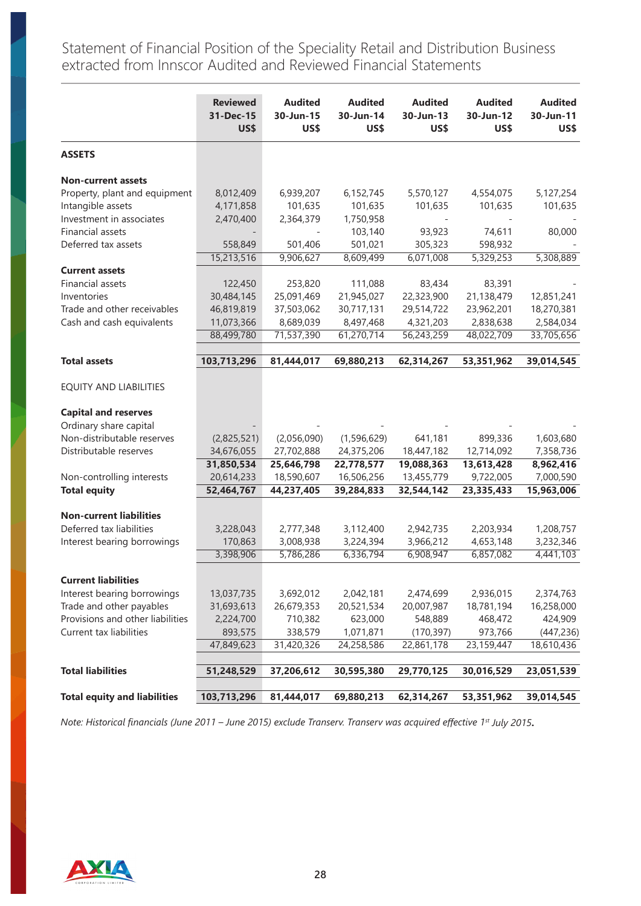# Statement of Financial Position of the Speciality Retail and Distribution Business extracted from Innscor Audited and Reviewed Financial Statements

| | Reviewed 31-Dec-15 US$ | Audited 30-Jun-15 US$ | Audited 30-Jun-14 US$ | Audited 30-Jun-13 US$ | Audited 30-Jun-12 US$ | Audited 30-Jun-11 US$ |
|---|---|---|---|---|---|---|
| **ASSETS** | | | | | | |
| **Non-current assets** | | | | | | |
| Property, plant and equipment | 8,012,409 | 6,939,207 | 6,152,745 | 5,570,127 | 4,554,075 | 5,127,254 |
| Intangible assets | 4,171,858 | 101,635 | 101,635 | 101,635 | 101,635 | 101,635 |
| Investment in associates | 2,470,400 | 2,364,379 | 1,750,958 | - | - | - |
| Financial assets | - | - | 103,140 | 93,923 | 74,611 | 80,000 |
| Deferred tax assets | 558,849 | 501,406 | 501,021 | 305,323 | 598,932 | - |
| | 15,213,516 | 9,906,627 | 8,609,499 | 6,071,008 | 5,329,253 | 5,308,889 |
| **Current assets** | | | | | | |
| Financial assets | 122,450 | 253,820 | 111,088 | 83,434 | 83,391 | - |
| Inventories | 30,484,145 | 25,091,469 | 21,945,027 | 22,323,900 | 21,138,479 | 12,851,241 |
| Trade and other receivables | 46,819,819 | 37,503,062 | 30,717,131 | 29,514,722 | 23,962,201 | 18,270,381 |
| Cash and cash equivalents | 11,073,366 | 8,689,039 | 8,497,468 | 4,321,203 | 2,838,638 | 2,584,034 |
| | 88,499,780 | 71,537,390 | 61,270,714 | 56,243,259 | 48,022,709 | 33,705,656 |
| **Total assets** | **103,713,296** | **81,444,017** | **69,880,213** | **62,314,267** | **53,351,962** | **39,014,545** |
| EQUITY AND LIABILITIES | | | | | | |
| **Capital and reserves** | | | | | | |
| Ordinary share capital | - | - | - | - | - | - |
| Non-distributable reserves | (2,825,521) | (2,056,090) | (1,596,629) | 641,181 | 899,336 | 1,603,680 |
| Distributable reserves | 34,676,055 | 27,702,888 | 24,375,206 | 18,447,182 | 12,714,092 | 7,358,736 |
| | **31,850,534** | **25,646,798** | **22,778,577** | **19,088,363** | **13,613,428** | **8,962,416** |
| Non-controlling interests | 20,614,233 | 18,590,607 | 16,506,256 | 13,455,779 | 9,722,005 | 7,000,590 |
| **Total equity** | **52,464,767** | **44,237,405** | **39,284,833** | **32,544,142** | **23,335,433** | **15,963,006** |
| **Non-current liabilities** | | | | | | |
| Deferred tax liabilities | 3,228,043 | 2,777,348 | 3,112,400 | 2,942,735 | 2,203,934 | 1,208,757 |
| Interest bearing borrowings | 170,863 | 3,008,938 | 3,224,394 | 3,966,212 | 4,653,148 | 3,232,346 |
| | 3,398,906 | 5,786,286 | 6,336,794 | 6,908,947 | 6,857,082 | 4,441,103 |
| **Current liabilities** | | | | | | |
| Interest bearing borrowings | 13,037,735 | 3,692,012 | 2,042,181 | 2,474,699 | 2,936,015 | 2,374,763 |
| Trade and other payables | 31,693,613 | 26,679,353 | 20,521,534 | 20,007,987 | 18,781,194 | 16,258,000 |
| Provisions and other liabilities | 2,224,700 | 710,382 | 623,000 | 548,889 | 468,472 | 424,909 |
| Current tax liabilities | 893,575 | 338,579 | 1,071,871 | (170,397) | 973,766 | (447,236) |
| | 47,849,623 | 31,420,326 | 24,258,586 | 22,861,178 | 23,159,447 | 18,610,436 |
| **Total liabilities** | **51,248,529** | **37,206,612** | **30,595,380** | **29,770,125** | **30,016,529** | **23,051,539** |
| **Total equity and liabilities** | **103,713,296** | **81,444,017** | **69,880,213** | **62,314,267** | **53,351,962** | **39,014,545** |

*Note: Historical financials (June 2011 – June 2015) exclude Transerv. Transerv was acquired effective 1st July 2015.*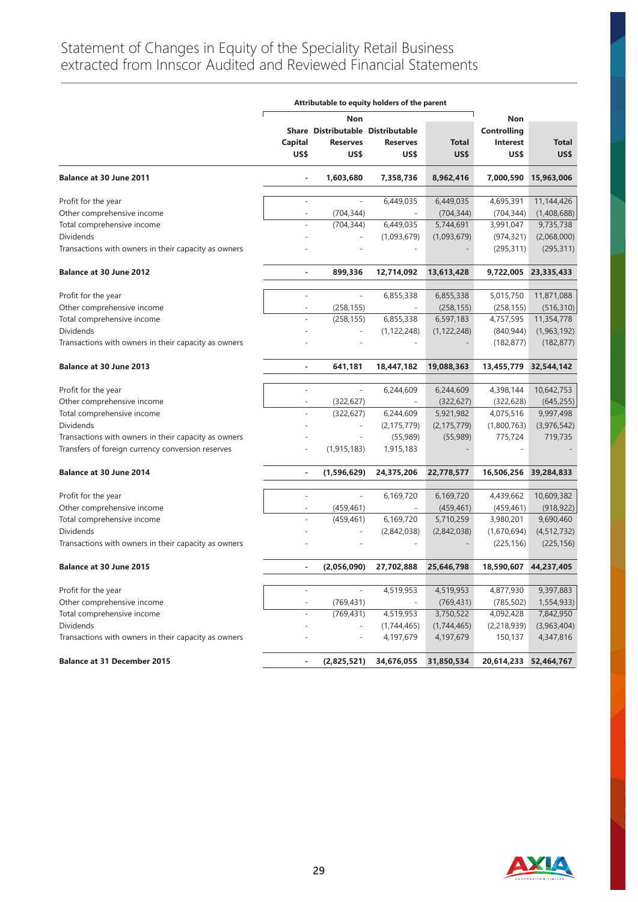# Statement of Changes in Equity of the Speciality Retail Business extracted from Innscor Audited and Reviewed Financial Statements

| | Attributable to equity holders of the parent | | | | | |
|---|---|---|---|---|---|---|
| | Share Capital US$ | Non Distributable Reserves US$ | Distributable Reserves US$ | Total US$ | Non Controlling Interest US$ | Total US$ |
| **Balance at 30 June 2011** | **-** | **1,603,680** | **7,358,736** | **8,962,416** | **7,000,590** | **15,963,006** |
| Profit for the year | - | - | 6,449,035 | 6,449,035 | 4,695,391 | 11,144,426 |
| Other comprehensive income | - | (704,344) | - | (704,344) | (704,344) | (1,408,688) |
| Total comprehensive income | - | (704,344) | 6,449,035 | 5,744,691 | 3,991,047 | 9,735,738 |
| Dividends | - | - | (1,093,679) | (1,093,679) | (974,321) | (2,068,000) |
| Transactions with owners in their capacity as owners | - | - | - | - | (295,311) | (295,311) |
| **Balance at 30 June 2012** | **-** | **899,336** | **12,714,092** | **13,613,428** | **9,722,005** | **23,335,433** |
| Profit for the year | - | - | 6,855,338 | 6,855,338 | 5,015,750 | 11,871,088 |
| Other comprehensive income | - | (258,155) | - | (258,155) | (258,155) | (516,310) |
| Total comprehensive income | - | (258,155) | 6,855,338 | 6,597,183 | 4,757,595 | 11,354,778 |
| Dividends | - | - | (1,122,248) | (1,122,248) | (840,944) | (1,963,192) |
| Transactions with owners in their capacity as owners | - | - | - | - | (182,877) | (182,877) |
| **Balance at 30 June 2013** | **-** | **641,181** | **18,447,182** | **19,088,363** | **13,455,779** | **32,544,142** |
| Profit for the year | - | - | 6,244,609 | 6,244,609 | 4,398,144 | 10,642,753 |
| Other comprehensive income | - | (322,627) | - | (322,627) | (322,628) | (645,255) |
| Total comprehensive income | - | (322,627) | 6,244,609 | 5,921,982 | 4,075,516 | 9,997,498 |
| Dividends | - | - | (2,175,779) | (2,175,779) | (1,800,763) | (3,976,542) |
| Transactions with owners in their capacity as owners | - | - | (55,989) | (55,989) | 775,724 | 719,735 |
| Transfers of foreign currency conversion reserves | - | (1,915,183) | 1,915,183 | - | - | - |
| **Balance at 30 June 2014** | **-** | **(1,596,629)** | **24,375,206** | **22,778,577** | **16,506,256** | **39,284,833** |
| Profit for the year | - | - | 6,169,720 | 6,169,720 | 4,439,662 | 10,609,382 |
| Other comprehensive income | - | (459,461) | - | (459,461) | (459,461) | (918,922) |
| Total comprehensive income | - | (459,461) | 6,169,720 | 5,710,259 | 3,980,201 | 9,690,460 |
| Dividends | - | - | (2,842,038) | (2,842,038) | (1,670,694) | (4,512,732) |
| Transactions with owners in their capacity as owners | - | - | - | - | (225,156) | (225,156) |
| **Balance at 30 June 2015** | **-** | **(2,056,090)** | **27,702,888** | **25,646,798** | **18,590,607** | **44,237,405** |
| Profit for the year | - | - | 4,519,953 | 4,519,953 | 4,877,930 | 9,397,883 |
| Other comprehensive income | - | (769,431) | - | (769,431) | (785,502) | 1,554,933) |
| Total comprehensive income | - | (769,431) | 4,519,953 | 3,750,522 | 4,092,428 | 7,842,950 |
| Dividends | - | - | (1,744,465) | (1,744,465) | (2,218,939) | (3,963,404) |
| Transactions with owners in their capacity as owners | - | - | 4,197,679 | 4,197,679 | 150,137 | 4,347,816 |
| **Balance at 31 December 2015** | **-** | **(2,825,521)** | **34,676,055** | **31,850,534** | **20,614,233** | **52,464,767** |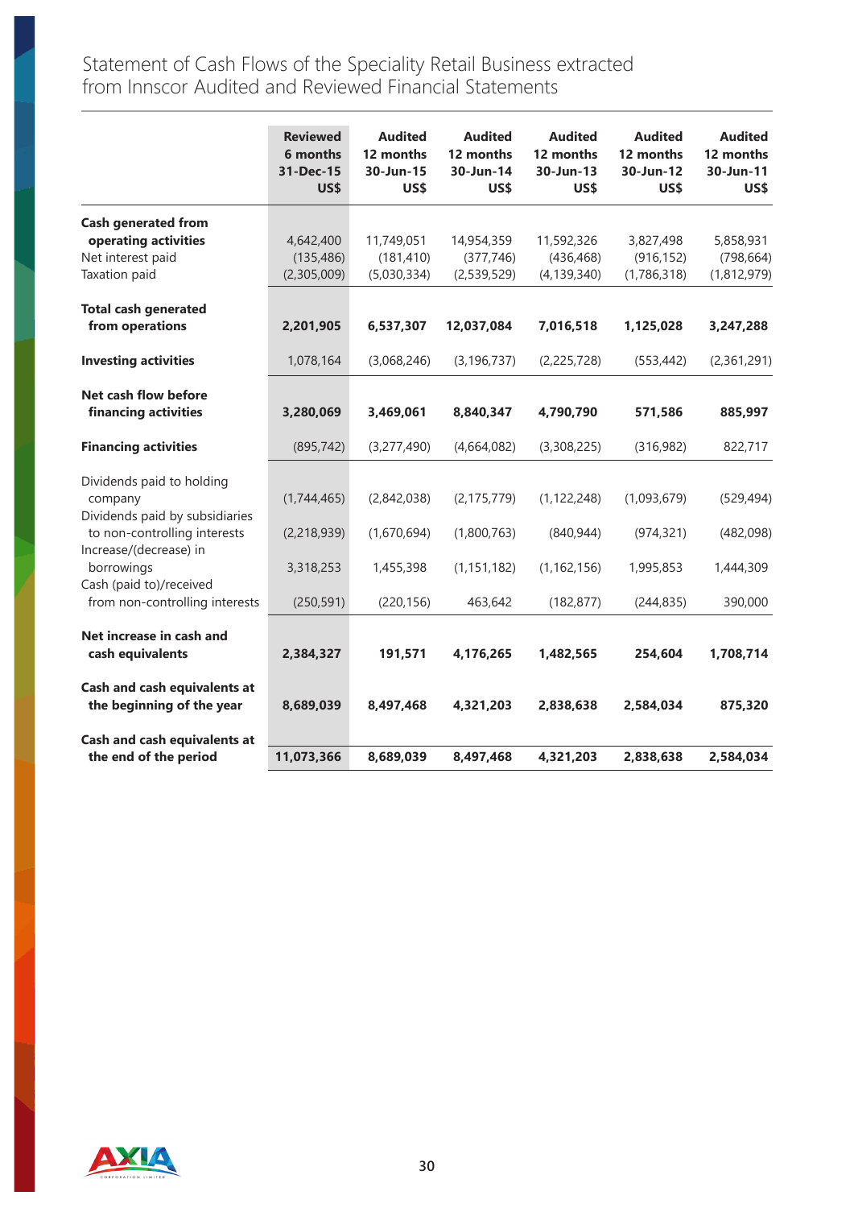# Statement of Cash Flows of the Speciality Retail Business extracted from Innscor Audited and Reviewed Financial Statements

| | Reviewed 6 months 31-Dec-15 US$ | Audited 12 months 30-Jun-15 US$ | Audited 12 months 30-Jun-14 US$ | Audited 12 months 30-Jun-13 US$ | Audited 12 months 30-Jun-12 US$ | Audited 12 months 30-Jun-11 US$ |
|---|---|---|---|---|---|---|
| **Cash generated from operating activities** | 4,642,400 | 11,749,051 | 14,954,359 | 11,592,326 | 3,827,498 | 5,858,931 |
| Net interest paid | (135,486) | (181,410) | (377,746) | (436,468) | (916,152) | (798,664) |
| Taxation paid | (2,305,009) | (5,030,334) | (2,539,529) | (4,139,340) | (1,786,318) | (1,812,979) |
| **Total cash generated from operations** | **2,201,905** | **6,537,307** | **12,037,084** | **7,016,518** | **1,125,028** | **3,247,288** |
| **Investing activities** | 1,078,164 | (3,068,246) | (3,196,737) | (2,225,728) | (553,442) | (2,361,291) |
| **Net cash flow before financing activities** | **3,280,069** | **3,469,061** | **8,840,347** | **4,790,790** | **571,586** | **885,997** |
| **Financing activities** | (895,742) | (3,277,490) | (4,664,082) | (3,308,225) | (316,982) | 822,717 |
| Dividends paid to holding company | (1,744,465) | (2,842,038) | (2,175,779) | (1,122,248) | (1,093,679) | (529,494) |
| Dividends paid by subsidiaries to non-controlling interests | (2,218,939) | (1,670,694) | (1,800,763) | (840,944) | (974,321) | (482,098) |
| Increase/(decrease) in borrowings | 3,318,253 | 1,455,398 | (1,151,182) | (1,162,156) | 1,995,853 | 1,444,309 |
| Cash (paid to)/received from non-controlling interests | (250,591) | (220,156) | 463,642 | (182,877) | (244,835) | 390,000 |
| **Net increase in cash and cash equivalents** | **2,384,327** | **191,571** | **4,176,265** | **1,482,565** | **254,604** | **1,708,714** |
| **Cash and cash equivalents at the beginning of the year** | **8,689,039** | **8,497,468** | **4,321,203** | **2,838,638** | **2,584,034** | **875,320** |
| **Cash and cash equivalents at the end of the period** | **11,073,366** | **8,689,039** | **8,497,468** | **4,321,203** | **2,838,638** | **2,584,034** |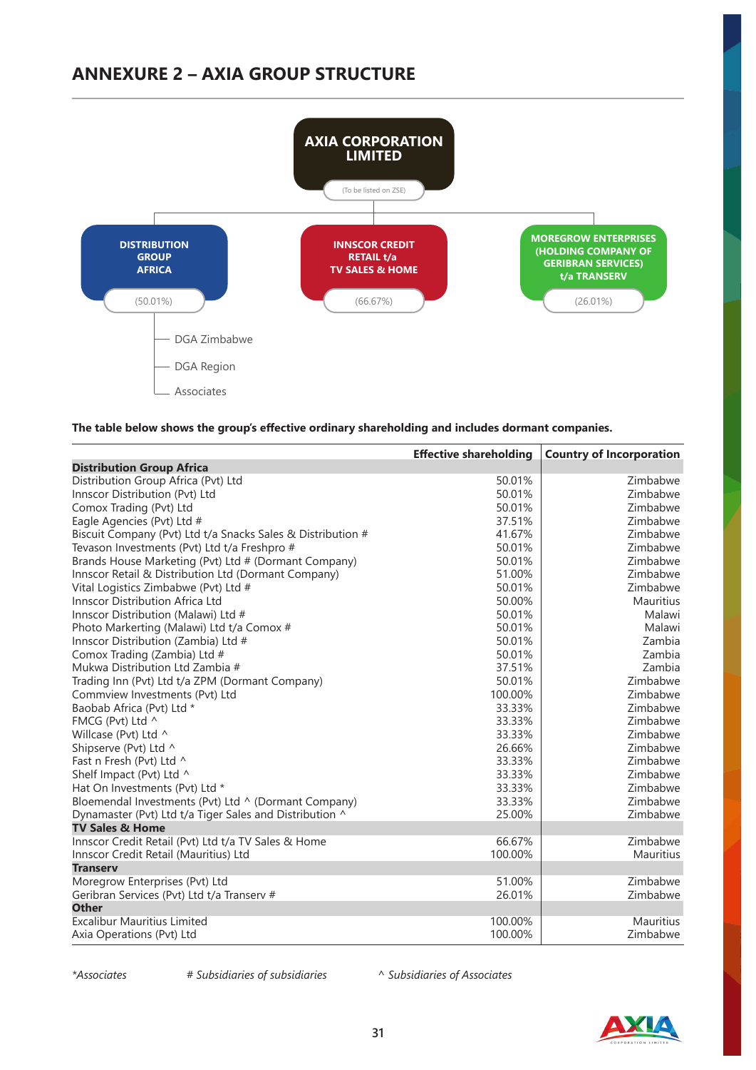## ANNEXURE 2 – AXIA GROUP STRUCTURE

**AXIA CORPORATION LIMITED**
(To be listed on ZSE)

**DISTRIBUTION GROUP AFRICA** (50.01%)
- DGA Zimbabwe
- DGA Region
- Associates

**INNSCOR CREDIT RETAIL t/a TV SALES & HOME** (66.67%)

**MOREGROW ENTERPRISES (HOLDING COMPANY OF GERIBRAN SERVICES) t/a TRANSERV** (26.01%)

**The table below shows the group's effective ordinary shareholding and includes dormant companies.**

| | Effective shareholding | Country of Incorporation |
|---|---|---|
| **Distribution Group Africa** | | |
| Distribution Group Africa (Pvt) Ltd | 50.01% | Zimbabwe |
| Innscor Distribution (Pvt) Ltd | 50.01% | Zimbabwe |
| Comox Trading (Pvt) Ltd | 50.01% | Zimbabwe |
| Eagle Agencies (Pvt) Ltd # | 37.51% | Zimbabwe |
| Biscuit Company (Pvt) Ltd t/a Snacks Sales & Distribution # | 41.67% | Zimbabwe |
| Tevason Investments (Pvt) Ltd t/a Freshpro # | 50.01% | Zimbabwe |
| Brands House Marketing (Pvt) Ltd # (Dormant Company) | 50.01% | Zimbabwe |
| Innscor Retail & Distribution Ltd (Dormant Company) | 51.00% | Zimbabwe |
| Vital Logistics Zimbabwe (Pvt) Ltd # | 50.01% | Zimbabwe |
| Innscor Distribution Africa Ltd | 50.00% | Mauritius |
| Innscor Distribution (Malawi) Ltd # | 50.01% | Malawi |
| Photo Markerting (Malawi) Ltd t/a Comox # | 50.01% | Malawi |
| Innscor Distribution (Zambia) Ltd # | 50.01% | Zambia |
| Comox Trading (Zambia) Ltd # | 50.01% | Zambia |
| Mukwa Distribution Ltd Zambia # | 37.51% | Zambia |
| Trading Inn (Pvt) Ltd t/a ZPM (Dormant Company) | 50.01% | Zimbabwe |
| Commview Investments (Pvt) Ltd | 100.00% | Zimbabwe |
| Baobab Africa (Pvt) Ltd * | 33.33% | Zimbabwe |
| FMCG (Pvt) Ltd ^ | 33.33% | Zimbabwe |
| Willcase (Pvt) Ltd ^ | 33.33% | Zimbabwe |
| Shipserve (Pvt) Ltd ^ | 26.66% | Zimbabwe |
| Fast n Fresh (Pvt) Ltd ^ | 33.33% | Zimbabwe |
| Shelf Impact (Pvt) Ltd ^ | 33.33% | Zimbabwe |
| Hat On Investments (Pvt) Ltd * | 33.33% | Zimbabwe |
| Bloemendal Investments (Pvt) Ltd ^ (Dormant Company) | 33.33% | Zimbabwe |
| Dynamaster (Pvt) Ltd t/a Tiger Sales and Distribution ^ | 25.00% | Zimbabwe |
| **TV Sales & Home** | | |
| Innscor Credit Retail (Pvt) Ltd t/a TV Sales & Home | 66.67% | Zimbabwe |
| Innscor Credit Retail (Mauritius) Ltd | 100.00% | Mauritius |
| **Transerv** | | |
| Moregrow Enterprises (Pvt) Ltd | 51.00% | Zimbabwe |
| Geribran Services (Pvt) Ltd t/a Transerv # | 26.01% | Zimbabwe |
| **Other** | | |
| Excalibur Mauritius Limited | 100.00% | Mauritius |
| Axia Operations (Pvt) Ltd | 100.00% | Zimbabwe |

*\*Associates* *# Subsidiaries of subsidiaries* *^ Subsidiaries of Associates*